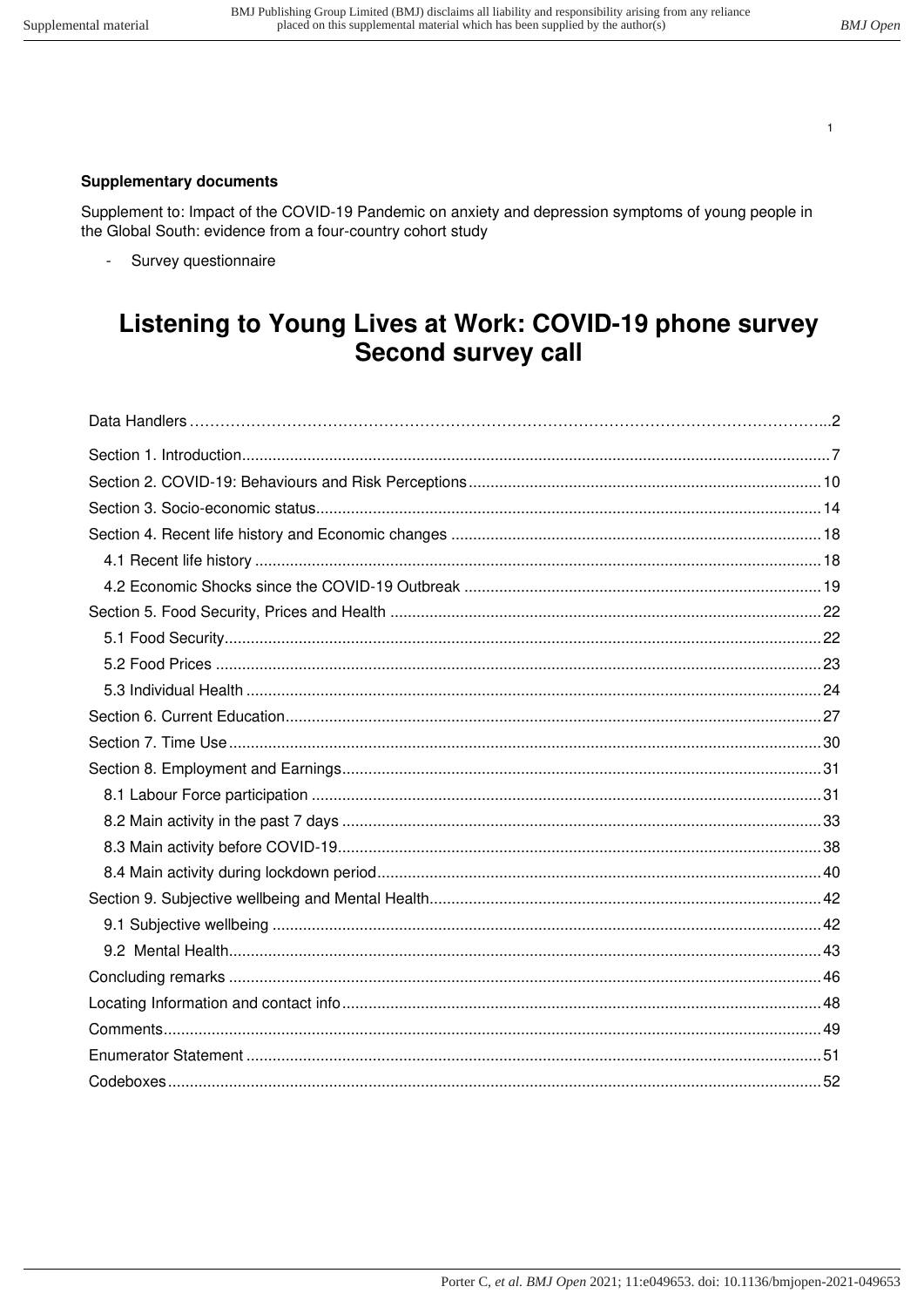**Supplementary documents**

Supplement to: Impact of the COVID-19 Pandemic on anxiety and depression symptoms of young people in the Global South: evidence from a four-country cohort study

- Survey questionnaire

# Listening to Young Lives at Work: COVID-19 phone survey Second survey call

Data Handlers ....................................................................................................................2

Section 1. Introduction....................................................................................................................7

Section 2. COVID-19: Behaviours and Risk Perceptions...............................................................10

Section 3. Socio-economic status..................................................................................................14

Section 4. Recent life history and Economic changes ...................................................................18

- 4.1 Recent life history ...............................................................................................................18
- 4.2 Economic Shocks since the COVID-19 Outbreak ..............................................................19

Section 5. Food Security, Prices and Health ..................................................................................22

- 5.1 Food Security.......................................................................................................................22
- 5.2 Food Prices .........................................................................................................................23
- 5.3 Individual Health ..................................................................................................................24

Section 6. Current Education..........................................................................................................27

Section 7. Time Use.......................................................................................................................30

Section 8. Employment and Earnings.............................................................................................31

- 8.1 Labour Force participation ...................................................................................................31
- 8.2 Main activity in the past 7 days ...........................................................................................33
- 8.3 Main activity before COVID-19.............................................................................................38
- 8.4 Main activity during lockdown period....................................................................................40

Section 9. Subjective wellbeing and Mental Health.........................................................................42

- 9.1 Subjective wellbeing ............................................................................................................42
- 9.2 Mental Health.......................................................................................................................43

Concluding remarks ........................................................................................................................46

Locating Information and contact info.............................................................................................48

Comments.......................................................................................................................................49

Enumerator Statement ....................................................................................................................51

Codeboxes.......................................................................................................................................52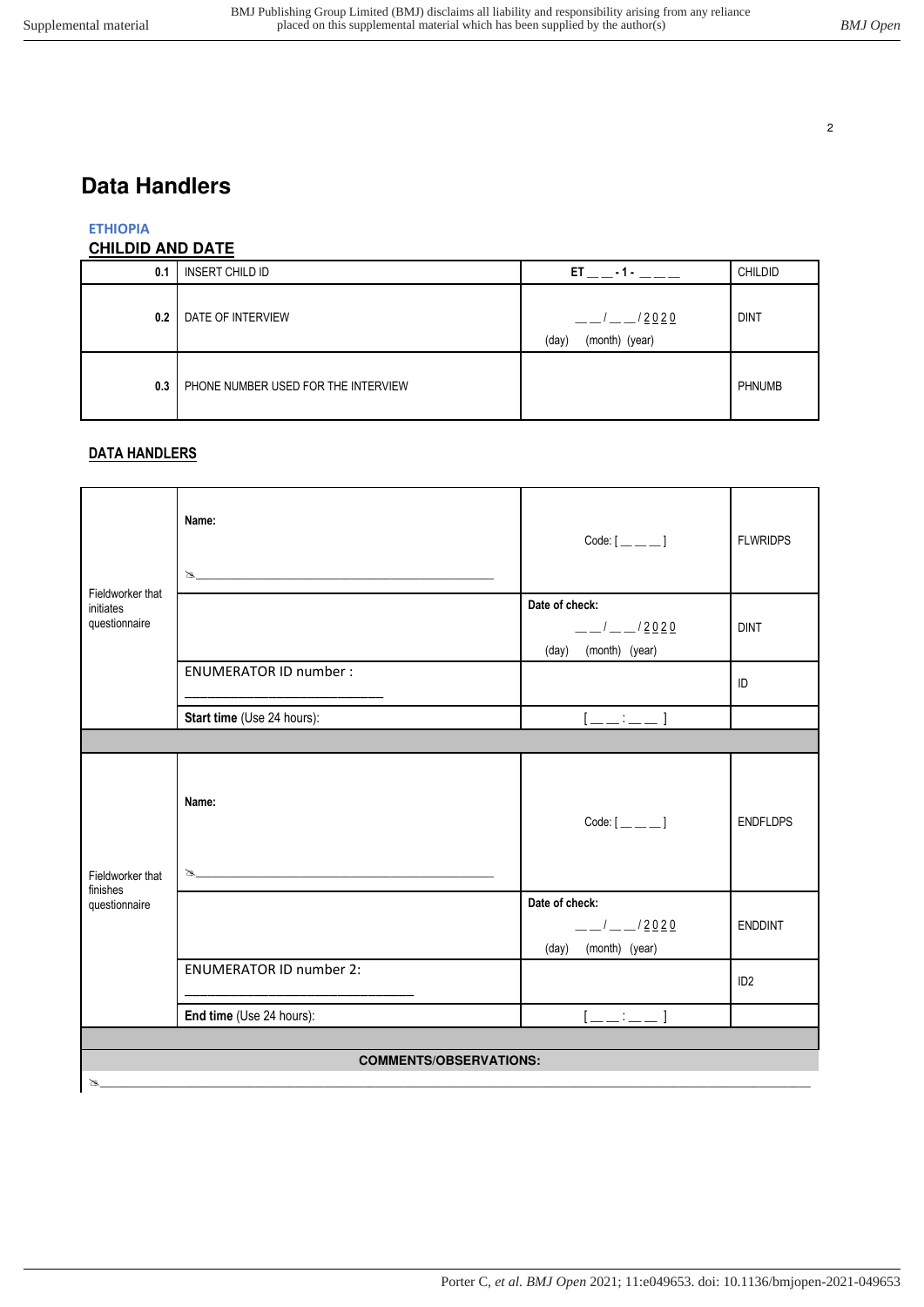# Data Handlers

**ETHIOPIA**

## CHILDID AND DATE

| 0.1 | INSERT CHILD ID | **ET __ __ - 1 - __ __ __** | CHILDID |
|---|---|---|---|
| 0.2 | DATE OF INTERVIEW | __ __ / __ __ / 2020<br>(day) (month) (year) | DINT |
| 0.3 | PHONE NUMBER USED FOR THE INTERVIEW | | PHNUMB |

## DATA HANDLERS

| | | | |
|---|---|---|---|
| Fieldworker that initiates questionnaire | **Name:**<br>✎________________________ | Code: [ __ __ __ ] | FLWRIDPS |
| | | **Date of check:**<br>__ __ / __ __ / 2020<br>(day) (month) (year) | DINT |
| | ENUMERATOR ID number :<br>________________ | | ID |
| | **Start time** (Use 24 hours): | [ __ __ : __ __ ] | |
| | | | |
| Fieldworker that finishes questionnaire | **Name:**<br>✎________________________ | Code: [ __ __ __ ] | ENDFLDPS |
| | | **Date of check:**<br>__ __ / __ __ / 2020<br>(day) (month) (year) | ENDDINT |
| | ENUMERATOR ID number 2:<br>________________ | | ID2 |
| | **End time** (Use 24 hours): | [ __ __ : __ __ ] | |

**COMMENTS/OBSERVATIONS:**

✎________________________________________________________________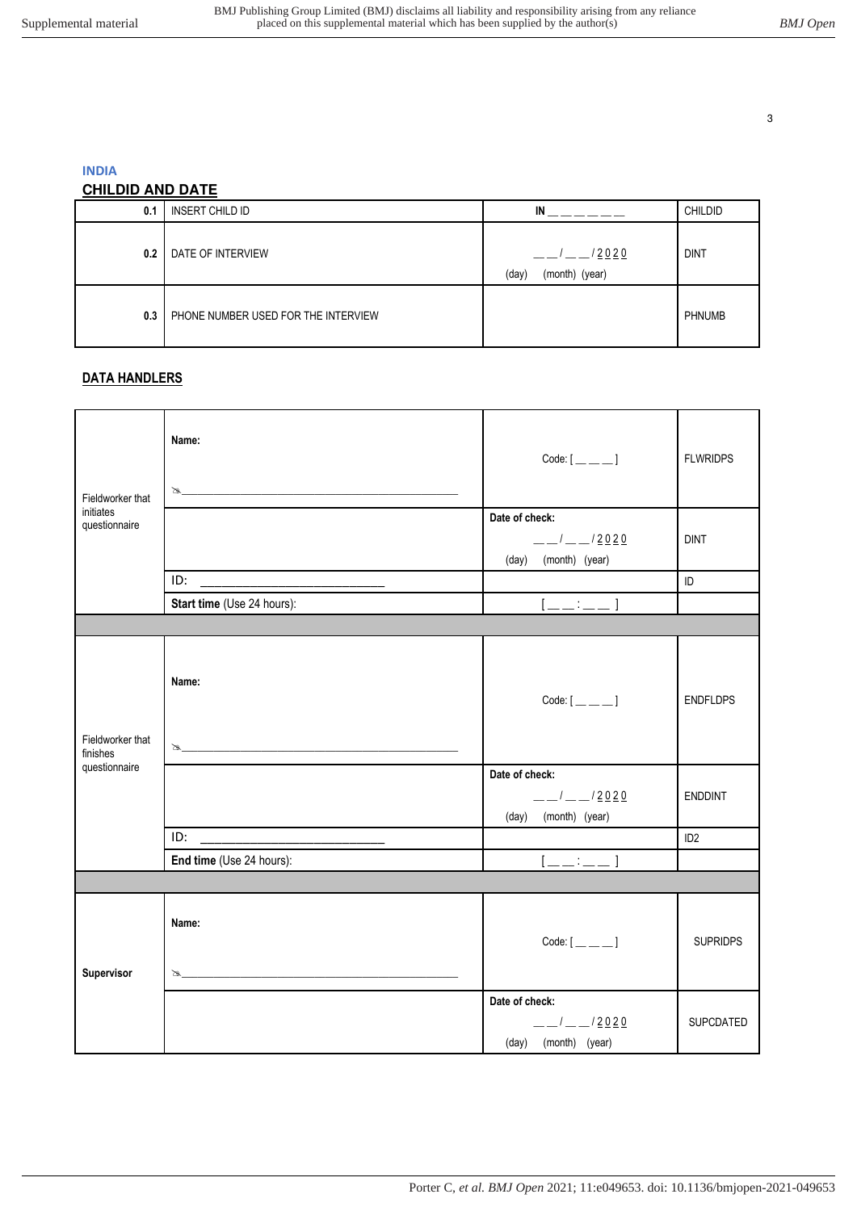**INDIA**

## CHILDID AND DATE

| | | | |
|---|---|---|---|
| 0.1 | INSERT CHILD ID | IN __ __ __ __ __ __ | CHILDID |
| 0.2 | DATE OF INTERVIEW | __ __ / __ __ / 2 0 2 0<br>(day) (month) (year) | DINT |
| 0.3 | PHONE NUMBER USED FOR THE INTERVIEW | | PHNUMB |

## DATA HANDLERS

| | | | |
|---|---|---|---|
| Fieldworker that initiates questionnaire | **Name:**<br>✎________________________________ | Code: [ __ __ __ ] | FLWRIDPS |
| | | **Date of check:**<br>__ __ / __ __ / 2 0 2 0<br>(day) (month) (year) | DINT |
| | ID: ____________________ | | ID |
| | **Start time** (Use 24 hours): | [ __ __ : __ __ ] | |
| | | | |
| Fieldworker that finishes questionnaire | **Name:**<br>✎________________________________ | Code: [ __ __ __ ] | ENDFLDPS |
| | | **Date of check:**<br>__ __ / __ __ / 2 0 2 0<br>(day) (month) (year) | ENDDINT |
| | ID: ____________________ | | ID2 |
| | **End time** (Use 24 hours): | [ __ __ : __ __ ] | |
| | | | |
| **Supervisor** | **Name:**<br>✎________________________________ | Code: [ __ __ __ ] | SUPRIDPS |
| | | **Date of check:**<br>__ __ / __ __ / 2 0 2 0<br>(day) (month) (year) | SUPCDATED |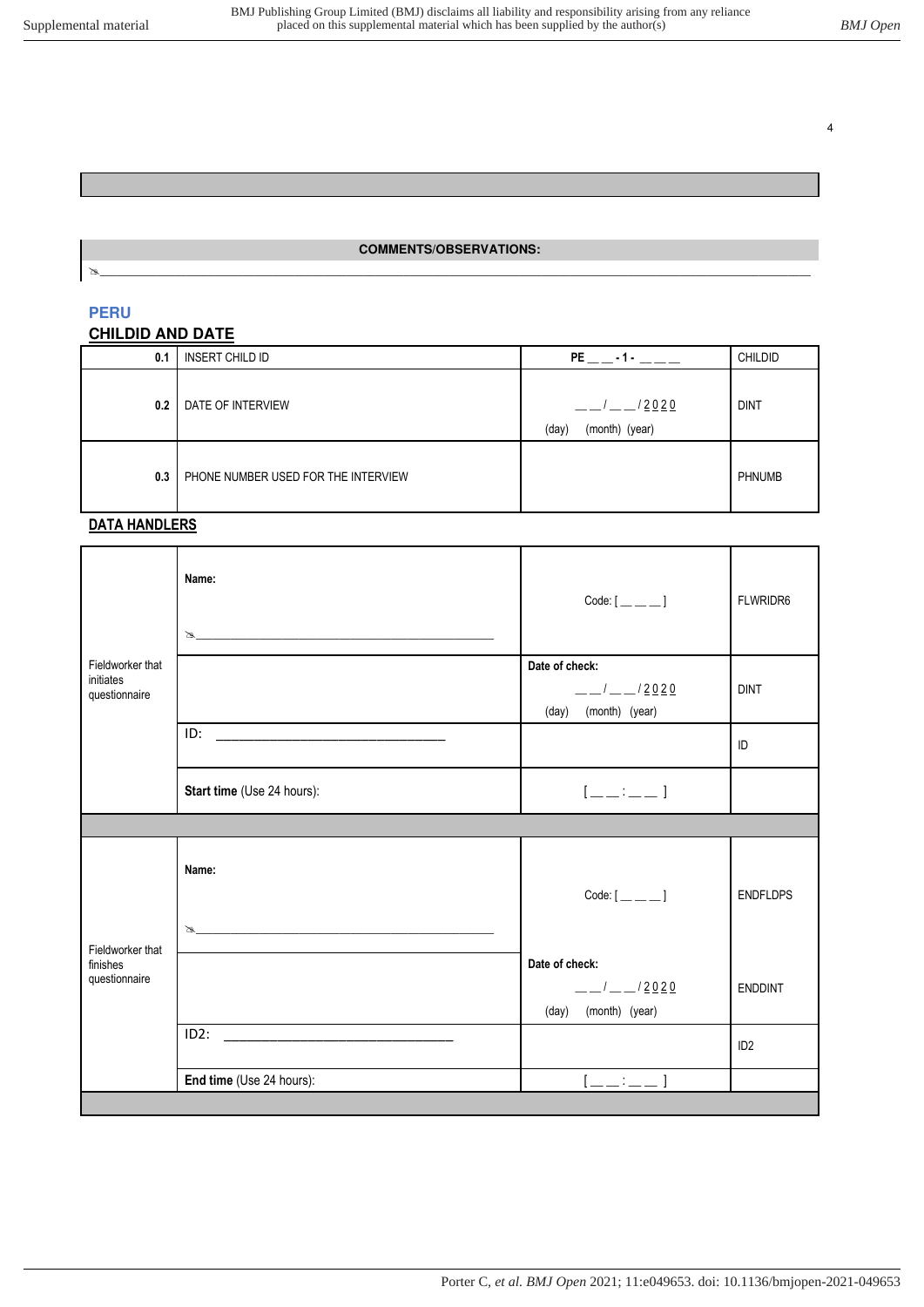**COMMENTS/OBSERVATIONS:**

✎___________________________________________________________________________________________

## PERU

### CHILDID AND DATE

| | | | |
|---|---|---|---|
| 0.1 | INSERT CHILD ID | PE __ __ - 1 - __ __ __ | CHILDID |
| 0.2 | DATE OF INTERVIEW | __ __ / __ __ / 2 0 2 0<br>(day) (month) (year) | DINT |
| 0.3 | PHONE NUMBER USED FOR THE INTERVIEW | | PHNUMB |

### DATA HANDLERS

| | | | |
|---|---|---|---|
| Fieldworker that initiates questionnaire | **Name:**<br>✎___________________________ | Code: [ __ __ __ ] | FLWRIDR6 |
| | | **Date of check:**<br>__ __ / __ __ / 2 0 2 0<br>(day) (month) (year) | DINT |
| | ID: ___________________________ | | ID |
| | **Start time** (Use 24 hours): | [ __ __ : __ __ ] | |
| | | | |
| Fieldworker that finishes questionnaire | **Name:**<br>✎___________________________ | Code: [ __ __ __ ] | ENDFLDPS |
| | | **Date of check:**<br>__ __ / __ __ / 2 0 2 0<br>(day) (month) (year) | ENDDINT |
| | ID2: ___________________________ | | ID2 |
| | **End time** (Use 24 hours): | [ __ __ : __ __ ] | |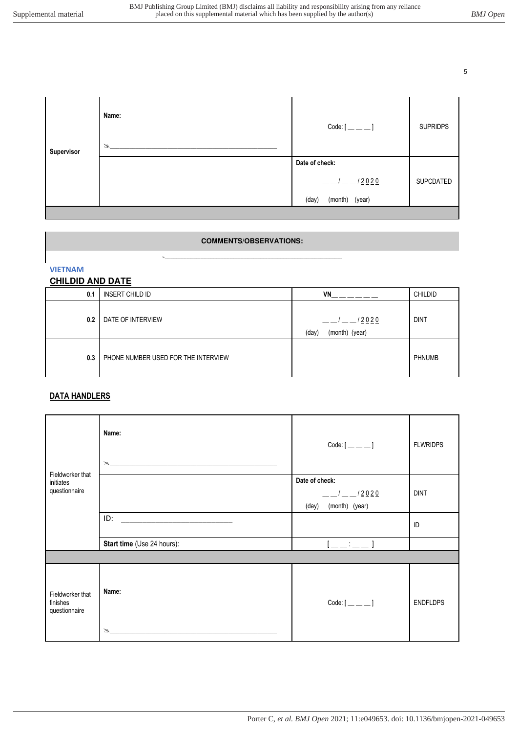| Supervisor | Name:<br>✍_______________________________________________ | Code: [ __ __ __ ] | SUPRIDPS |
|---|---|---|---|
| | | **Date of check:**<br>__ __ / __ __ / 2 0 2 0<br>(day) (month) (year) | SUPCDATED |

| **COMMENTS/OBSERVATIONS:** |
|---|
| ✍_______________________________________________ |

### VIETNAM

## CHILDID AND DATE

| 0.1 | INSERT CHILD ID | VN__ __ __ __ __ | CHILDID |
|---|---|---|---|
| 0.2 | DATE OF INTERVIEW | __ __ / __ __ / 2 0 2 0<br>(day) (month) (year) | DINT |
| 0.3 | PHONE NUMBER USED FOR THE INTERVIEW | | PHNUMB |

## DATA HANDLERS

| Fieldworker that initiates questionnaire | Name:<br>✍_______________________________________________ | Code: [ __ __ __ ] | FLWRIDPS |
|---|---|---|---|
| | | **Date of check:**<br>__ __ / __ __ / 2 0 2 0<br>(day) (month) (year) | DINT |
| | ID: ___________________________ | | ID |
| | **Start time** (Use 24 hours): | [ __ __ : __ __ ] | |
| Fieldworker that finishes questionnaire | Name:<br>✍_______________________________________________ | Code: [ __ __ __ ] | ENDFLDPS |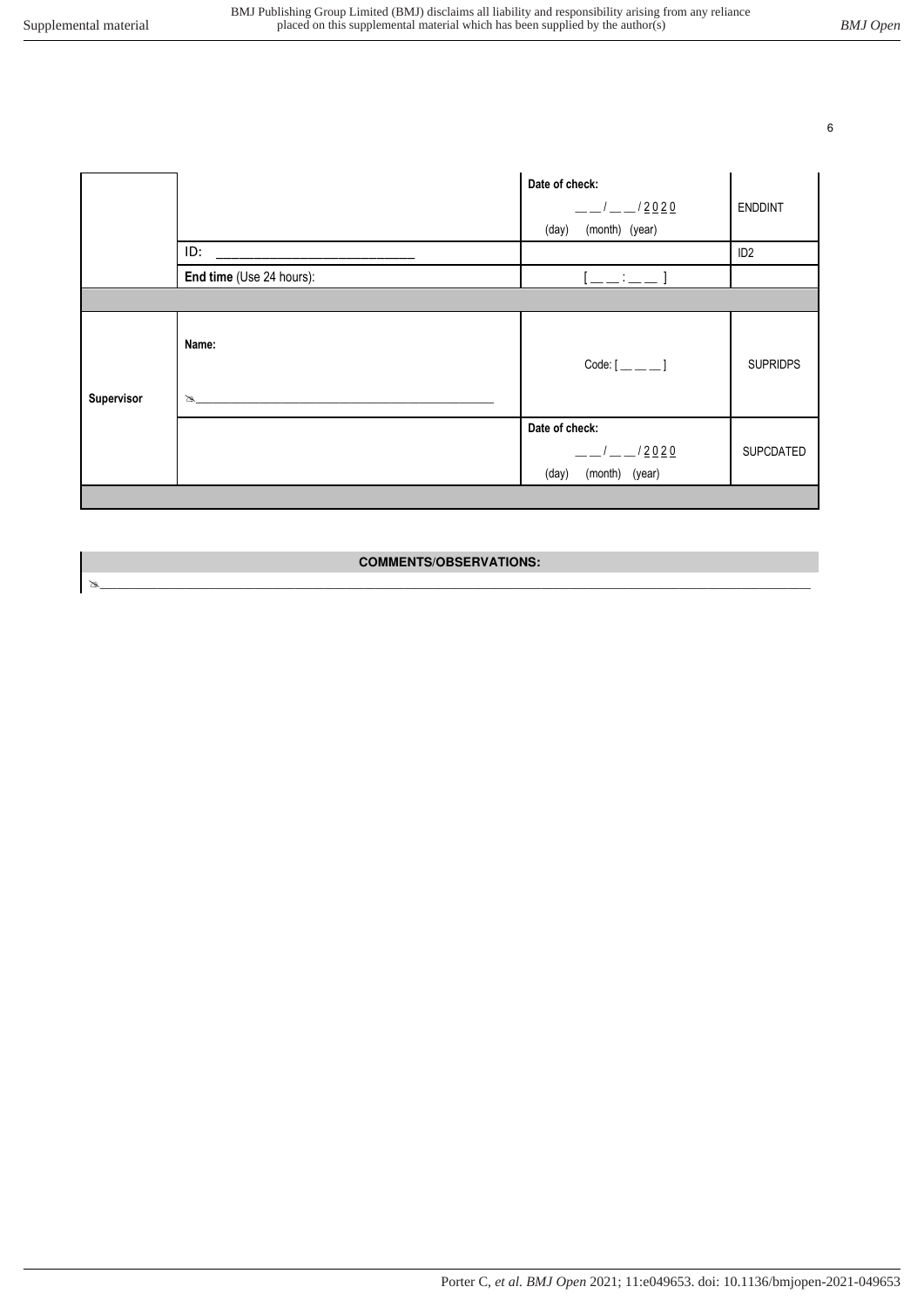| | | | |
|---|---|---|---|
| | | **Date of check:**<br>__ __ / __ __ / 2 0 2 0<br>(day) (month) (year) | ENDDINT |
| | ID: ___________________________ | | ID2 |
| | **End time** (Use 24 hours): | [ __ __ : __ __ ] | |
| | | | |
| **Supervisor** | **Name:**<br>✍___________________________ | Code: [ __ __ __ ] | SUPRIDPS |
| | | **Date of check:**<br>__ __ / __ __ / 2 0 2 0<br>(day) (month) (year) | SUPCDATED |
| | | | |

**COMMENTS/OBSERVATIONS:**

✍___________________________________________________________________________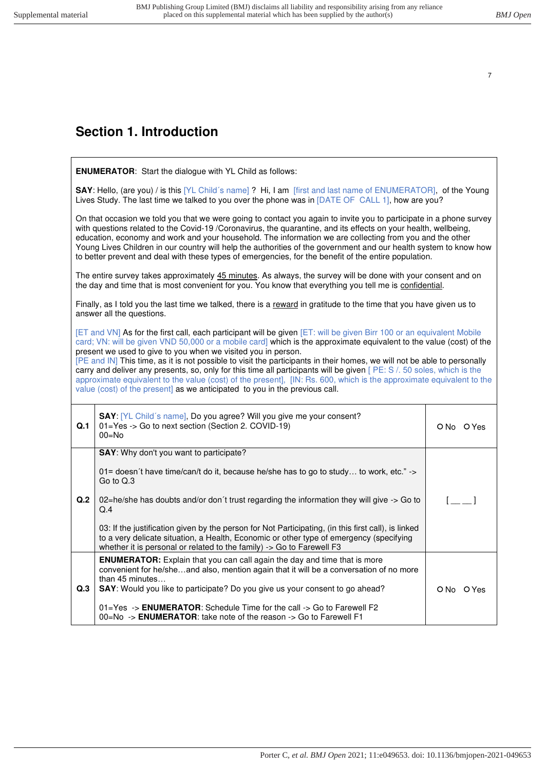## Section 1. Introduction

**ENUMERATOR**: Start the dialogue with YL Child as follows:

**SAY**: Hello, (are you) / is this [YL Child´s name] ? Hi, I am [first and last name of ENUMERATOR], of the Young Lives Study. The last time we talked to you over the phone was in [DATE OF CALL 1], how are you?

On that occasion we told you that we were going to contact you again to invite you to participate in a phone survey with questions related to the Covid-19 /Coronavirus, the quarantine, and its effects on your health, wellbeing, education, economy and work and your household. The information we are collecting from you and the other Young Lives Children in our country will help the authorities of the government and our health system to know how to better prevent and deal with these types of emergencies, for the benefit of the entire population.

The entire survey takes approximately 45 minutes. As always, the survey will be done with your consent and on the day and time that is most convenient for you. You know that everything you tell me is confidential.

Finally, as I told you the last time we talked, there is a reward in gratitude to the time that you have given us to answer all the questions.

[ET and VN] As for the first call, each participant will be given [ET: will be given Birr 100 or an equivalent Mobile card; VN: will be given VND 50,000 or a mobile card] which is the approximate equivalent to the value (cost) of the present we used to give to you when we visited you in person.
[PE and IN] This time, as it is not possible to visit the participants in their homes, we will not be able to personally carry and deliver any presents, so, only for this time all participants will be given [ PE: S /. 50 soles, which is the approximate equivalent to the value (cost) of the present], [IN: Rs. 600, which is the approximate equivalent to the value (cost) of the present] as we anticipated to you in the previous call.

| | | |
|---|---|---|
| **Q.1** | **SAY**: [YL Child´s name], Do you agree? Will you give me your consent?<br>01=Yes -> Go to next section (Section 2. COVID-19)<br>00=No | O No O Yes |
| **Q.2** | **SAY**: Why don't you want to participate?<br><br>01= doesn´t have time/can/t do it, because he/she has to go to study… to work, etc." -> Go to Q.3<br><br>02=he/she has doubts and/or don´t trust regarding the information they will give -> Go to Q.4<br><br>03: If the justification given by the person for Not Participating, (in this first call), is linked to a very delicate situation, a Health, Economic or other type of emergency (specifying whether it is personal or related to the family) -> Go to Farewell F3 | [ __ __ ] |
| **Q.3** | **ENUMERATOR:** Explain that you can call again the day and time that is more convenient for he/she…and also, mention again that it will be a conversation of no more than 45 minutes…<br>**SAY**: Would you like to participate? Do you give us your consent to go ahead?<br><br>01=Yes -> **ENUMERATOR**: Schedule Time for the call -> Go to Farewell F2<br>00=No -> **ENUMERATOR**: take note of the reason -> Go to Farewell F1 | O No O Yes |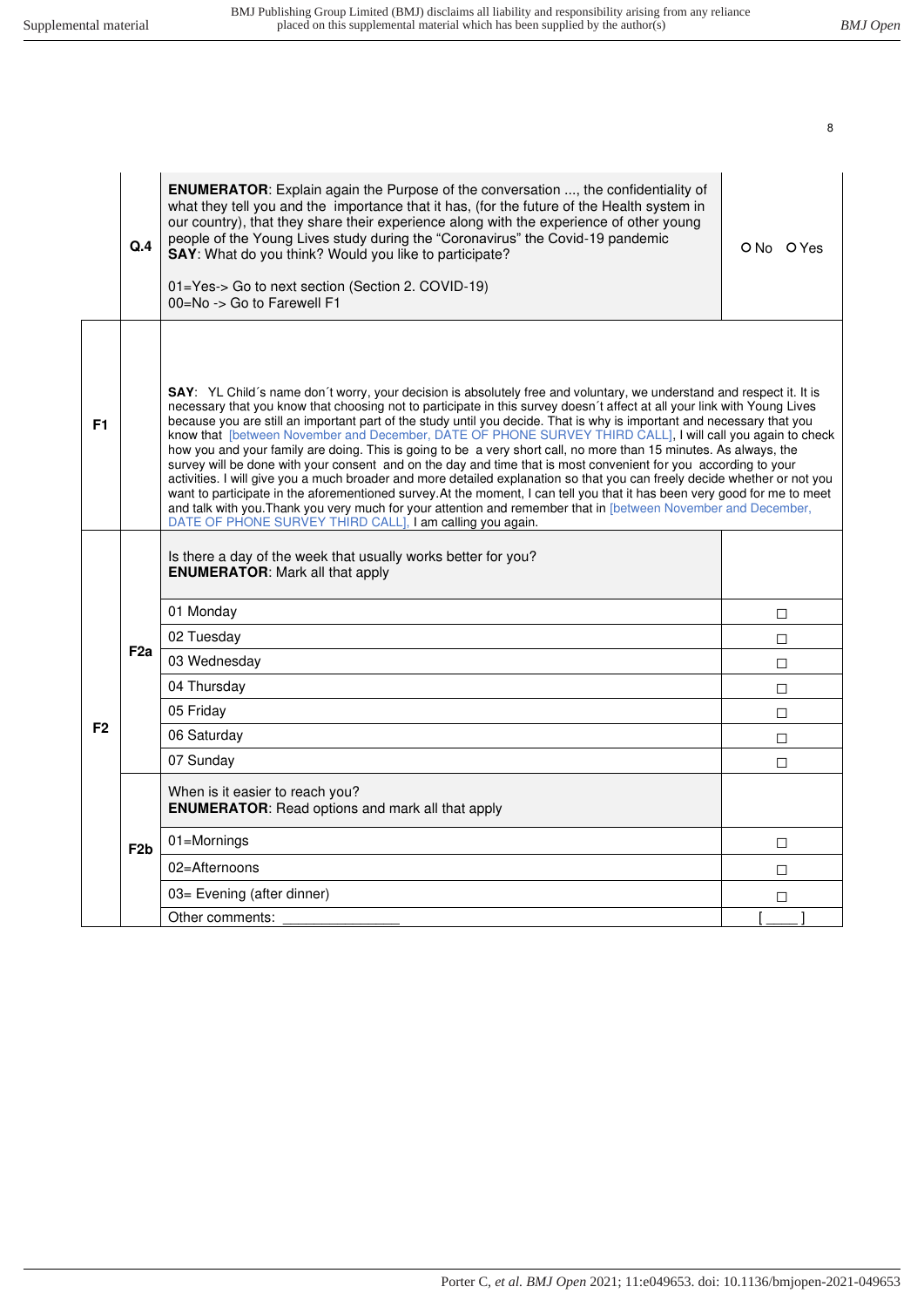| | | | |
|---|---|---|---|
| | **Q.4** | **ENUMERATOR**: Explain again the Purpose of the conversation ..., the confidentiality of what they tell you and the importance that it has, (for the future of the Health system in our country), that they share their experience along with the experience of other young people of the Young Lives study during the "Coronavirus" the Covid-19 pandemic<br>**SAY**: What do you think? Would you like to participate?<br><br>01=Yes-> Go to next section (Section 2. COVID-19)<br>00=No -> Go to Farewell F1 | O No O Yes |
| **F1** | | **SAY**: YL Child´s name don´t worry, your decision is absolutely free and voluntary, we understand and respect it. It is necessary that you know that choosing not to participate in this survey doesn´t affect at all your link with Young Lives because you are still an important part of the study until you decide. That is why is important and necessary that you know that [between November and December, DATE OF PHONE SURVEY THIRD CALL], I will call you again to check how you and your family are doing. This is going to be a very short call, no more than 15 minutes. As always, the survey will be done with your consent and on the day and time that is most convenient for you according to your activities. I will give you a much broader and more detailed explanation so that you can freely decide whether or not you want to participate in the aforementioned survey.At the moment, I can tell you that it has been very good for me to meet and talk with you.Thank you very much for your attention and remember that in [between November and December, DATE OF PHONE SURVEY THIRD CALL], I am calling you again. | |
| **F2** | **F2a** | Is there a day of the week that usually works better for you?<br>**ENUMERATOR**: Mark all that apply | |
| | | 01 Monday | ☐ |
| | | 02 Tuesday | ☐ |
| | | 03 Wednesday | ☐ |
| | | 04 Thursday | ☐ |
| | | 05 Friday | ☐ |
| | | 06 Saturday | ☐ |
| | | 07 Sunday | ☐ |
| | **F2b** | When is it easier to reach you?<br>**ENUMERATOR**: Read options and mark all that apply | |
| | | 01=Mornings | ☐ |
| | | 02=Afternoons | ☐ |
| | | 03= Evening (after dinner) | ☐ |
| | | Other comments: ______________ | [ ____ ] |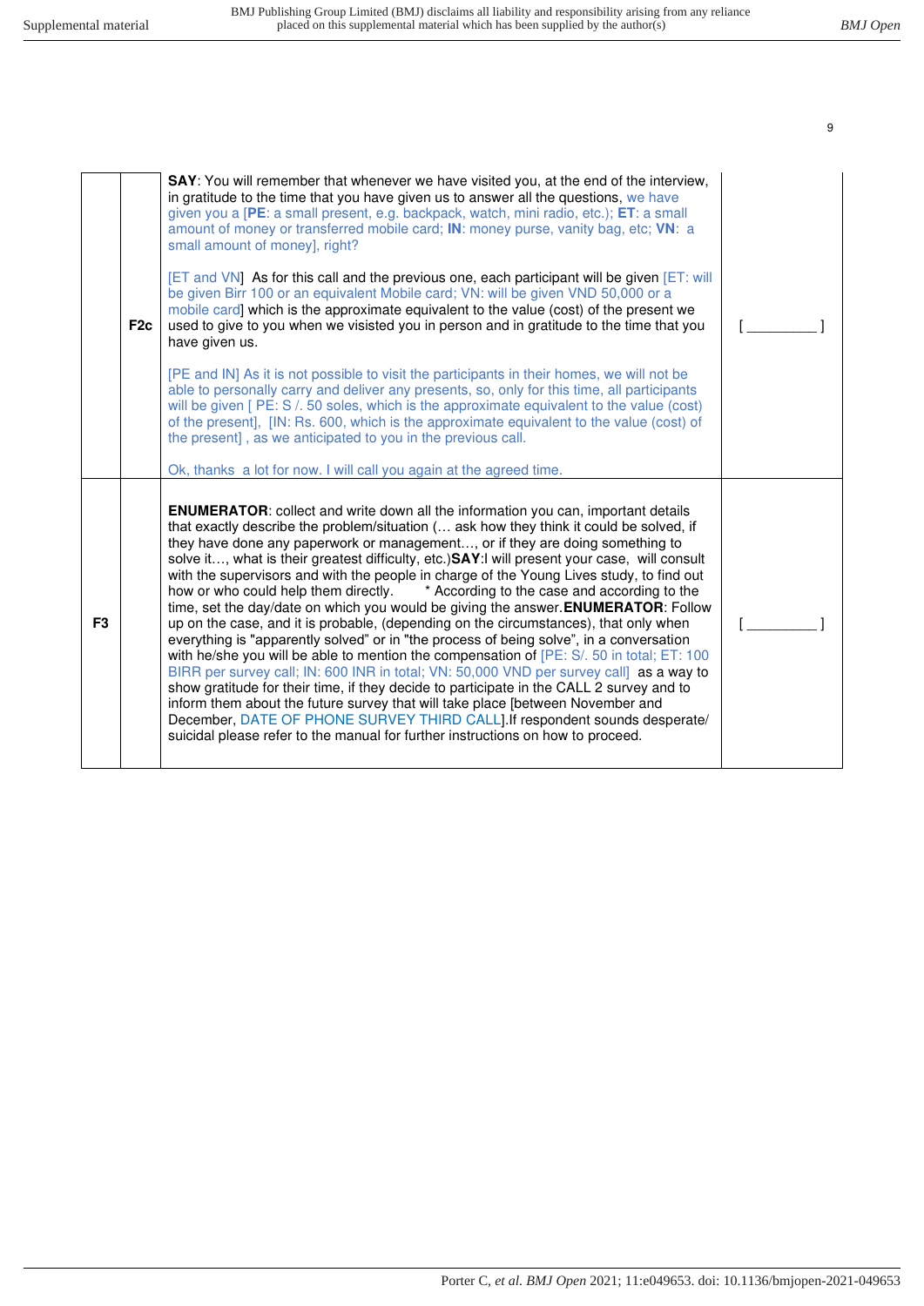| | | | |
|---|---|---|---|
| | F2c | **SAY**: You will remember that whenever we have visited you, at the end of the interview, in gratitude to the time that you have given us to answer all the questions, we have given you a [**PE**: a small present, e.g. backpack, watch, mini radio, etc.); **ET**: a small amount of money or transferred mobile card; **IN**: money purse, vanity bag, etc; **VN**: a small amount of money], right?<br><br>[ET and VN] As for this call and the previous one, each participant will be given [ET: will be given Birr 100 or an equivalent Mobile card; VN: will be given VND 50,000 or a mobile card] which is the approximate equivalent to the value (cost) of the present we used to give to you when we visited you in person and in gratitude to the time that you have given us.<br><br>[PE and IN] As it is not possible to visit the participants in their homes, we will not be able to personally carry and deliver any presents, so, only for this time, all participants will be given [ PE: S /. 50 soles, which is the approximate equivalent to the value (cost) of the present], [IN: Rs. 600, which is the approximate equivalent to the value (cost) of the present] , as we anticipated to you in the previous call.<br><br>Ok, thanks a lot for now. I will call you again at the agreed time. | [ _________ ] |
| F3 | | **ENUMERATOR**: collect and write down all the information you can, important details that exactly describe the problem/situation (… ask how they think it could be solved, if they have done any paperwork or management…, or if they are doing something to solve it…, what is their greatest difficulty, etc.)**SAY**:I will present your case, will consult with the supervisors and with the people in charge of the Young Lives study, to find out how or who could help them directly. * According to the case and according to the time, set the day/date on which you would be giving the answer.**ENUMERATOR**: Follow up on the case, and it is probable, (depending on the circumstances), that only when everything is "apparently solved" or in "the process of being solve", in a conversation with he/she you will be able to mention the compensation of [PE: S/. 50 in total; ET: 100 BIRR per survey call; IN: 600 INR in total; VN: 50,000 VND per survey call] as a way to show gratitude for their time, if they decide to participate in the CALL 2 survey and to inform them about the future survey that will take place [between November and December, DATE OF PHONE SURVEY THIRD CALL].If respondent sounds desperate/ suicidal please refer to the manual for further instructions on how to proceed. | [ _________ ] |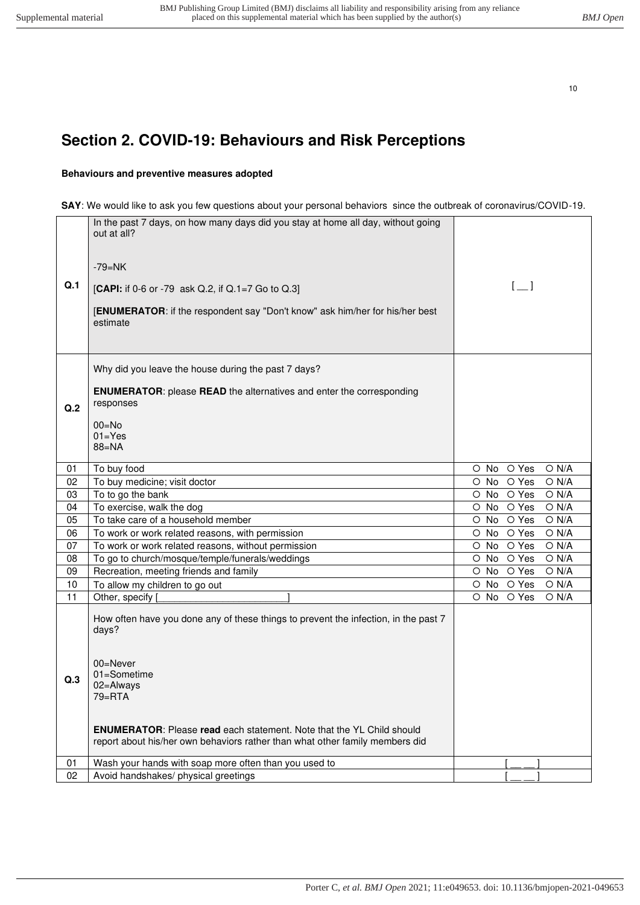# Section 2. COVID-19: Behaviours and Risk Perceptions

**Behaviours and preventive measures adopted**

**SAY**: We would like to ask you few questions about your personal behaviors since the outbreak of coronavirus/COVID-19.

| | | |
|---|---|---|
| **Q.1** | In the past 7 days, on how many days did you stay at home all day, without going out at all?<br><br>-79=NK<br><br>[**CAPI:** if 0-6 or -79 ask Q.2, if Q.1=7 Go to Q.3]<br><br>[**ENUMERATOR**: if the respondent say "Don't know" ask him/her for his/her best estimate | [ __ ] |
| **Q.2** | Why did you leave the house during the past 7 days?<br><br>**ENUMERATOR**: please **READ** the alternatives and enter the corresponding responses<br><br>00=No<br>01=Yes<br>88=NA | |
| 01 | To buy food | ○ No ○ Yes ○ N/A |
| 02 | To buy medicine; visit doctor | ○ No ○ Yes ○ N/A |
| 03 | To to go the bank | ○ No ○ Yes ○ N/A |
| 04 | To exercise, walk the dog | ○ No ○ Yes ○ N/A |
| 05 | To take care of a household member | ○ No ○ Yes ○ N/A |
| 06 | To work or work related reasons, with permission | ○ No ○ Yes ○ N/A |
| 07 | To work or work related reasons, without permission | ○ No ○ Yes ○ N/A |
| 08 | To go to church/mosque/temple/funerals/weddings | ○ No ○ Yes ○ N/A |
| 09 | Recreation, meeting friends and family | ○ No ○ Yes ○ N/A |
| 10 | To allow my children to go out | ○ No ○ Yes ○ N/A |
| 11 | Other, specify [________________________] | ○ No ○ Yes ○ N/A |
| **Q.3** | How often have you done any of these things to prevent the infection, in the past 7 days?<br><br>00=Never<br>01=Sometime<br>02=Always<br>79=RTA<br><br>**ENUMERATOR**: Please **read** each statement. Note that the YL Child should report about his/her own behaviors rather than what other family members did | |
| 01 | Wash your hands with soap more often than you used to | [ __ __ ] |
| 02 | Avoid handshakes/ physical greetings | [ __ __ ] |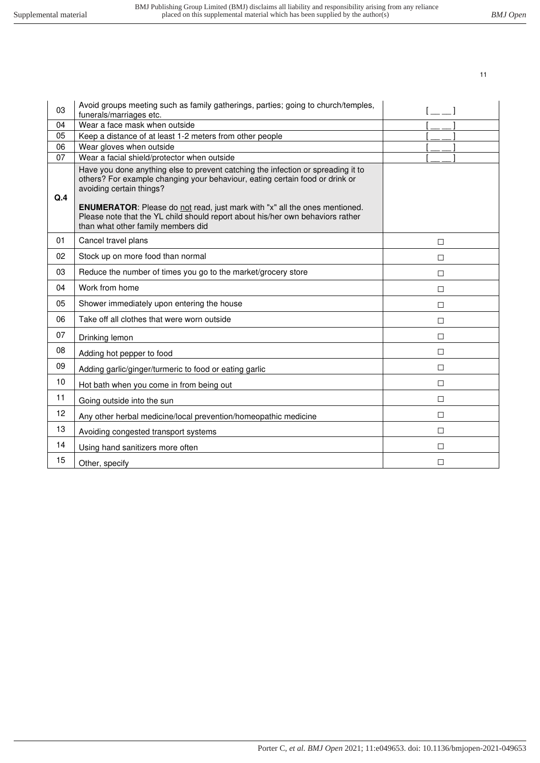| | | |
|---|---|---|
| 03 | Avoid groups meeting such as family gatherings, parties; going to church/temples, funerals/marriages etc. | [ __ __ ] |
| 04 | Wear a face mask when outside | [ __ __ ] |
| 05 | Keep a distance of at least 1-2 meters from other people | [ __ __ ] |
| 06 | Wear gloves when outside | [ __ __ ] |
| 07 | Wear a facial shield/protector when outside | [ __ __ ] |
| **Q.4** | Have you done anything else to prevent catching the infection or spreading it to others? For example changing your behaviour, eating certain food or drink or avoiding certain things?<br><br>**ENUMERATOR**: Please do not read, just mark with "x" all the ones mentioned. Please note that the YL child should report about his/her own behaviors rather than what other family members did | |
| 01 | Cancel travel plans | ☐ |
| 02 | Stock up on more food than normal | ☐ |
| 03 | Reduce the number of times you go to the market/grocery store | ☐ |
| 04 | Work from home | ☐ |
| 05 | Shower immediately upon entering the house | ☐ |
| 06 | Take off all clothes that were worn outside | ☐ |
| 07 | Drinking lemon | ☐ |
| 08 | Adding hot pepper to food | ☐ |
| 09 | Adding garlic/ginger/turmeric to food or eating garlic | ☐ |
| 10 | Hot bath when you come in from being out | ☐ |
| 11 | Going outside into the sun | ☐ |
| 12 | Any other herbal medicine/local prevention/homeopathic medicine | ☐ |
| 13 | Avoiding congested transport systems | ☐ |
| 14 | Using hand sanitizers more often | ☐ |
| 15 | Other, specify | ☐ |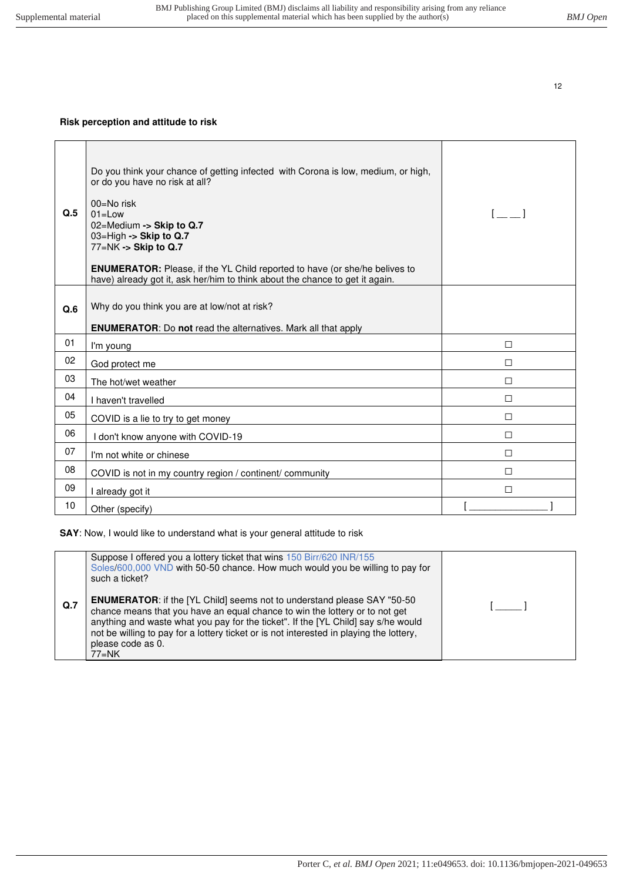### Risk perception and attitude to risk

| | | |
|---|---|---|
| **Q.5** | Do you think your chance of getting infected with Corona is low, medium, or high, or do you have no risk at all?<br><br>00=No risk<br>01=Low<br>02=Medium **-> Skip to Q.7**<br>03=High **-> Skip to Q.7**<br>77=NK **-> Skip to Q.7**<br><br>**ENUMERATOR:** Please, if the YL Child reported to have (or she/he belives to have) already got it, ask her/him to think about the chance to get it again. | [ __ __ ] |
| **Q.6** | Why do you think you are at low/not at risk?<br><br>**ENUMERATOR**: Do **not** read the alternatives. Mark all that apply | |
| 01 | I'm young | ☐ |
| 02 | God protect me | ☐ |
| 03 | The hot/wet weather | ☐ |
| 04 | I haven't travelled | ☐ |
| 05 | COVID is a lie to try to get money | ☐ |
| 06 | I don't know anyone with COVID-19 | ☐ |
| 07 | I'm not white or chinese | ☐ |
| 08 | COVID is not in my country region / continent/ community | ☐ |
| 09 | I already got it | ☐ |
| 10 | Other (specify) | [ ______________ ] |

**SAY**: Now, I would like to understand what is your general attitude to risk

| | | |
|---|---|---|
| **Q.7** | Suppose I offered you a lottery ticket that wins 150 Birr/620 INR/155 Soles/600,000 VND with 50-50 chance. How much would you be willing to pay for such a ticket?<br><br>**ENUMERATOR**: if the [YL Child] seems not to understand please SAY "50-50 chance means that you have an equal chance to win the lottery or to not get anything and waste what you pay for the ticket". If the [YL Child] say s/he would not be willing to pay for a lottery ticket or is not interested in playing the lottery, please code as 0.<br>77=NK | [ _____ ] |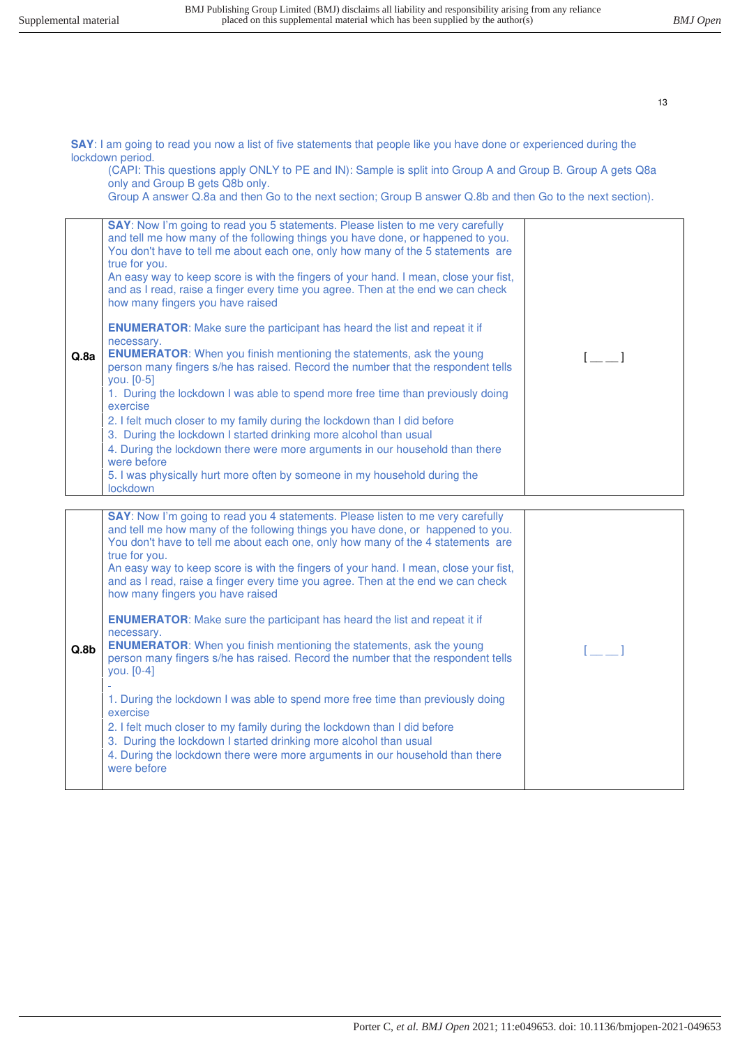**SAY**: I am going to read you now a list of five statements that people like you have done or experienced during the lockdown period.

(CAPI: This questions apply ONLY to PE and IN): Sample is split into Group A and Group B. Group A gets Q8a only and Group B gets Q8b only.
Group A answer Q.8a and then Go to the next section; Group B answer Q.8b and then Go to the next section).

| | | |
|---|---|---|
| **Q.8a** | **SAY**: Now I'm going to read you 5 statements. Please listen to me very carefully and tell me how many of the following things you have done, or happened to you. You don't have to tell me about each one, only how many of the 5 statements are true for you.<br>An easy way to keep score is with the fingers of your hand. I mean, close your fist, and as I read, raise a finger every time you agree. Then at the end we can check how many fingers you have raised<br><br>**ENUMERATOR**: Make sure the participant has heard the list and repeat it if necessary.<br>**ENUMERATOR**: When you finish mentioning the statements, ask the young person many fingers s/he has raised. Record the number that the respondent tells you. [0-5]<br>1. During the lockdown I was able to spend more free time than previously doing exercise<br>2. I felt much closer to my family during the lockdown than I did before<br>3. During the lockdown I started drinking more alcohol than usual<br>4. During the lockdown there were more arguments in our household than there were before<br>5. I was physically hurt more often by someone in my household during the lockdown | [ __ __ ] |

| | | |
|---|---|---|
| **Q.8b** | **SAY**: Now I'm going to read you 4 statements. Please listen to me very carefully and tell me how many of the following things you have done, or happened to you. You don't have to tell me about each one, only how many of the 4 statements are true for you.<br>An easy way to keep score is with the fingers of your hand. I mean, close your fist, and as I read, raise a finger every time you agree. Then at the end we can check how many fingers you have raised<br><br>**ENUMERATOR**: Make sure the participant has heard the list and repeat it if necessary.<br>**ENUMERATOR**: When you finish mentioning the statements, ask the young person many fingers s/he has raised. Record the number that the respondent tells you. [0-4]<br>-<br>1. During the lockdown I was able to spend more free time than previously doing exercise<br>2. I felt much closer to my family during the lockdown than I did before<br>3. During the lockdown I started drinking more alcohol than usual<br>4. During the lockdown there were more arguments in our household than there were before | [ __ __ ] |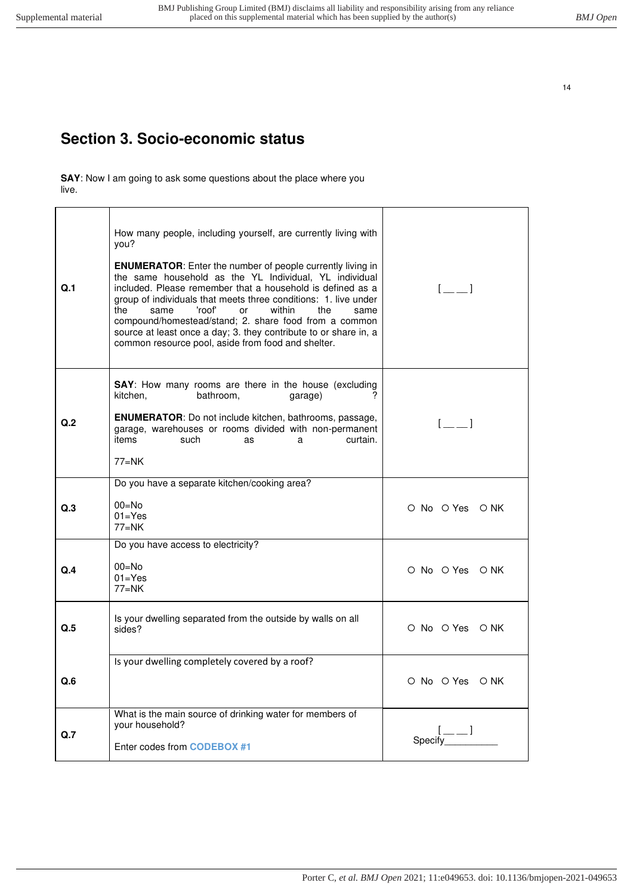## Section 3. Socio-economic status

**SAY**: Now I am going to ask some questions about the place where you live.

| | | |
|---|---|---|
| **Q.1** | How many people, including yourself, are currently living with you?<br><br>**ENUMERATOR**: Enter the number of people currently living in the same household as the YL Individual, YL individual included. Please remember that a household is defined as a group of individuals that meets three conditions: 1. live under the same 'roof' or within the same compound/homestead/stand; 2. share food from a common source at least once a day; 3. they contribute to or share in, a common resource pool, aside from food and shelter. | [ __ __ ] |
| **Q.2** | **SAY**: How many rooms are there in the house (excluding kitchen, bathroom, garage) ?<br><br>**ENUMERATOR**: Do not include kitchen, bathrooms, passage, garage, warehouses or rooms divided with non-permanent items such as a curtain.<br><br>77=NK | [ __ __ ] |
| **Q.3** | Do you have a separate kitchen/cooking area?<br><br>00=No<br>01=Yes<br>77=NK | ○ No ○ Yes ○ NK |
| **Q.4** | Do you have access to electricity?<br><br>00=No<br>01=Yes<br>77=NK | ○ No ○ Yes ○ NK |
| **Q.5** | Is your dwelling separated from the outside by walls on all sides? | ○ No ○ Yes ○ NK |
| **Q.6** | Is your dwelling completely covered by a roof? | ○ No ○ Yes ○ NK |
| **Q.7** | What is the main source of drinking water for members of your household?<br><br>Enter codes from **CODEBOX #1** | [ __ __ ]<br>Specify__________ |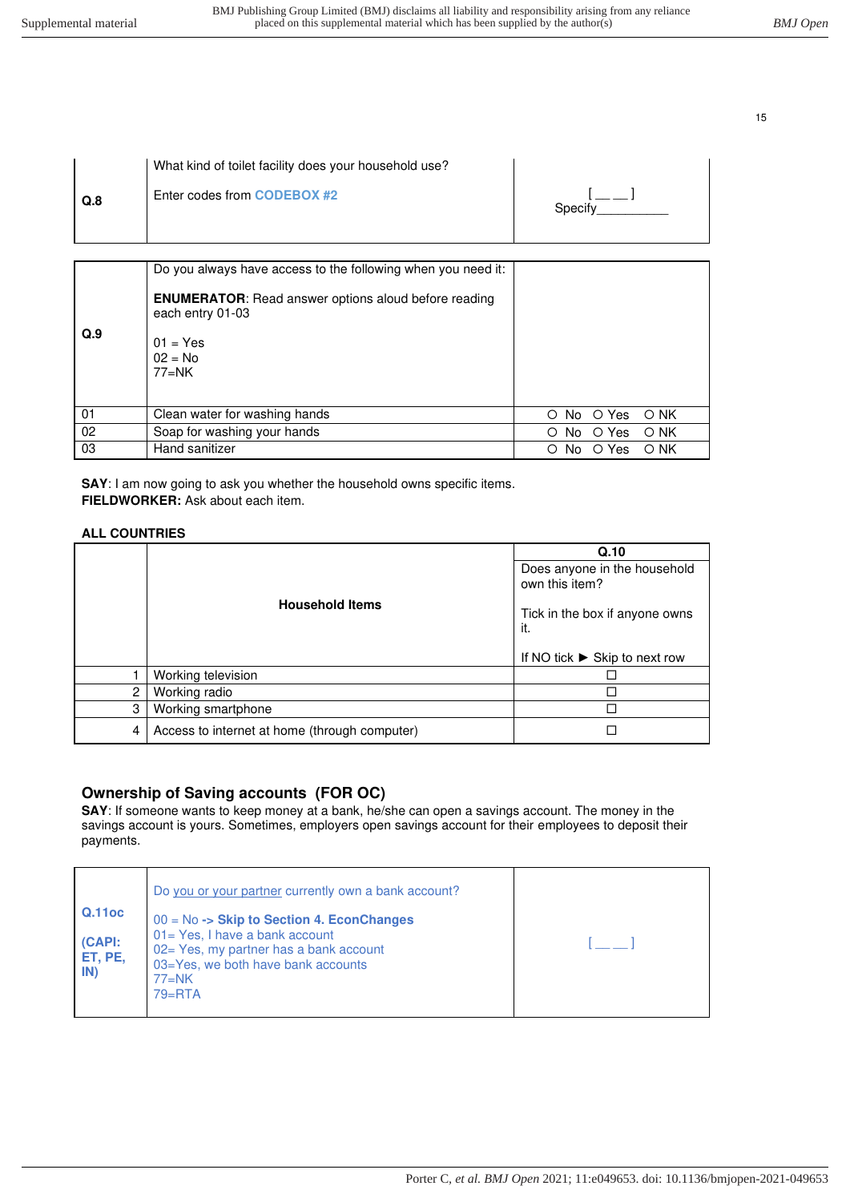| | | |
|---|---|---|
| **Q.8** | What kind of toilet facility does your household use?<br><br>Enter codes from **CODEBOX #2** | [ __ __ ]<br>Specify__________ |

| | | |
|---|---|---|
| **Q.9** | Do you always have access to the following when you need it:<br><br>**ENUMERATOR**: Read answer options aloud before reading each entry 01-03<br><br>01 = Yes<br>02 = No<br>77=NK | |
| 01 | Clean water for washing hands | O No O Yes O NK |
| 02 | Soap for washing your hands | O No O Yes O NK |
| 03 | Hand sanitizer | O No O Yes O NK |

**SAY**: I am now going to ask you whether the household owns specific items.
**FIELDWORKER:** Ask about each item.

**ALL COUNTRIES**

| | Household Items | **Q.10**<br>Does anyone in the household own this item?<br><br>Tick in the box if anyone owns it.<br><br>If NO tick ► Skip to next row |
|---|---|---|
| 1 | Working television | ☐ |
| 2 | Working radio | ☐ |
| 3 | Working smartphone | ☐ |
| 4 | Access to internet at home (through computer) | ☐ |

## Ownership of Saving accounts (FOR OC)

**SAY**: If someone wants to keep money at a bank, he/she can open a savings account. The money in the savings account is yours. Sometimes, employers open savings account for their employees to deposit their payments.

| | | |
|---|---|---|
| **Q.11oc**<br><br>**(CAPI: ET, PE, IN)** | Do you or your partner currently own a bank account?<br><br>00 = No **-> Skip to Section 4. EconChanges**<br>01= Yes, I have a bank account<br>02= Yes, my partner has a bank account<br>03=Yes, we both have bank accounts<br>77=NK<br>79=RTA | [ __ __ ] |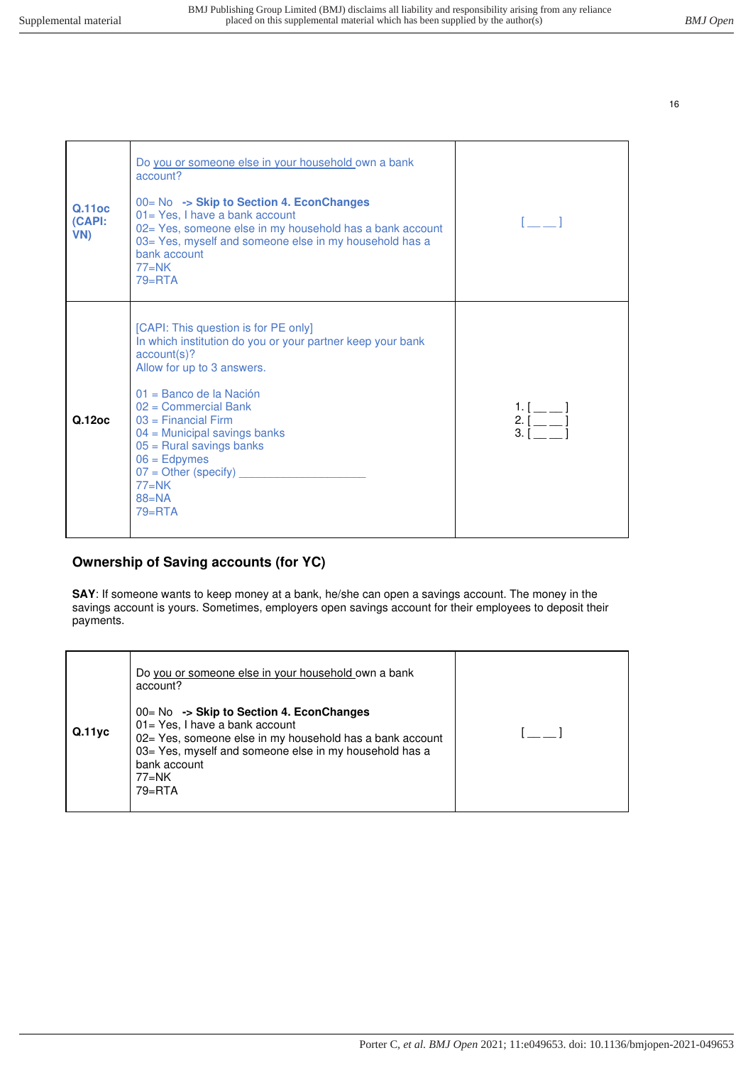| | | |
|---|---|---|
| **Q.11oc (CAPI: VN)** | Do you or someone else in your household own a bank account?<br><br>00= No **-> Skip to Section 4. EconChanges**<br>01= Yes, I have a bank account<br>02= Yes, someone else in my household has a bank account<br>03= Yes, myself and someone else in my household has a bank account<br>77=NK<br>79=RTA | [ __ __ ] |
| **Q.12oc** | [CAPI: This question is for PE only]<br>In which institution do you or your partner keep your bank account(s)?<br>Allow for up to 3 answers.<br><br>01 = Banco de la Nación<br>02 = Commercial Bank<br>03 = Financial Firm<br>04 = Municipal savings banks<br>05 = Rural savings banks<br>06 = Edpymes<br>07 = Other (specify) ____________________<br>77=NK<br>88=NA<br>79=RTA | 1. [ __ __ ]<br>2. [ __ __ ]<br>3. [ __ __ ] |

### Ownership of Saving accounts (for YC)

**SAY**: If someone wants to keep money at a bank, he/she can open a savings account. The money in the savings account is yours. Sometimes, employers open savings account for their employees to deposit their payments.

| | | |
|---|---|---|
| **Q.11yc** | Do you or someone else in your household own a bank account?<br><br>00= No **-> Skip to Section 4. EconChanges**<br>01= Yes, I have a bank account<br>02= Yes, someone else in my household has a bank account<br>03= Yes, myself and someone else in my household has a bank account<br>77=NK<br>79=RTA | [ __ __ ] |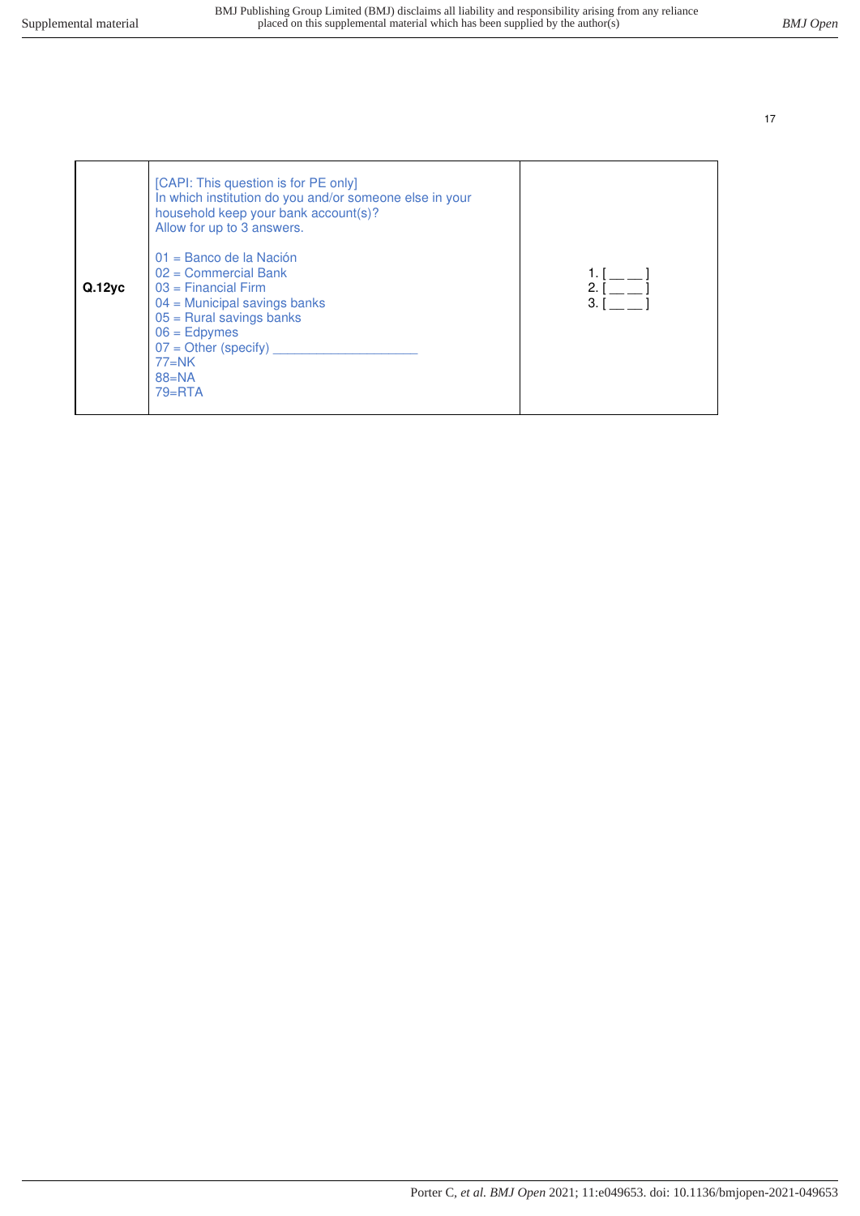| **Q.12yc** | [CAPI: This question is for PE only]<br>In which institution do you and/or someone else in your household keep your bank account(s)?<br>Allow for up to 3 answers.<br><br>01 = Banco de la Nación<br>02 = Commercial Bank<br>03 = Financial Firm<br>04 = Municipal savings banks<br>05 = Rural savings banks<br>06 = Edpymes<br>07 = Other (specify) ___________________<br>77=NK<br>88=NA<br>79=RTA | 1. [ __ __ ]<br>2. [ __ __ ]<br>3. [ __ __ ] |
|---|---|---|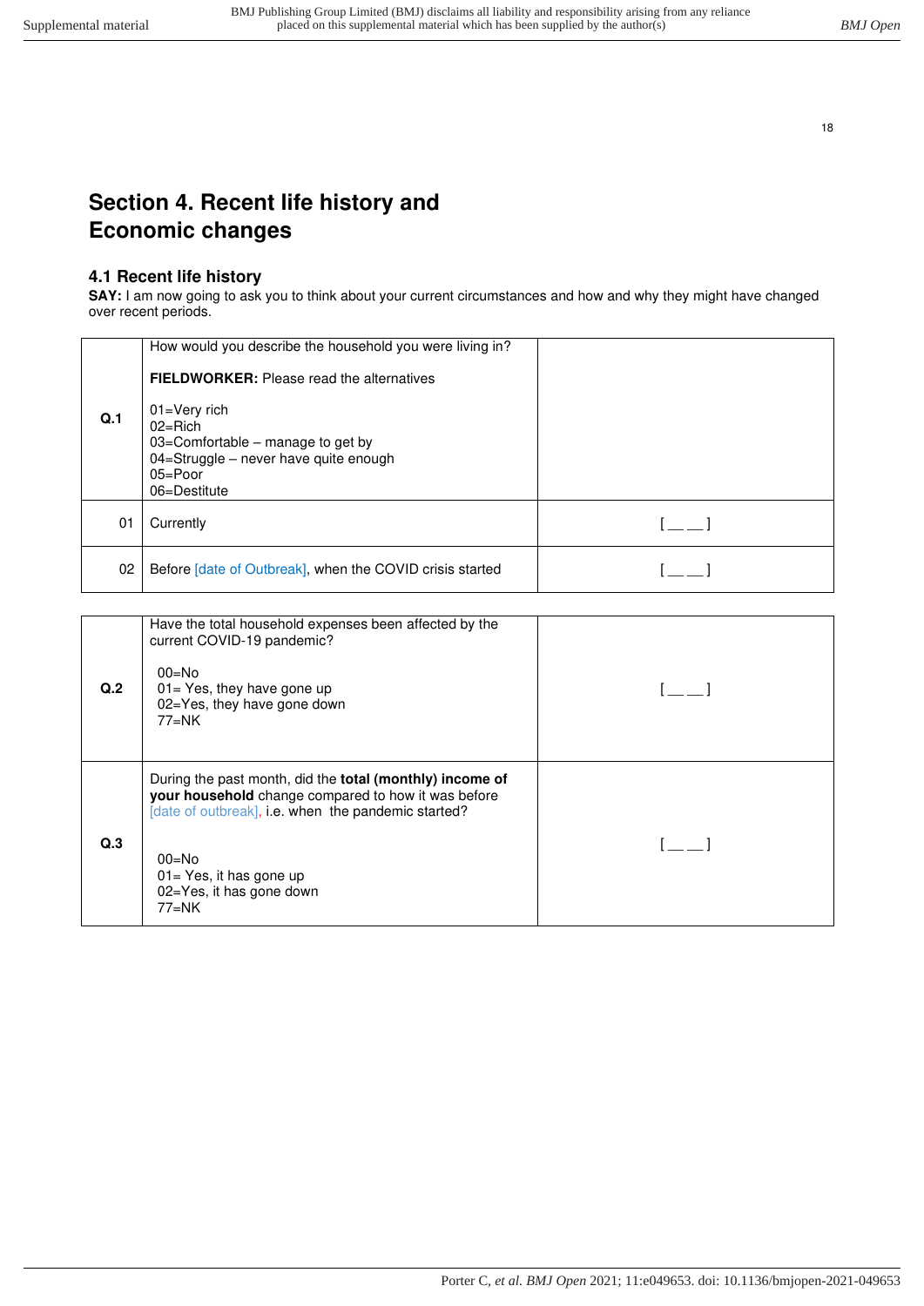# Section 4. Recent life history and Economic changes

## 4.1 Recent life history

**SAY:** I am now going to ask you to think about your current circumstances and how and why they might have changed over recent periods.

| Q.1 | How would you describe the household you were living in?<br><br>**FIELDWORKER:** Please read the alternatives<br><br>01=Very rich<br>02=Rich<br>03=Comfortable – manage to get by<br>04=Struggle – never have quite enough<br>05=Poor<br>06=Destitute | |
|---|---|---|
| 01 | Currently | [ __ __ ] |
| 02 | Before [date of Outbreak], when the COVID crisis started | [ __ __ ] |

| Q.2 | Have the total household expenses been affected by the current COVID-19 pandemic?<br><br>00=No<br>01= Yes, they have gone up<br>02=Yes, they have gone down<br>77=NK | [ __ __ ] |
|---|---|---|
| Q.3 | During the past month, did the **total (monthly) income of your household** change compared to how it was before [date of outbreak], i.e. when the pandemic started?<br><br>00=No<br>01= Yes, it has gone up<br>02=Yes, it has gone down<br>77=NK | [ __ __ ] |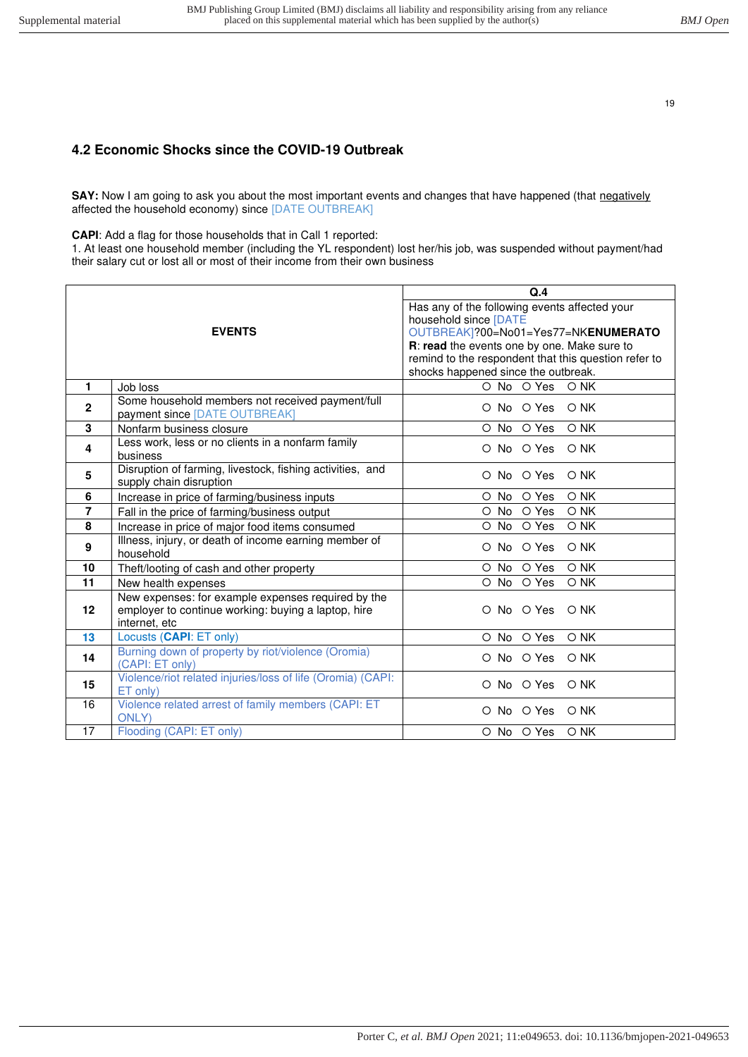### 4.2 Economic Shocks since the COVID-19 Outbreak

**SAY:** Now I am going to ask you about the most important events and changes that have happened (that negatively affected the household economy) since [DATE OUTBREAK]

**CAPI**: Add a flag for those households that in Call 1 reported:
1. At least one household member (including the YL respondent) lost her/his job, was suspended without payment/had their salary cut or lost all or most of their income from their own business

| EVENTS | | Q.4 |
|---|---|---|
| | | Has any of the following events affected your household since [DATE OUTBREAK]?00=No01=Yes77=NK**ENUMERATOR**: **read** the events one by one. Make sure to remind to the respondent that this question refer to shocks happened since the outbreak. |
| **1** | Job loss | ○ No ○ Yes ○ NK |
| **2** | Some household members not received payment/full payment since [DATE OUTBREAK] | ○ No ○ Yes ○ NK |
| **3** | Nonfarm business closure | ○ No ○ Yes ○ NK |
| **4** | Less work, less or no clients in a nonfarm family business | ○ No ○ Yes ○ NK |
| **5** | Disruption of farming, livestock, fishing activities, and supply chain disruption | ○ No ○ Yes ○ NK |
| **6** | Increase in price of farming/business inputs | ○ No ○ Yes ○ NK |
| **7** | Fall in the price of farming/business output | ○ No ○ Yes ○ NK |
| **8** | Increase in price of major food items consumed | ○ No ○ Yes ○ NK |
| **9** | Illness, injury, or death of income earning member of household | ○ No ○ Yes ○ NK |
| **10** | Theft/looting of cash and other property | ○ No ○ Yes ○ NK |
| **11** | New health expenses | ○ No ○ Yes ○ NK |
| **12** | New expenses: for example expenses required by the employer to continue working: buying a laptop, hire internet, etc | ○ No ○ Yes ○ NK |
| **13** | Locusts (**CAPI**: ET only) | ○ No ○ Yes ○ NK |
| **14** | Burning down of property by riot/violence (Oromia) (CAPI: ET only) | ○ No ○ Yes ○ NK |
| **15** | Violence/riot related injuries/loss of life (Oromia) (CAPI: ET only) | ○ No ○ Yes ○ NK |
| 16 | Violence related arrest of family members (CAPI: ET ONLY) | ○ No ○ Yes ○ NK |
| 17 | Flooding (CAPI: ET only) | ○ No ○ Yes ○ NK |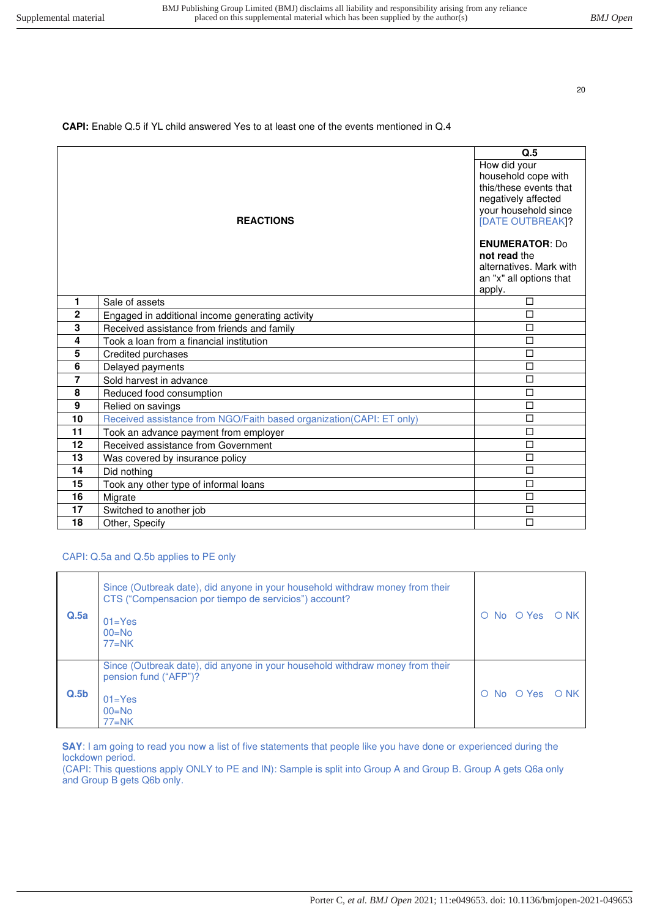**CAPI:** Enable Q.5 if YL child answered Yes to at least one of the events mentioned in Q.4

| | REACTIONS | Q.5 How did your household cope with this/these events that negatively affected your household since [DATE OUTBREAK]? **ENUMERATOR**: Do **not read** the alternatives. Mark with an "x" all options that apply. |
|---|---|---|
| **1** | Sale of assets | ☐ |
| **2** | Engaged in additional income generating activity | ☐ |
| **3** | Received assistance from friends and family | ☐ |
| **4** | Took a loan from a financial institution | ☐ |
| **5** | Credited purchases | ☐ |
| **6** | Delayed payments | ☐ |
| **7** | Sold harvest in advance | ☐ |
| **8** | Reduced food consumption | ☐ |
| **9** | Relied on savings | ☐ |
| **10** | Received assistance from NGO/Faith based organization(CAPI: ET only) | ☐ |
| **11** | Took an advance payment from employer | ☐ |
| **12** | Received assistance from Government | ☐ |
| **13** | Was covered by insurance policy | ☐ |
| **14** | Did nothing | ☐ |
| **15** | Took any other type of informal loans | ☐ |
| **16** | Migrate | ☐ |
| **17** | Switched to another job | ☐ |
| **18** | Other, Specify | ☐ |

CAPI: Q.5a and Q.5b applies to PE only

| | | |
|---|---|---|
| **Q.5a** | Since (Outbreak date), did anyone in your household withdraw money from their CTS ("Compensacion por tiempo de servicios") account?<br><br>01=Yes<br>00=No<br>77=NK | ○ No ○ Yes ○ NK |
| **Q.5b** | Since (Outbreak date), did anyone in your household withdraw money from their pension fund ("AFP")?<br><br>01=Yes<br>00=No<br>77=NK | ○ No ○ Yes ○ NK |

**SAY**: I am going to read you now a list of five statements that people like you have done or experienced during the lockdown period.
(CAPI: This questions apply ONLY to PE and IN): Sample is split into Group A and Group B. Group A gets Q6a only and Group B gets Q6b only.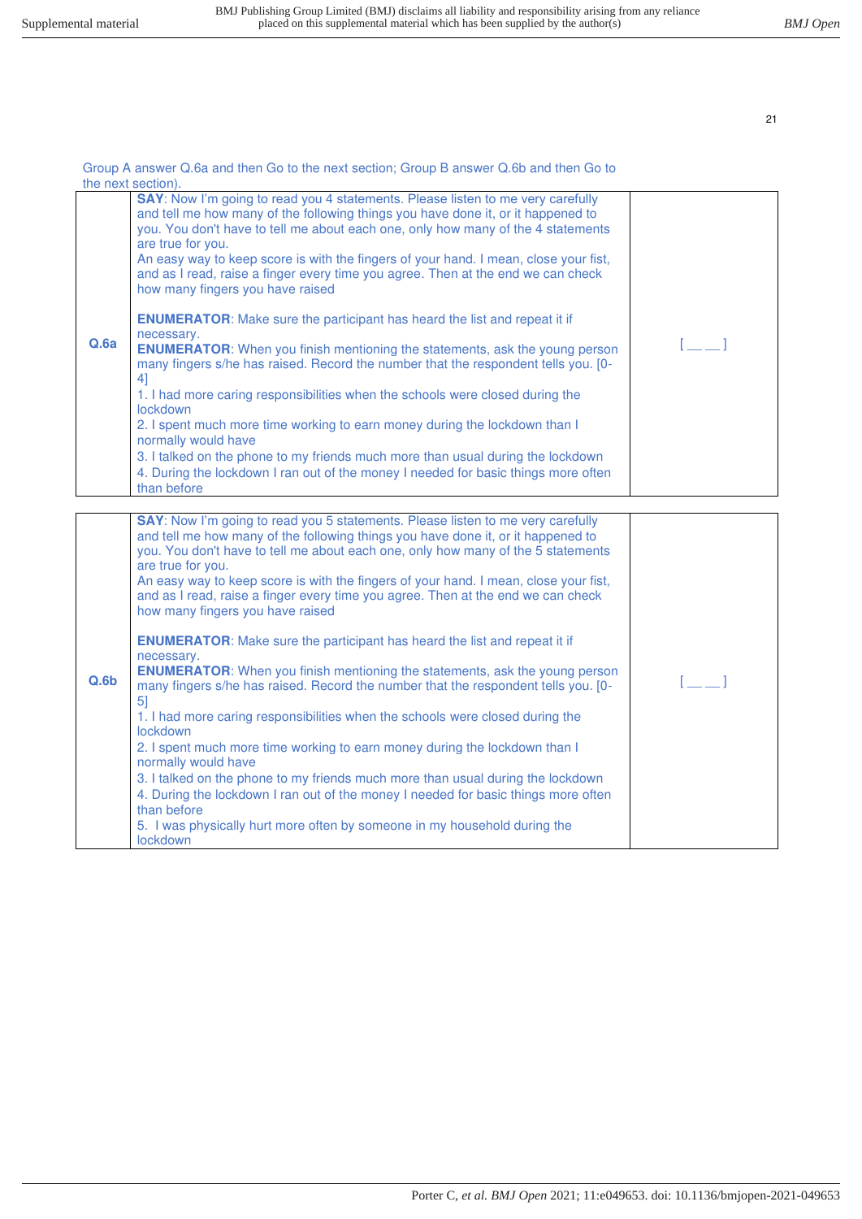Group A answer Q.6a and then Go to the next section; Group B answer Q.6b and then Go to the next section).

| | | |
|---|---|---|
| **Q.6a** | **SAY**: Now I'm going to read you 4 statements. Please listen to me very carefully and tell me how many of the following things you have done it, or it happened to you. You don't have to tell me about each one, only how many of the 4 statements are true for you.<br>An easy way to keep score is with the fingers of your hand. I mean, close your fist, and as I read, raise a finger every time you agree. Then at the end we can check how many fingers you have raised<br><br>**ENUMERATOR**: Make sure the participant has heard the list and repeat it if necessary.<br>**ENUMERATOR**: When you finish mentioning the statements, ask the young person many fingers s/he has raised. Record the number that the respondent tells you. [0-4]<br>1. I had more caring responsibilities when the schools were closed during the lockdown<br>2. I spent much more time working to earn money during the lockdown than I normally would have<br>3. I talked on the phone to my friends much more than usual during the lockdown<br>4. During the lockdown I ran out of the money I needed for basic things more often than before | [ __ __ ] |

| | | |
|---|---|---|
| **Q.6b** | **SAY**: Now I'm going to read you 5 statements. Please listen to me very carefully and tell me how many of the following things you have done it, or it happened to you. You don't have to tell me about each one, only how many of the 5 statements are true for you.<br>An easy way to keep score is with the fingers of your hand. I mean, close your fist, and as I read, raise a finger every time you agree. Then at the end we can check how many fingers you have raised<br><br>**ENUMERATOR**: Make sure the participant has heard the list and repeat it if necessary.<br>**ENUMERATOR**: When you finish mentioning the statements, ask the young person many fingers s/he has raised. Record the number that the respondent tells you. [0-5]<br>1. I had more caring responsibilities when the schools were closed during the lockdown<br>2. I spent much more time working to earn money during the lockdown than I normally would have<br>3. I talked on the phone to my friends much more than usual during the lockdown<br>4. During the lockdown I ran out of the money I needed for basic things more often than before<br>5. I was physically hurt more often by someone in my household during the lockdown | [ __ __ ] |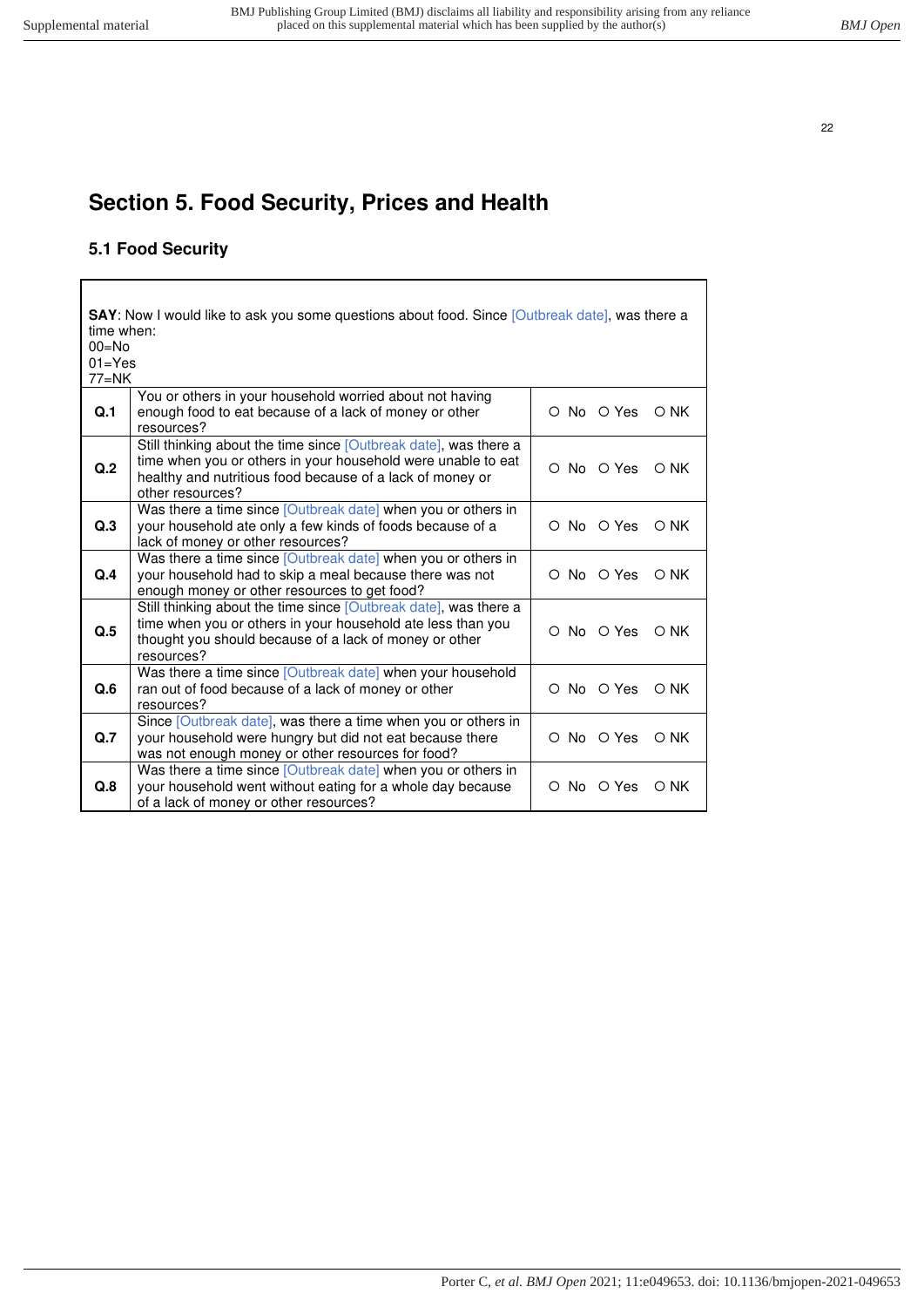# Section 5. Food Security, Prices and Health

## 5.1 Food Security

**SAY**: Now I would like to ask you some questions about food. Since [Outbreak date], was there a time when:
00=No
01=Yes
77=NK

| | | |
|---|---|---|
| **Q.1** | You or others in your household worried about not having enough food to eat because of a lack of money or other resources? | ○ No ○ Yes ○ NK |
| **Q.2** | Still thinking about the time since [Outbreak date], was there a time when you or others in your household were unable to eat healthy and nutritious food because of a lack of money or other resources? | ○ No ○ Yes ○ NK |
| **Q.3** | Was there a time since [Outbreak date] when you or others in your household ate only a few kinds of foods because of a lack of money or other resources? | ○ No ○ Yes ○ NK |
| **Q.4** | Was there a time since [Outbreak date] when you or others in your household had to skip a meal because there was not enough money or other resources to get food? | ○ No ○ Yes ○ NK |
| **Q.5** | Still thinking about the time since [Outbreak date], was there a time when you or others in your household ate less than you thought you should because of a lack of money or other resources? | ○ No ○ Yes ○ NK |
| **Q.6** | Was there a time since [Outbreak date] when your household ran out of food because of a lack of money or other resources? | ○ No ○ Yes ○ NK |
| **Q.7** | Since [Outbreak date], was there a time when you or others in your household were hungry but did not eat because there was not enough money or other resources for food? | ○ No ○ Yes ○ NK |
| **Q.8** | Was there a time since [Outbreak date] when you or others in your household went without eating for a whole day because of a lack of money or other resources? | ○ No ○ Yes ○ NK |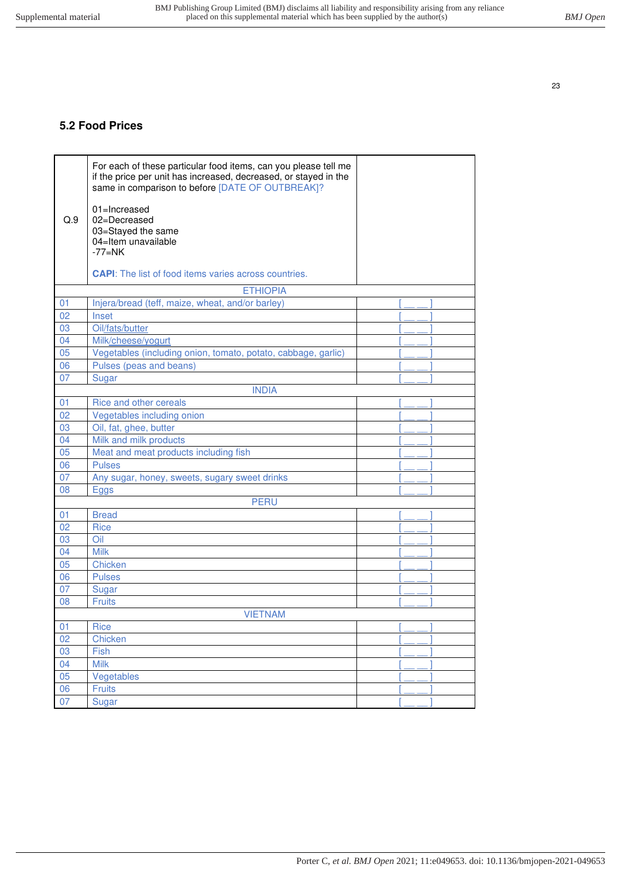## 5.2 Food Prices

| Q.9 | For each of these particular food items, can you please tell me if the price per unit has increased, decreased, or stayed in the same in comparison to before [DATE OF OUTBREAK]?<br><br>01=Increased<br>02=Decreased<br>03=Stayed the same<br>04=Item unavailable<br>-77=NK<br><br>**CAPI**: The list of food items varies across countries. | |
|---|---|---|
| | ETHIOPIA | |
| 01 | Injera/bread (teff, maize, wheat, and/or barley) | [ __ __ ] |
| 02 | Inset | [ __ __ ] |
| 03 | Oil/fats/butter | [ __ __ ] |
| 04 | Milk/cheese/yogurt | [ __ __ ] |
| 05 | Vegetables (including onion, tomato, potato, cabbage, garlic) | [ __ __ ] |
| 06 | Pulses (peas and beans) | [ __ __ ] |
| 07 | Sugar | [ __ __ ] |
| | INDIA | |
| 01 | Rice and other cereals | [ __ __ ] |
| 02 | Vegetables including onion | [ __ __ ] |
| 03 | Oil, fat, ghee, butter | [ __ __ ] |
| 04 | Milk and milk products | [ __ __ ] |
| 05 | Meat and meat products including fish | [ __ __ ] |
| 06 | Pulses | [ __ __ ] |
| 07 | Any sugar, honey, sweets, sugary sweet drinks | [ __ __ ] |
| 08 | Eggs | [ __ __ ] |
| | PERU | |
| 01 | Bread | [ __ __ ] |
| 02 | Rice | [ __ __ ] |
| 03 | Oil | [ __ __ ] |
| 04 | Milk | [ __ __ ] |
| 05 | Chicken | [ __ __ ] |
| 06 | Pulses | [ __ __ ] |
| 07 | Sugar | [ __ __ ] |
| 08 | Fruits | [ __ __ ] |
| | VIETNAM | |
| 01 | Rice | [ __ __ ] |
| 02 | Chicken | [ __ __ ] |
| 03 | Fish | [ __ __ ] |
| 04 | Milk | [ __ __ ] |
| 05 | Vegetables | [ __ __ ] |
| 06 | Fruits | [ __ __ ] |
| 07 | Sugar | [ __ __ ] |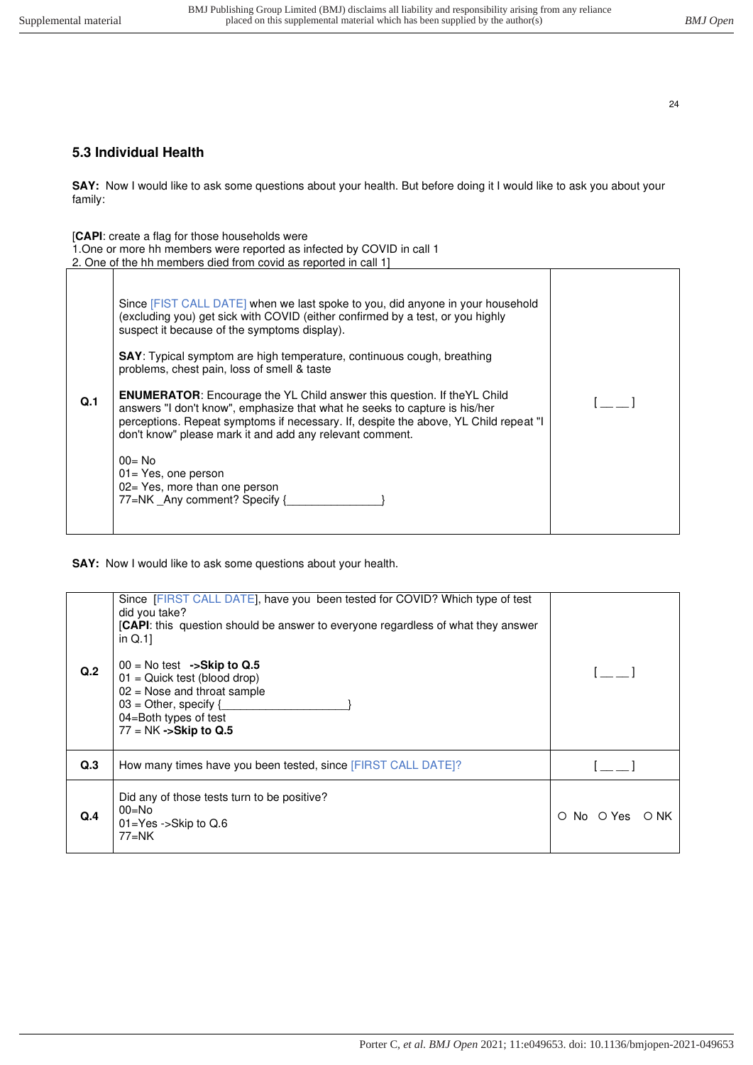## 5.3 Individual Health

**SAY:** Now I would like to ask some questions about your health. But before doing it I would like to ask you about your family:

[**CAPI**: create a flag for those households were
1.One or more hh members were reported as infected by COVID in call 1
2. One of the hh members died from covid as reported in call 1]

| | | |
|---|---|---|
| **Q.1** | Since [FIST CALL DATE] when we last spoke to you, did anyone in your household (excluding you) get sick with COVID (either confirmed by a test, or you highly suspect it because of the symptoms display).<br><br>**SAY**: Typical symptom are high temperature, continuous cough, breathing problems, chest pain, loss of smell & taste<br><br>**ENUMERATOR**: Encourage the YL Child answer this question. If theYL Child answers "I don't know", emphasize that what he seeks to capture is his/her perceptions. Repeat symptoms if necessary. If, despite the above, YL Child repeat "I don't know" please mark it and add any relevant comment.<br><br>00= No<br>01= Yes, one person<br>02= Yes, more than one person<br>77=NK _Any comment? Specify {_______________} | [ __ __ ] |

**SAY:** Now I would like to ask some questions about your health.

| | | |
|---|---|---|
| **Q.2** | Since [FIRST CALL DATE], have you been tested for COVID? Which type of test did you take?<br>[**CAPI**: this question should be answer to everyone regardless of what they answer in Q.1]<br><br>00 = No test **->Skip to Q.5**<br>01 = Quick test (blood drop)<br>02 = Nose and throat sample<br>03 = Other, specify {____________________}<br>04=Both types of test<br>77 = NK **->Skip to Q.5** | [ __ __ ] |
| **Q.3** | How many times have you been tested, since [FIRST CALL DATE]? | [ __ __ ] |
| **Q.4** | Did any of those tests turn to be positive?<br>00=No<br>01=Yes ->Skip to Q.6<br>77=NK | ○ No ○ Yes ○ NK |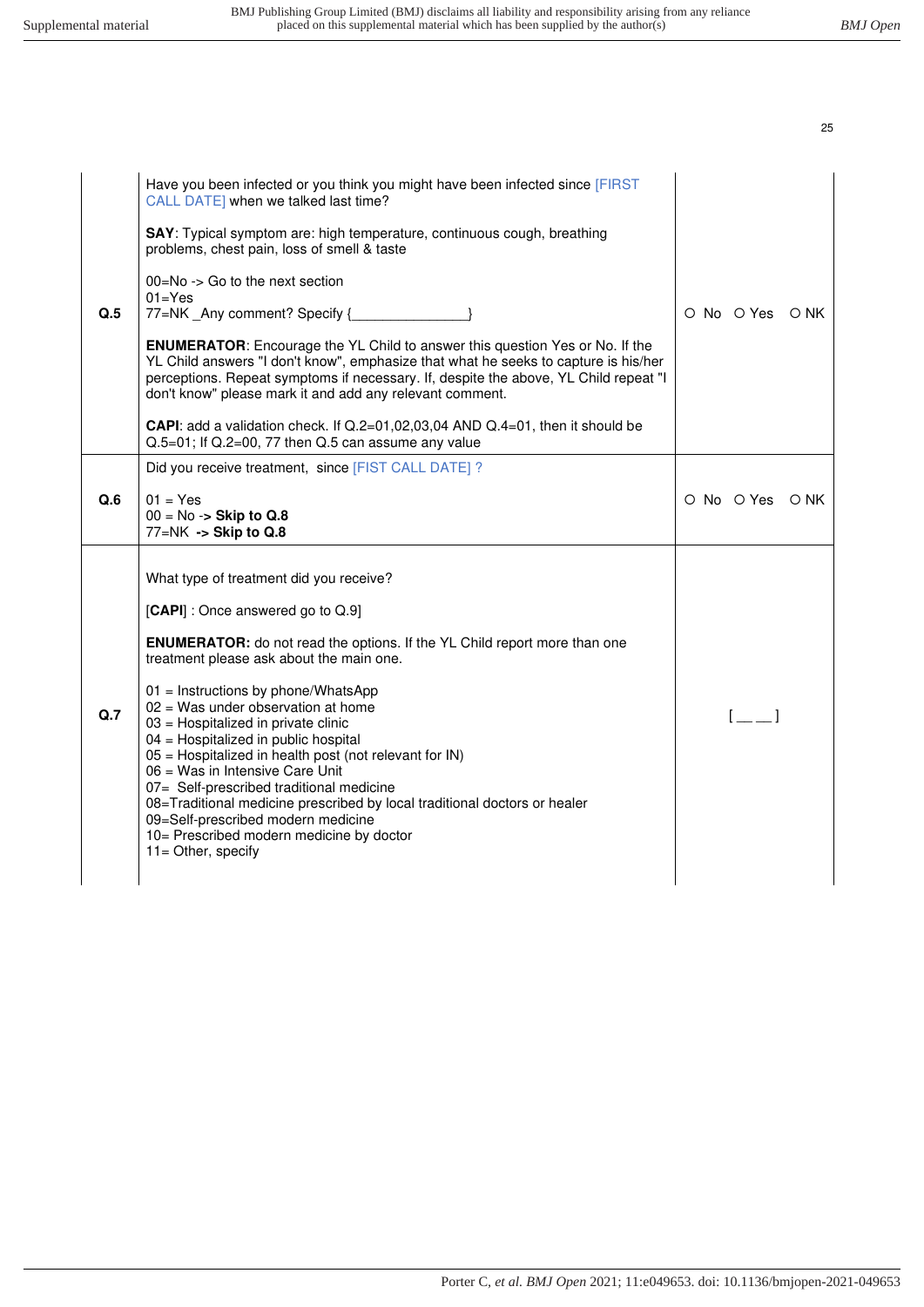| | | |
|---|---|---|
| **Q.5** | Have you been infected or you think you might have been infected since [FIRST CALL DATE] when we talked last time?<br><br>**SAY**: Typical symptom are: high temperature, continuous cough, breathing problems, chest pain, loss of smell & taste<br><br>00=No -> Go to the next section<br>01=Yes<br>77=NK _Any comment? Specify {_______________}<br><br>**ENUMERATOR**: Encourage the YL Child to answer this question Yes or No. If the YL Child answers "I don't know", emphasize that what he seeks to capture is his/her perceptions. Repeat symptoms if necessary. If, despite the above, YL Child repeat "I don't know" please mark it and add any relevant comment.<br><br>**CAPI**: add a validation check. If Q.2=01,02,03,04 AND Q.4=01, then it should be Q.5=01; If Q.2=00, 77 then Q.5 can assume any value | ○ No ○ Yes ○ NK |
| **Q.6** | Did you receive treatment, since [FIST CALL DATE] ?<br><br>01 = Yes<br>00 = No -> **Skip to Q.8**<br>77=NK **-> Skip to Q.8** | ○ No ○ Yes ○ NK |
| **Q.7** | What type of treatment did you receive?<br><br>[**CAPI**] : Once answered go to Q.9]<br><br>**ENUMERATOR:** do not read the options. If the YL Child report more than one treatment please ask about the main one.<br><br>01 = Instructions by phone/WhatsApp<br>02 = Was under observation at home<br>03 = Hospitalized in private clinic<br>04 = Hospitalized in public hospital<br>05 = Hospitalized in health post (not relevant for IN)<br>06 = Was in Intensive Care Unit<br>07= Self-prescribed traditional medicine<br>08=Traditional medicine prescribed by local traditional doctors or healer<br>09=Self-prescribed modern medicine<br>10= Prescribed modern medicine by doctor<br>11= Other, specify | [ __ __ ] |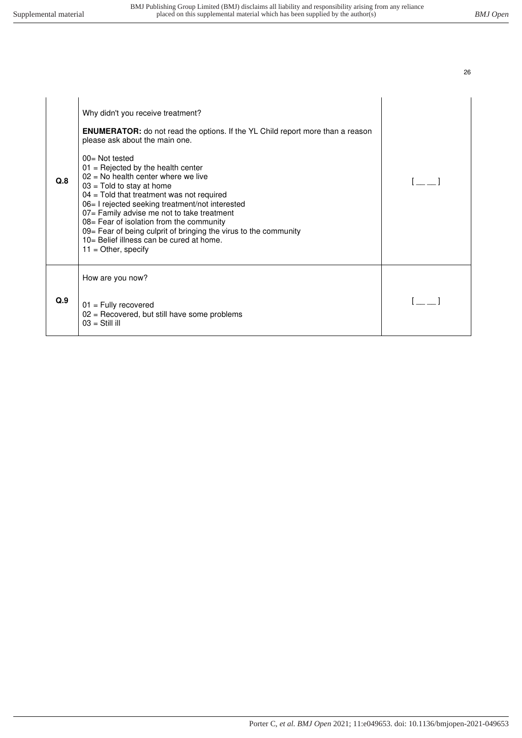| | | |
|---|---|---|
| **Q.8** | Why didn't you receive treatment?<br><br>**ENUMERATOR:** do not read the options. If the YL Child report more than a reason please ask about the main one.<br><br>00= Not tested<br>01 = Rejected by the health center<br>02 = No health center where we live<br>03 = Told to stay at home<br>04 = Told that treatment was not required<br>06= I rejected seeking treatment/not interested<br>07= Family advise me not to take treatment<br>08= Fear of isolation from the community<br>09= Fear of being culprit of bringing the virus to the community<br>10= Belief illness can be cured at home.<br>11 = Other, specify | [ __ __ ] |
| **Q.9** | How are you now?<br><br>01 = Fully recovered<br>02 = Recovered, but still have some problems<br>03 = Still ill | [ __ __ ] |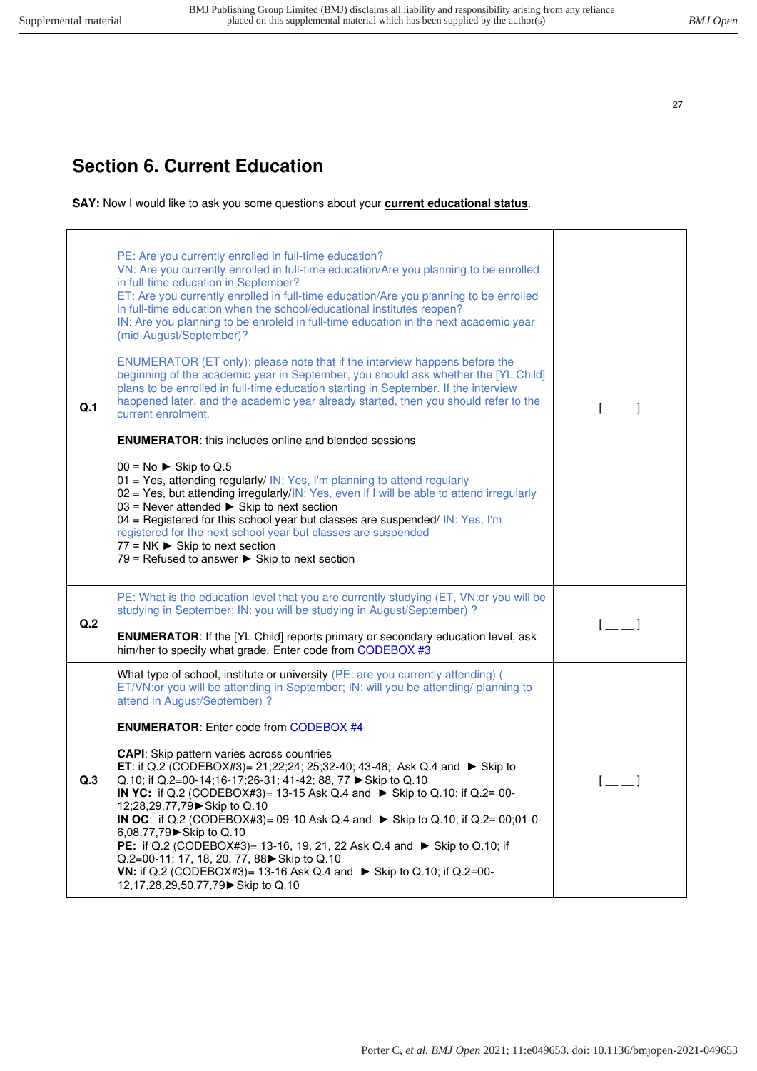## Section 6. Current Education

**SAY:** Now I would like to ask you some questions about your **current educational status**.

| | | |
|---|---|---|
| **Q.1** | PE: Are you currently enrolled in full-time education?<br>VN: Are you currently enrolled in full-time education/Are you planning to be enrolled in full-time education in September?<br>ET: Are you currently enrolled in full-time education/Are you planning to be enrolled in full-time education when the school/educational institutes reopen?<br>IN: Are you planning to be enroleld in full-time education in the next academic year (mid-August/September)?<br><br>ENUMERATOR (ET only): please note that if the interview happens before the beginning of the academic year in September, you should ask whether the [YL Child] plans to be enrolled in full-time education starting in September. If the interview happened later, and the academic year already started, then you should refer to the current enrolment.<br><br>**ENUMERATOR**: this includes online and blended sessions<br><br>00 = No ► Skip to Q.5<br>01 = Yes, attending regularly/ IN: Yes, I'm planning to attend regularly<br>02 = Yes, but attending irregularly/IN: Yes, even if I will be able to attend irregularly<br>03 = Never attended ► Skip to next section<br>04 = Registered for this school year but classes are suspended/ IN: Yes, I'm registered for the next school year but classes are suspended<br>77 = NK ► Skip to next section<br>79 = Refused to answer ► Skip to next section | [ __ __ ] |
| **Q.2** | PE: What is the education level that you are currently studying (ET, VN:or you will be studying in September; IN: you will be studying in August/September) ?<br><br>**ENUMERATOR**: If the [YL Child] reports primary or secondary education level, ask him/her to specify what grade. Enter code from CODEBOX #3 | [ __ __ ] |
| **Q.3** | What type of school, institute or university (PE: are you currently attending) ( ET/VN:or you will be attending in September; IN: will you be attending/ planning to attend in August/September) ?<br><br>**ENUMERATOR**: Enter code from CODEBOX #4<br><br>**CAPI**: Skip pattern varies across countries<br>**ET**: if Q.2 (CODEBOX#3)= 21;22;24; 25;32-40; 43-48; Ask Q.4 and ► Skip to Q.10; if Q.2=00-14;16-17;26-31; 41-42; 88, 77 ►Skip to Q.10<br>**IN YC:** if Q.2 (CODEBOX#3)= 13-15 Ask Q.4 and ► Skip to Q.10; if Q.2= 00-12;28,29,77,79►Skip to Q.10<br>**IN OC**: if Q.2 (CODEBOX#3)= 09-10 Ask Q.4 and ► Skip to Q.10; if Q.2= 00;01-0-6,08,77,79►Skip to Q.10<br>**PE:** if Q.2 (CODEBOX#3)= 13-16, 19, 21, 22 Ask Q.4 and ► Skip to Q.10; if Q.2=00-11; 17, 18, 20, 77, 88►Skip to Q.10<br>**VN:** if Q.2 (CODEBOX#3)= 13-16 Ask Q.4 and ► Skip to Q.10; if Q.2=00-12,17,28,29,50,77,79►Skip to Q.10 | [ __ __ ] |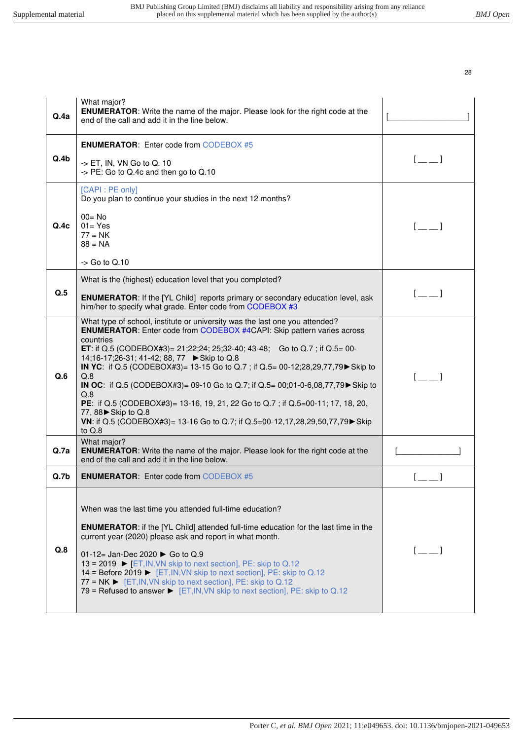| | | |
|---|---|---|
| **Q.4a** | What major?<br>**ENUMERATOR**: Write the name of the major. Please look for the right code at the end of the call and add it in the line below. | [________________] |
| **Q.4b** | **ENUMERATOR**: Enter code from CODEBOX #5<br><br>-> ET, IN, VN Go to Q. 10<br>-> PE: Go to Q.4c and then go to Q.10 | [__ __] |
| **Q.4c** | [CAPI : PE only]<br>Do you plan to continue your studies in the next 12 months?<br><br>00= No<br>01= Yes<br>77 = NK<br>88 = NA<br><br>-> Go to Q.10 | [__ __] |
| **Q.5** | What is the (highest) education level that you completed?<br><br>**ENUMERATOR**: If the [YL Child] reports primary or secondary education level, ask him/her to specify what grade. Enter code from CODEBOX #3 | [__ __] |
| **Q.6** | What type of school, institute or university was the last one you attended?<br>**ENUMERATOR**: Enter code from CODEBOX #4CAPI: Skip pattern varies across countries<br>**ET**: if Q.5 (CODEBOX#3)= 21;22;24; 25;32-40; 43-48; Go to Q.7 ; if Q.5= 00-14;16-17;26-31; 41-42; 88, 77 ►Skip to Q.8<br>**IN YC**: if Q.5 (CODEBOX#3)= 13-15 Go to Q.7 ; if Q.5= 00-12;28,29,77,79►Skip to Q.8<br>**IN OC**: if Q.5 (CODEBOX#3)= 09-10 Go to Q.7; if Q.5= 00;01-0-6,08,77,79►Skip to Q.8<br>**PE**: if Q.5 (CODEBOX#3)= 13-16, 19, 21, 22 Go to Q.7 ; if Q.5=00-11; 17, 18, 20, 77, 88►Skip to Q.8<br>**VN**: if Q.5 (CODEBOX#3)= 13-16 Go to Q.7; if Q.5=00-12,17,28,29,50,77,79► Skip to Q.8 | [__ __] |
| **Q.7a** | What major?<br>**ENUMERATOR**: Write the name of the major. Please look for the right code at the end of the call and add it in the line below. | [______________] |
| **Q.7b** | **ENUMERATOR**: Enter code from CODEBOX #5 | [__ __] |
| **Q.8** | When was the last time you attended full-time education?<br><br>**ENUMERATOR**: if the [YL Child] attended full-time education for the last time in the current year (2020) please ask and report in what month.<br><br>01-12= Jan-Dec 2020 ► Go to Q.9<br>13 = 2019 ► [ET,IN,VN skip to next section], PE: skip to Q.12<br>14 = Before 2019 ► [ET,IN,VN skip to next section], PE: skip to Q.12<br>77 = NK ► [ET,IN,VN skip to next section], PE: skip to Q.12<br>79 = Refused to answer ► [ET,IN,VN skip to next section], PE: skip to Q.12 | [__ __] |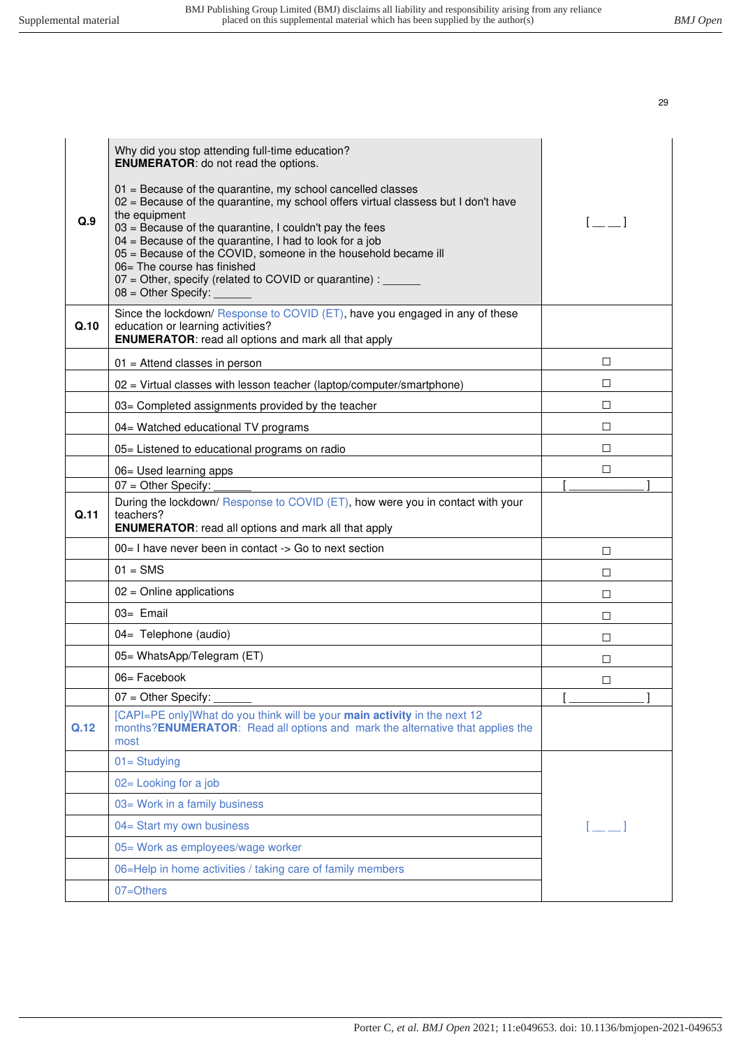| | | |
|---|---|---|
| **Q.9** | Why did you stop attending full-time education?<br>**ENUMERATOR**: do not read the options.<br><br>01 = Because of the quarantine, my school cancelled classes<br>02 = Because of the quarantine, my school offers virtual classess but I don't have the equipment<br>03 = Because of the quarantine, I couldn't pay the fees<br>04 = Because of the quarantine, I had to look for a job<br>05 = Because of the COVID, someone in the household became ill<br>06= The course has finished<br>07 = Other, specify (related to COVID or quarantine) : ______<br>08 = Other Specify: ______ | [ __ __ ] |
| **Q.10** | Since the lockdown/ Response to COVID (ET), have you engaged in any of these education or learning activities?<br>**ENUMERATOR**: read all options and mark all that apply | |
| | 01 = Attend classes in person | ☐ |
| | 02 = Virtual classes with lesson teacher (laptop/computer/smartphone) | ☐ |
| | 03= Completed assignments provided by the teacher | ☐ |
| | 04= Watched educational TV programs | ☐ |
| | 05= Listened to educational programs on radio | ☐ |
| | 06= Used learning apps | ☐ |
| | 07 = Other Specify: ______ | [ ____________ ] |
| **Q.11** | During the lockdown/ Response to COVID (ET), how were you in contact with your teachers?<br>**ENUMERATOR**: read all options and mark all that apply | |
| | 00= I have never been in contact -> Go to next section | ☐ |
| | 01 = SMS | ☐ |
| | 02 = Online applications | ☐ |
| | 03= Email | ☐ |
| | 04= Telephone (audio) | ☐ |
| | 05= WhatsApp/Telegram (ET) | ☐ |
| | 06= Facebook | ☐ |
| | 07 = Other Specify: ______ | [ ____________ ] |
| **Q.12** | [CAPI=PE only]What do you think will be your **main activity** in the next 12 months?**ENUMERATOR**: Read all options and mark the alternative that applies the most | |
| | 01= Studying | [ __ __ ] |
| | 02= Looking for a job | |
| | 03= Work in a family business | |
| | 04= Start my own business | |
| | 05= Work as employees/wage worker | |
| | 06=Help in home activities / taking care of family members | |
| | 07=Others | |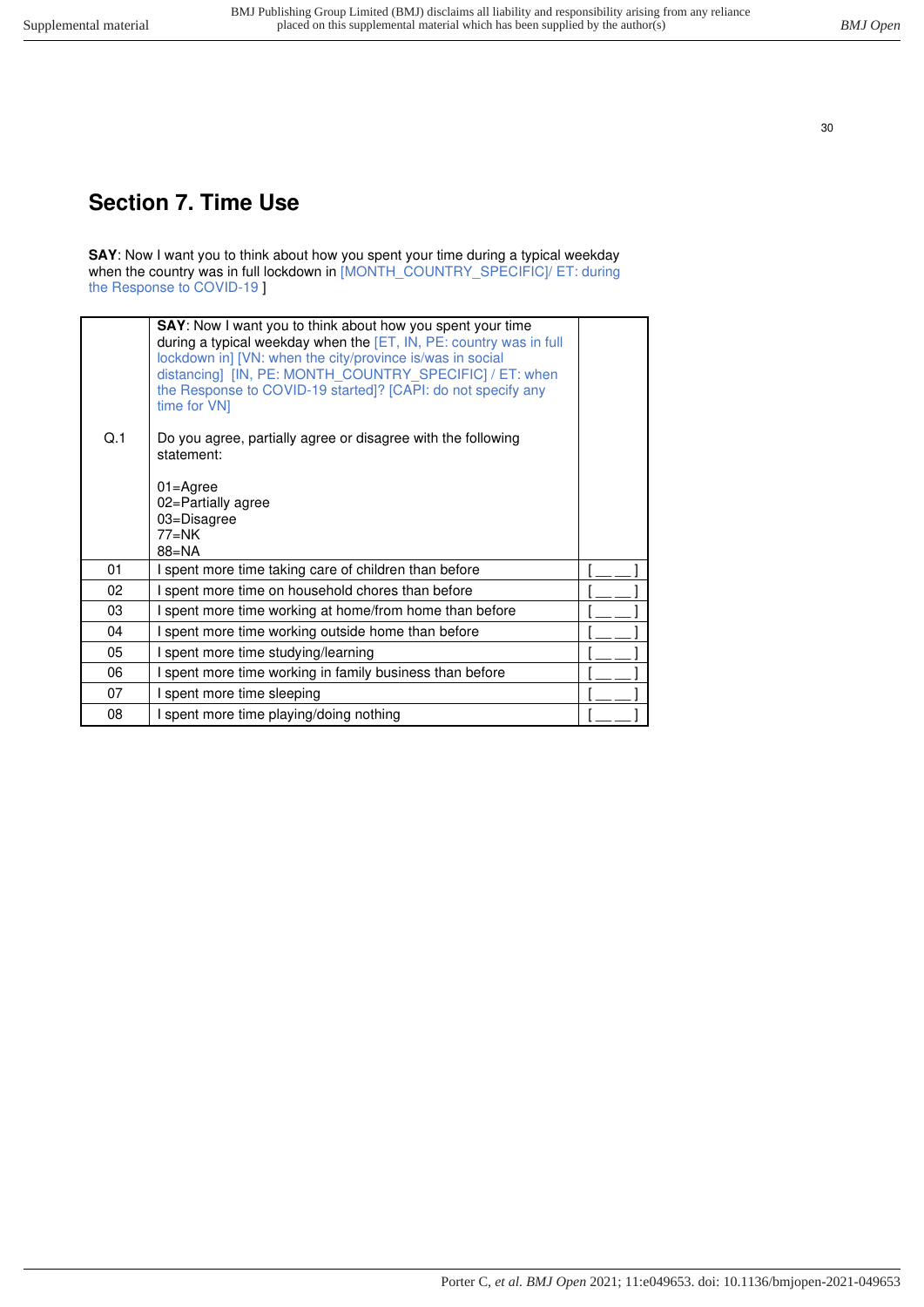## Section 7. Time Use

**SAY**: Now I want you to think about how you spent your time during a typical weekday when the country was in full lockdown in [MONTH_COUNTRY_SPECIFIC]/ ET: during the Response to COVID-19 ]

| Q.1 | **SAY**: Now I want you to think about how you spent your time during a typical weekday when the [ET, IN, PE: country was in full lockdown in] [VN: when the city/province is/was in social distancing] [IN, PE: MONTH_COUNTRY_SPECIFIC] / ET: when the Response to COVID-19 started]? [CAPI: do not specify any time for VN]<br><br>Do you agree, partially agree or disagree with the following statement:<br><br>01=Agree<br>02=Partially agree<br>03=Disagree<br>77=NK<br>88=NA | |
|---|---|---|
| 01 | I spent more time taking care of children than before | [ __ __ ] |
| 02 | I spent more time on household chores than before | [ __ __ ] |
| 03 | I spent more time working at home/from home than before | [ __ __ ] |
| 04 | I spent more time working outside home than before | [ __ __ ] |
| 05 | I spent more time studying/learning | [ __ __ ] |
| 06 | I spent more time working in family business than before | [ __ __ ] |
| 07 | I spent more time sleeping | [ __ __ ] |
| 08 | I spent more time playing/doing nothing | [ __ __ ] |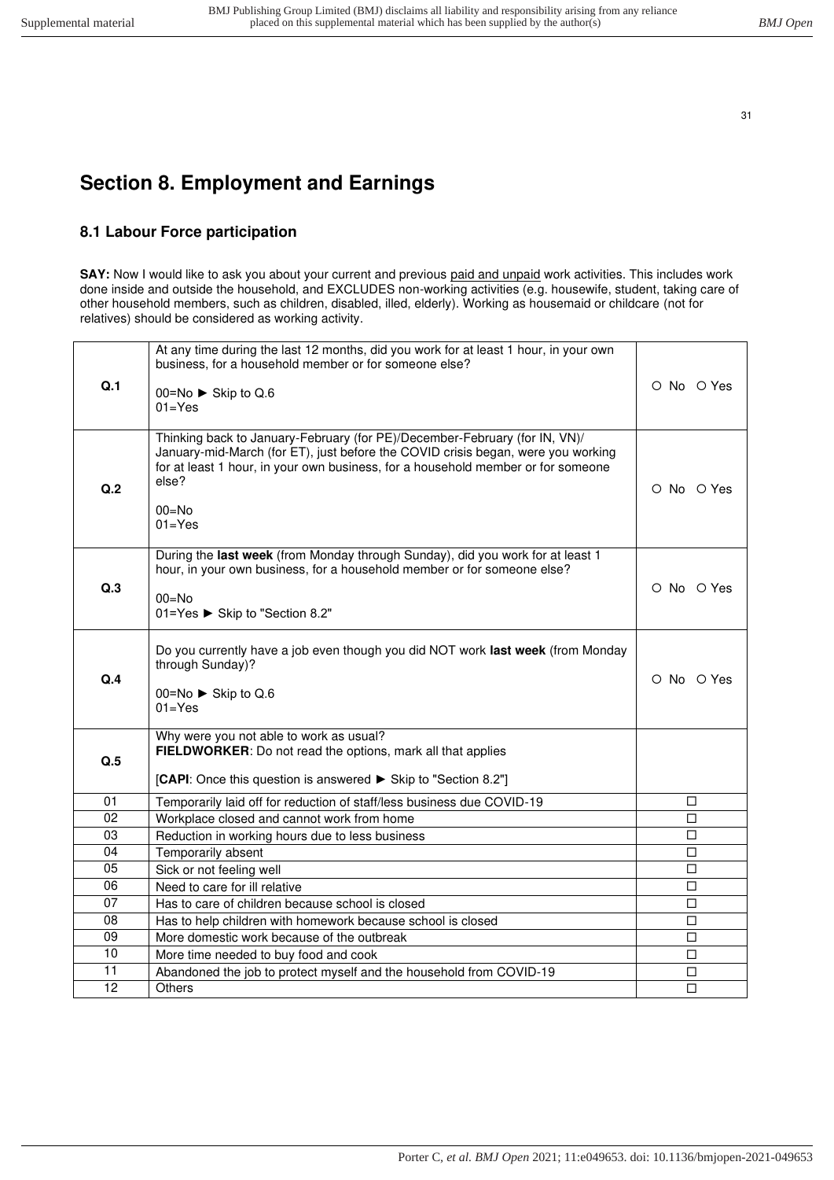# Section 8. Employment and Earnings

## 8.1 Labour Force participation

**SAY:** Now I would like to ask you about your current and previous paid and unpaid work activities. This includes work done inside and outside the household, and EXCLUDES non-working activities (e.g. housewife, student, taking care of other household members, such as children, disabled, illed, elderly). Working as housemaid or childcare (not for relatives) should be considered as working activity.

| | | |
|---|---|---|
| **Q.1** | At any time during the last 12 months, did you work for at least 1 hour, in your own business, for a household member or for someone else?<br><br>00=No ► Skip to Q.6<br>01=Yes | ○ No ○ Yes |
| **Q.2** | Thinking back to January-February (for PE)/December-February (for IN, VN)/ January-mid-March (for ET), just before the COVID crisis began, were you working for at least 1 hour, in your own business, for a household member or for someone else?<br><br>00=No<br>01=Yes | ○ No ○ Yes |
| **Q.3** | During the **last week** (from Monday through Sunday), did you work for at least 1 hour, in your own business, for a household member or for someone else?<br><br>00=No<br>01=Yes ► Skip to "Section 8.2" | ○ No ○ Yes |
| **Q.4** | Do you currently have a job even though you did NOT work **last week** (from Monday through Sunday)?<br><br>00=No ► Skip to Q.6<br>01=Yes | ○ No ○ Yes |
| **Q.5** | Why were you not able to work as usual?<br>**FIELDWORKER**: Do not read the options, mark all that applies<br><br>[**CAPI**: Once this question is answered ► Skip to "Section 8.2"] | |
| 01 | Temporarily laid off for reduction of staff/less business due COVID-19 | ☐ |
| 02 | Workplace closed and cannot work from home | ☐ |
| 03 | Reduction in working hours due to less business | ☐ |
| 04 | Temporarily absent | ☐ |
| 05 | Sick or not feeling well | ☐ |
| 06 | Need to care for ill relative | ☐ |
| 07 | Has to care of children because school is closed | ☐ |
| 08 | Has to help children with homework because school is closed | ☐ |
| 09 | More domestic work because of the outbreak | ☐ |
| 10 | More time needed to buy food and cook | ☐ |
| 11 | Abandoned the job to protect myself and the household from COVID-19 | ☐ |
| 12 | Others | ☐ |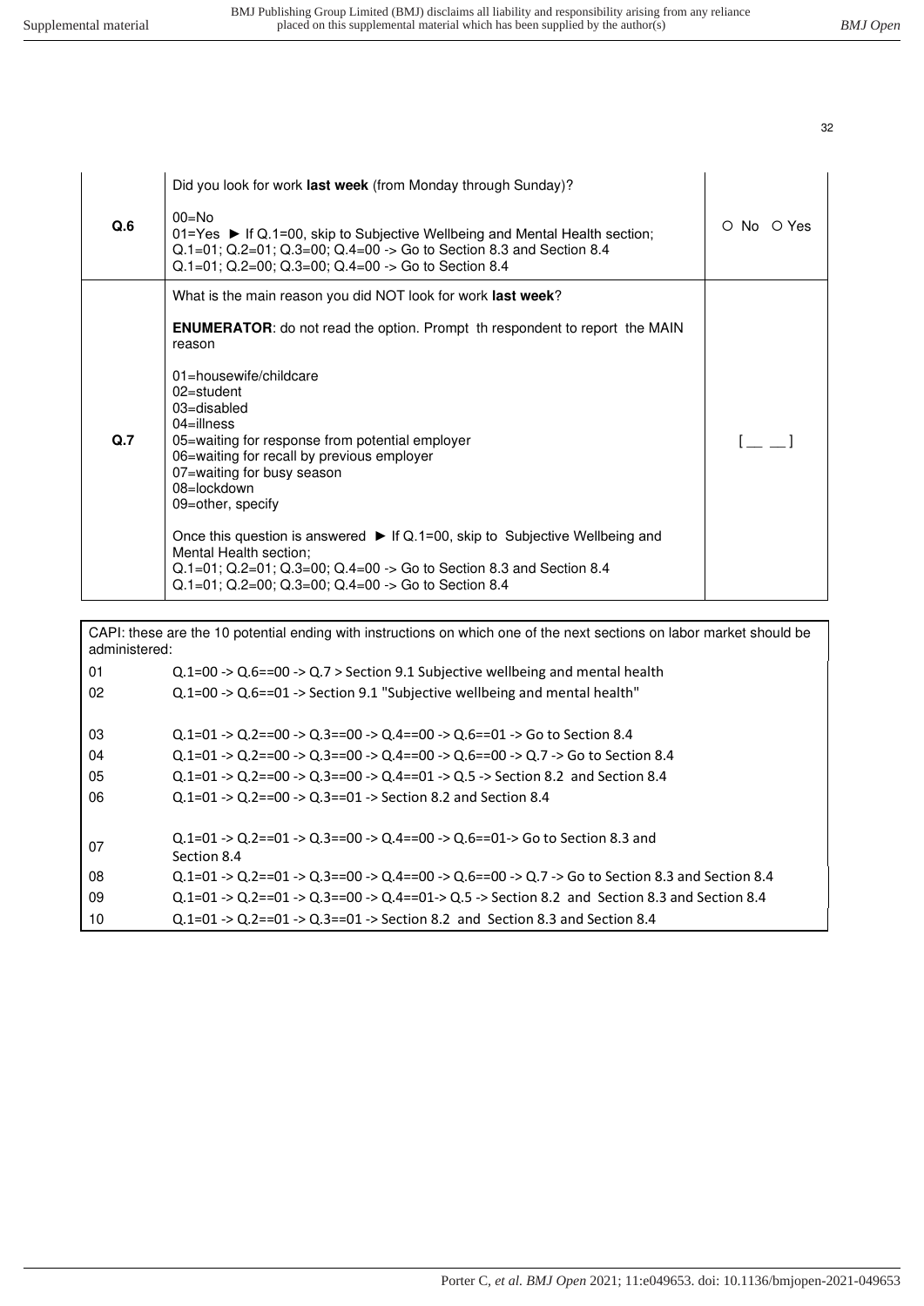| | | |
|---|---|---|
| **Q.6** | Did you look for work **last week** (from Monday through Sunday)?<br><br>00=No<br>01=Yes ► If Q.1=00, skip to Subjective Wellbeing and Mental Health section; Q.1=01; Q.2=01; Q.3=00; Q.4=00 -> Go to Section 8.3 and Section 8.4<br>Q.1=01; Q.2=00; Q.3=00; Q.4=00 -> Go to Section 8.4 | ○ No ○ Yes |
| **Q.7** | What is the main reason you did NOT look for work **last week**?<br><br>**ENUMERATOR**: do not read the option. Prompt th respondent to report the MAIN reason<br><br>01=housewife/childcare<br>02=student<br>03=disabled<br>04=illness<br>05=waiting for response from potential employer<br>06=waiting for recall by previous employer<br>07=waiting for busy season<br>08=lockdown<br>09=other, specify<br><br>Once this question is answered ► If Q.1=00, skip to Subjective Wellbeing and Mental Health section;<br>Q.1=01; Q.2=01; Q.3=00; Q.4=00 -> Go to Section 8.3 and Section 8.4<br>Q.1=01; Q.2=00; Q.3=00; Q.4=00 -> Go to Section 8.4 | [ __ __ ] |

| CAPI: these are the 10 potential ending with instructions on which one of the next sections on labor market should be administered: | |
|---|---|
| 01 | Q.1=00 -> Q.6==00 -> Q.7 > Section 9.1 Subjective wellbeing and mental health |
| 02 | Q.1=00 -> Q.6==01 -> Section 9.1 "Subjective wellbeing and mental health" |
| 03 | Q.1=01 -> Q.2==00 -> Q.3==00 -> Q.4==00 -> Q.6==01 -> Go to Section 8.4 |
| 04 | Q.1=01 -> Q.2==00 -> Q.3==00 -> Q.4==00 -> Q.6==00 -> Q.7 -> Go to Section 8.4 |
| 05 | Q.1=01 -> Q.2==00 -> Q.3==00 -> Q.4==01 -> Q.5 -> Section 8.2 and Section 8.4 |
| 06 | Q.1=01 -> Q.2==00 -> Q.3==01 -> Section 8.2 and Section 8.4 |
| 07 | Q.1=01 -> Q.2==01 -> Q.3==00 -> Q.4==00 -> Q.6==01-> Go to Section 8.3 and Section 8.4 |
| 08 | Q.1=01 -> Q.2==01 -> Q.3==00 -> Q.4==00 -> Q.6==00 -> Q.7 -> Go to Section 8.3 and Section 8.4 |
| 09 | Q.1=01 -> Q.2==01 -> Q.3==00 -> Q.4==01-> Q.5 -> Section 8.2 and Section 8.3 and Section 8.4 |
| 10 | Q.1=01 -> Q.2==01 -> Q.3==01 -> Section 8.2 and Section 8.3 and Section 8.4 |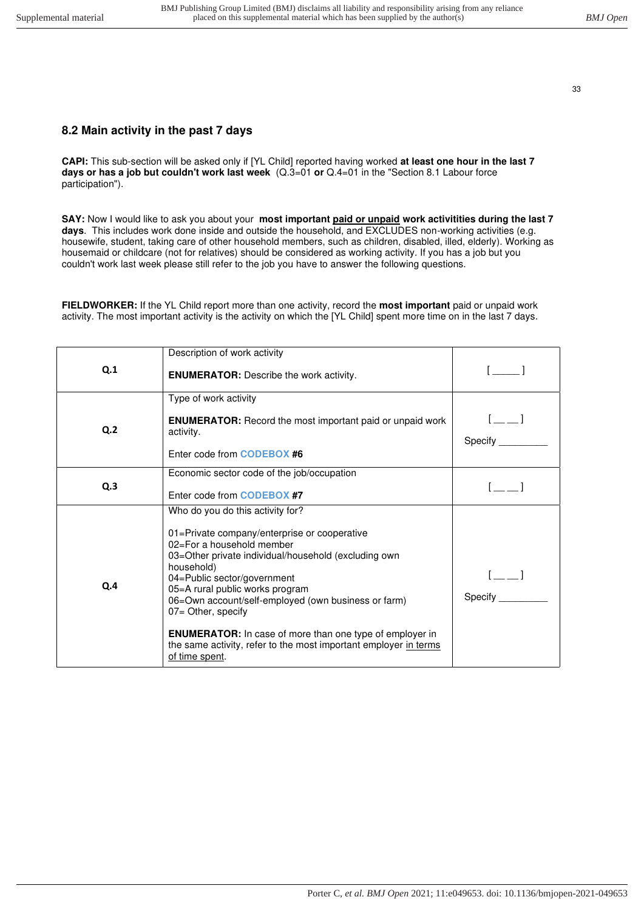## 8.2 Main activity in the past 7 days

**CAPI:** This sub-section will be asked only if [YL Child] reported having worked **at least one hour in the last 7 days or has a job but couldn't work last week** (Q.3=01 **or** Q.4=01 in the "Section 8.1 Labour force participation").

**SAY:** Now I would like to ask you about your **most important <u>paid or unpaid</u> work activitities during the last 7 days**. This includes work done inside and outside the household, and EXCLUDES non-working activities (e.g. housewife, student, taking care of other household members, such as children, disabled, illed, elderly). Working as housemaid or childcare (not for relatives) should be considered as working activity. If you has a job but you couldn't work last week please still refer to the job you have to answer the following questions.

**FIELDWORKER:** If the YL Child report more than one activity, record the **most important** paid or unpaid work activity. The most important activity is the activity on which the [YL Child] spent more time on in the last 7 days.

| | | |
|---|---|---|
| **Q.1** | Description of work activity<br><br>**ENUMERATOR:** Describe the work activity. | [ _____ ] |
| **Q.2** | Type of work activity<br><br>**ENUMERATOR:** Record the most important paid or unpaid work activity.<br><br>Enter code from **CODEBOX #6** | [ __ __ ]<br><br>Specify _________ |
| **Q.3** | Economic sector code of the job/occupation<br><br>Enter code from **CODEBOX #7** | [ __ __ ] |
| **Q.4** | Who do you do this activity for?<br><br>01=Private company/enterprise or cooperative<br>02=For a household member<br>03=Other private individual/household (excluding own household)<br>04=Public sector/government<br>05=A rural public works program<br>06=Own account/self-employed (own business or farm)<br>07= Other, specify<br><br>**ENUMERATOR:** In case of more than one type of employer in the same activity, refer to the most important employer <u>in terms of time spent</u>. | [ __ __ ]<br><br>Specify _________ |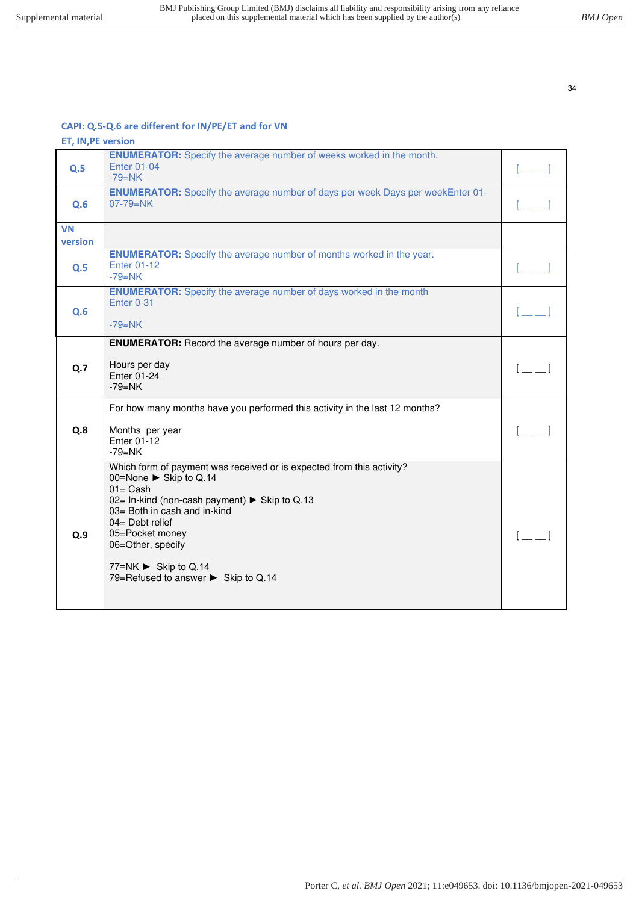**CAPI: Q.5-Q.6 are different for IN/PE/ET and for VN**

**ET, IN,PE version**

| | | |
|---|---|---|
| **Q.5** | **ENUMERATOR:** Specify the average number of weeks worked in the month.<br>Enter 01-04<br>-79=NK | [ __ __ ] |
| **Q.6** | **ENUMERATOR:** Specify the average number of days per week Days per weekEnter 01-07-79=NK | [ __ __ ] |
| **VN version** | | |
| **Q.5** | **ENUMERATOR:** Specify the average number of months worked in the year.<br>Enter 01-12<br>-79=NK | [ __ __ ] |
| **Q.6** | **ENUMERATOR:** Specify the average number of days worked in the month<br>Enter 0-31<br><br>-79=NK | [ __ __ ] |
| **Q.7** | **ENUMERATOR:** Record the average number of hours per day.<br><br>Hours per day<br>Enter 01-24<br>-79=NK | [ __ __ ] |
| **Q.8** | For how many months have you performed this activity in the last 12 months?<br><br>Months per year<br>Enter 01-12<br>-79=NK | [ __ __ ] |
| **Q.9** | Which form of payment was received or is expected from this activity?<br>00=None ► Skip to Q.14<br>01= Cash<br>02= In-kind (non-cash payment) ► Skip to Q.13<br>03= Both in cash and in-kind<br>04= Debt relief<br>05=Pocket money<br>06=Other, specify<br><br>77=NK ► Skip to Q.14<br>79=Refused to answer ► Skip to Q.14 | [ __ __ ] |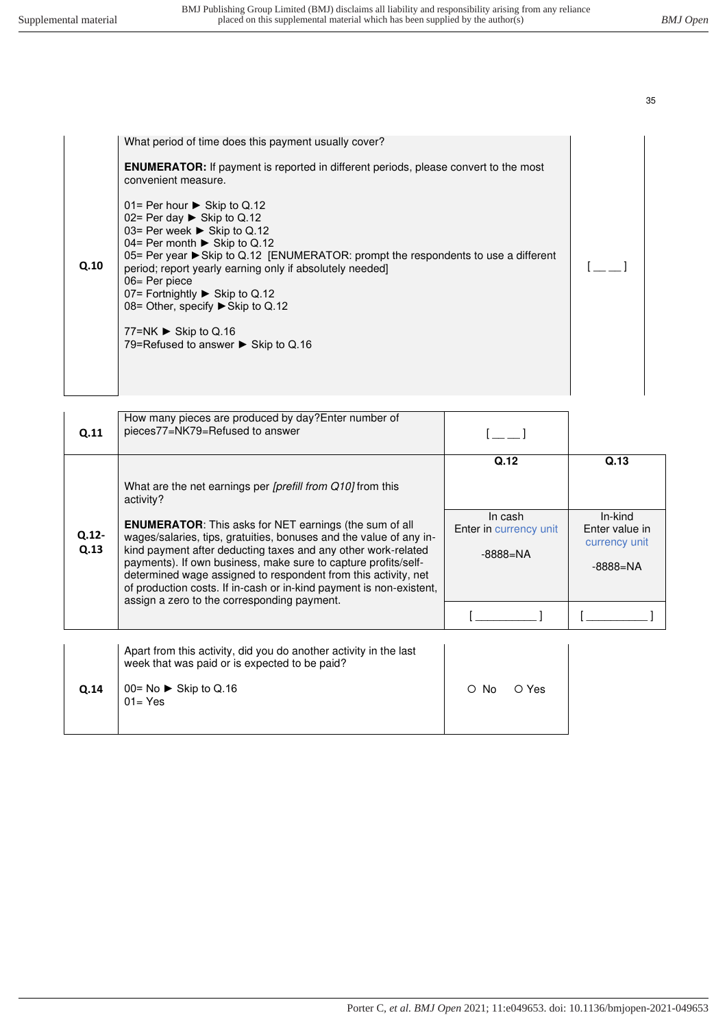| | | |
|---|---|---|
| **Q.10** | What period of time does this payment usually cover?<br><br>**ENUMERATOR:** If payment is reported in different periods, please convert to the most convenient measure.<br><br>01= Per hour ► Skip to Q.12<br>02= Per day ► Skip to Q.12<br>03= Per week ► Skip to Q.12<br>04= Per month ► Skip to Q.12<br>05= Per year ► Skip to Q.12 [ENUMERATOR: prompt the respondents to use a different period; report yearly earning only if absolutely needed]<br>06= Per piece<br>07= Fortnightly ► Skip to Q.12<br>08= Other, specify ► Skip to Q.12<br><br>77=NK ► Skip to Q.16<br>79=Refused to answer ► Skip to Q.16 | [ __ __ ] |

| | | | |
|---|---|---|---|
| **Q.11** | How many pieces are produced by day?Enter number of pieces77=NK79=Refused to answer | [ __ __ ] | |
| **Q.12-Q.13** | What are the net earnings per *[prefill from Q10]* from this activity?<br><br>**ENUMERATOR**: This asks for NET earnings (the sum of all wages/salaries, tips, gratuities, bonuses and the value of any in-kind payment after deducting taxes and any other work-related payments). If own business, make sure to capture profits/self-determined wage assigned to respondent from this activity, net of production costs. If in-cash or in-kind payment is non-existent, assign a zero to the corresponding payment. | **Q.12**<br><br>In cash<br>Enter in currency unit<br><br>-8888=NA<br><br>[ __________ ] | **Q.13**<br><br>In-kind<br>Enter value in currency unit<br><br>-8888=NA<br><br>[ __________ ] |

| | | |
|---|---|---|
| **Q.14** | Apart from this activity, did you do another activity in the last week that was paid or is expected to be paid?<br><br>00= No ► Skip to Q.16<br>01= Yes | ○ No ○ Yes |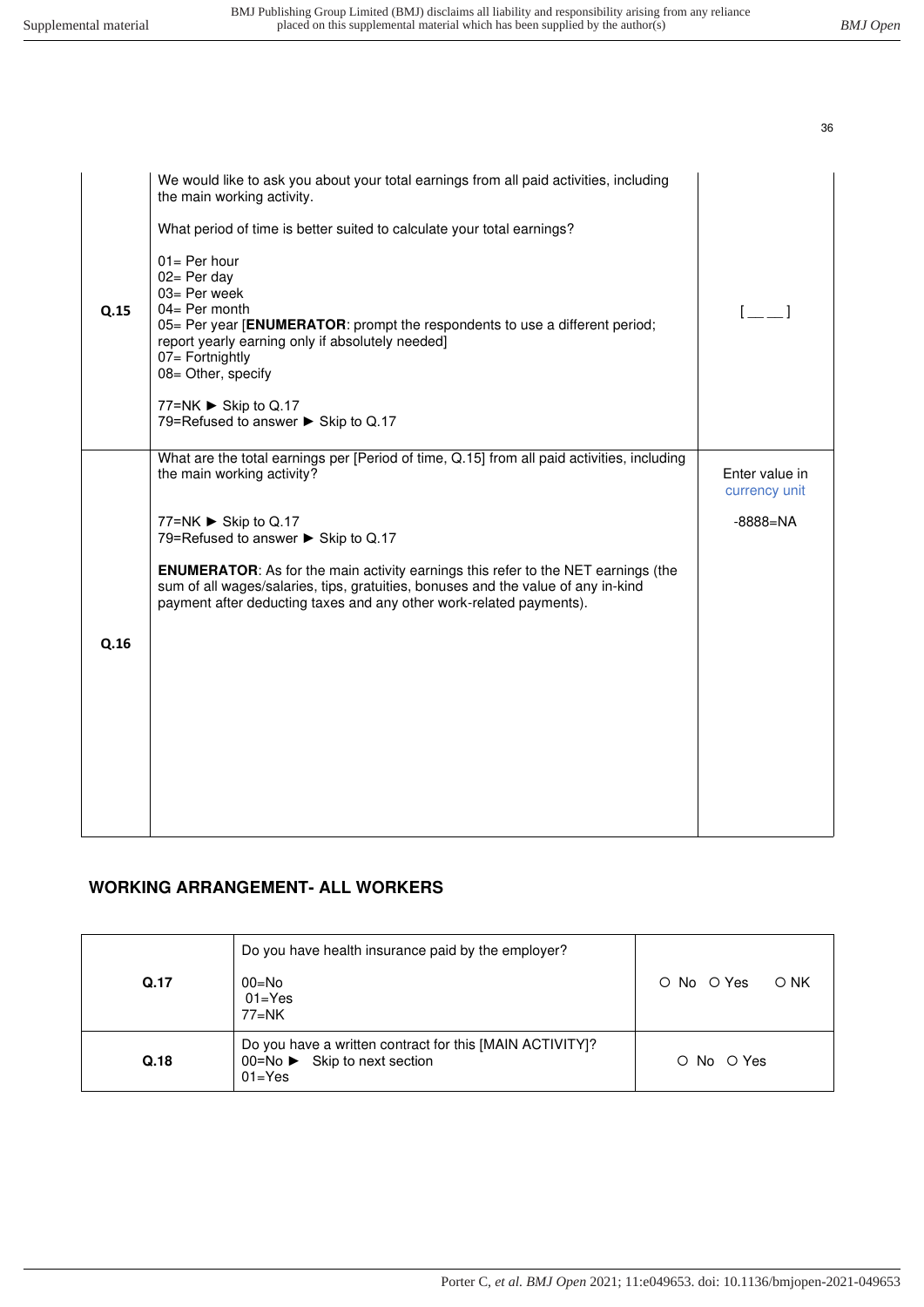| | | |
|---|---|---|
| **Q.15** | We would like to ask you about your total earnings from all paid activities, including the main working activity.<br><br>What period of time is better suited to calculate your total earnings?<br><br>01= Per hour<br>02= Per day<br>03= Per week<br>04= Per month<br>05= Per year [**ENUMERATOR**: prompt the respondents to use a different period; report yearly earning only if absolutely needed]<br>07= Fortnightly<br>08= Other, specify<br><br>77=NK ► Skip to Q.17<br>79=Refused to answer ► Skip to Q.17 | [ __ __ ] |
| **Q.16** | What are the total earnings per [Period of time, Q.15] from all paid activities, including the main working activity?<br><br>77=NK ► Skip to Q.17<br>79=Refused to answer ► Skip to Q.17<br><br>**ENUMERATOR**: As for the main activity earnings this refer to the NET earnings (the sum of all wages/salaries, tips, gratuities, bonuses and the value of any in-kind payment after deducting taxes and any other work-related payments). | Enter value in currency unit<br><br>-8888=NA |

## WORKING ARRANGEMENT- ALL WORKERS

| | | |
|---|---|---|
| **Q.17** | Do you have health insurance paid by the employer?<br><br>00=No<br>01=Yes<br>77=NK | ○ No ○ Yes ○ NK |
| **Q.18** | Do you have a written contract for this [MAIN ACTIVITY]?<br>00=No ► Skip to next section<br>01=Yes | ○ No ○ Yes |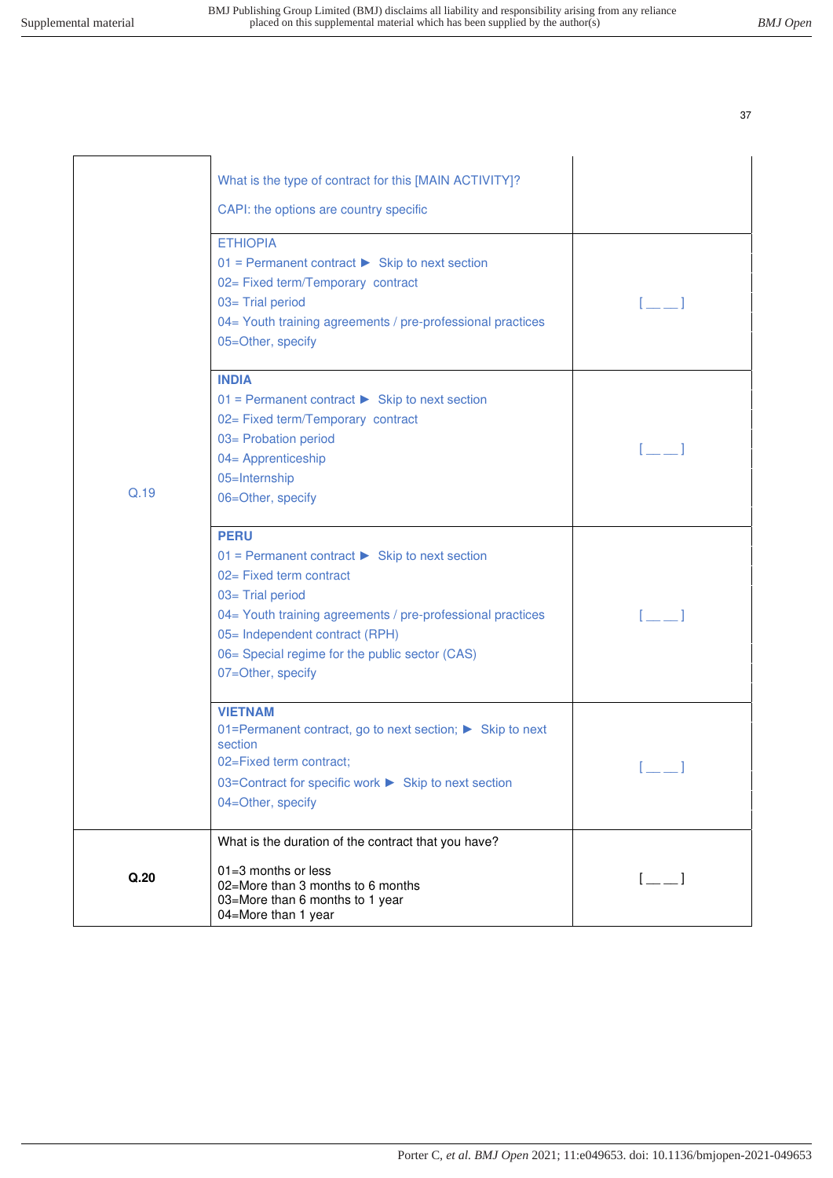| | | |
|---|---|---|
| Q.19 | What is the type of contract for this [MAIN ACTIVITY]?<br><br>CAPI: the options are country specific | |
| | ETHIOPIA<br>01 = Permanent contract ► Skip to next section<br>02= Fixed term/Temporary contract<br>03= Trial period<br>04= Youth training agreements / pre-professional practices<br>05=Other, specify | [ __ __ ] |
| | **INDIA**<br>01 = Permanent contract ► Skip to next section<br>02= Fixed term/Temporary contract<br>03= Probation period<br>04= Apprenticeship<br>05=Internship<br>06=Other, specify | [ __ __ ] |
| | **PERU**<br>01 = Permanent contract ► Skip to next section<br>02= Fixed term contract<br>03= Trial period<br>04= Youth training agreements / pre-professional practices<br>05= Independent contract (RPH)<br>06= Special regime for the public sector (CAS)<br>07=Other, specify | [ __ __ ] |
| | **VIETNAM**<br>01=Permanent contract, go to next section; ► Skip to next section<br>02=Fixed term contract;<br>03=Contract for specific work ► Skip to next section<br>04=Other, specify | [ __ __ ] |
| **Q.20** | What is the duration of the contract that you have?<br><br>01=3 months or less<br>02=More than 3 months to 6 months<br>03=More than 6 months to 1 year<br>04=More than 1 year | [ __ __ ] |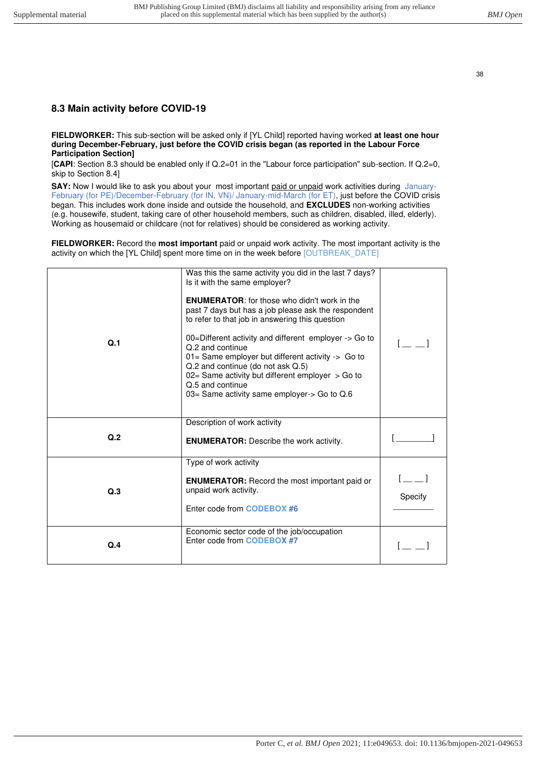## 8.3 Main activity before COVID-19

**FIELDWORKER:** This sub-section will be asked only if [YL Child] reported having worked **at least one hour during December-February, just before the COVID crisis began (as reported in the Labour Force Participation Section]**

[**CAPI**: Section 8.3 should be enabled only if Q.2=01 in the "Labour force participation" sub-section. If Q.2=0, skip to Section 8.4]

**SAY:** Now I would like to ask you about your most important paid or unpaid work activities during January-February (for PE)/December-February (for IN, VN)/ January-mid-March (for ET), just before the COVID crisis began. This includes work done inside and outside the household, and **EXCLUDES** non-working activities (e.g. housewife, student, taking care of other household members, such as children, disabled, illed, elderly). Working as housemaid or childcare (not for relatives) should be considered as working activity.

**FIELDWORKER:** Record the **most important** paid or unpaid work activity. The most important activity is the activity on which the [YL Child] spent more time on in the week before [OUTBREAK_DATE]

| | | |
|---|---|---|
| **Q.1** | Was this the same activity you did in the last 7 days? Is it with the same employer?<br><br>**ENUMERATOR**: for those who didn't work in the past 7 days but has a job please ask the respondent to refer to that job in answering this question<br><br>00=Different activity and different employer -> Go to Q.2 and continue<br>01= Same employer but different activity -> Go to Q.2 and continue (do not ask Q.5)<br>02= Same activity but different employer > Go to Q.5 and continue<br>03= Same activity same employer-> Go to Q.6 | [ __ __ ] |
| **Q.2** | Description of work activity<br><br>**ENUMERATOR:** Describe the work activity. | [ ________ ] |
| **Q.3** | Type of work activity<br><br>**ENUMERATOR:** Record the most important paid or unpaid work activity.<br><br>Enter code from **CODEBOX #6** | [ __ __ ]<br><br>Specify<br>________ |
| **Q.4** | Economic sector code of the job/occupation<br>Enter code from **CODEBOX #7** | [ __ __ ] |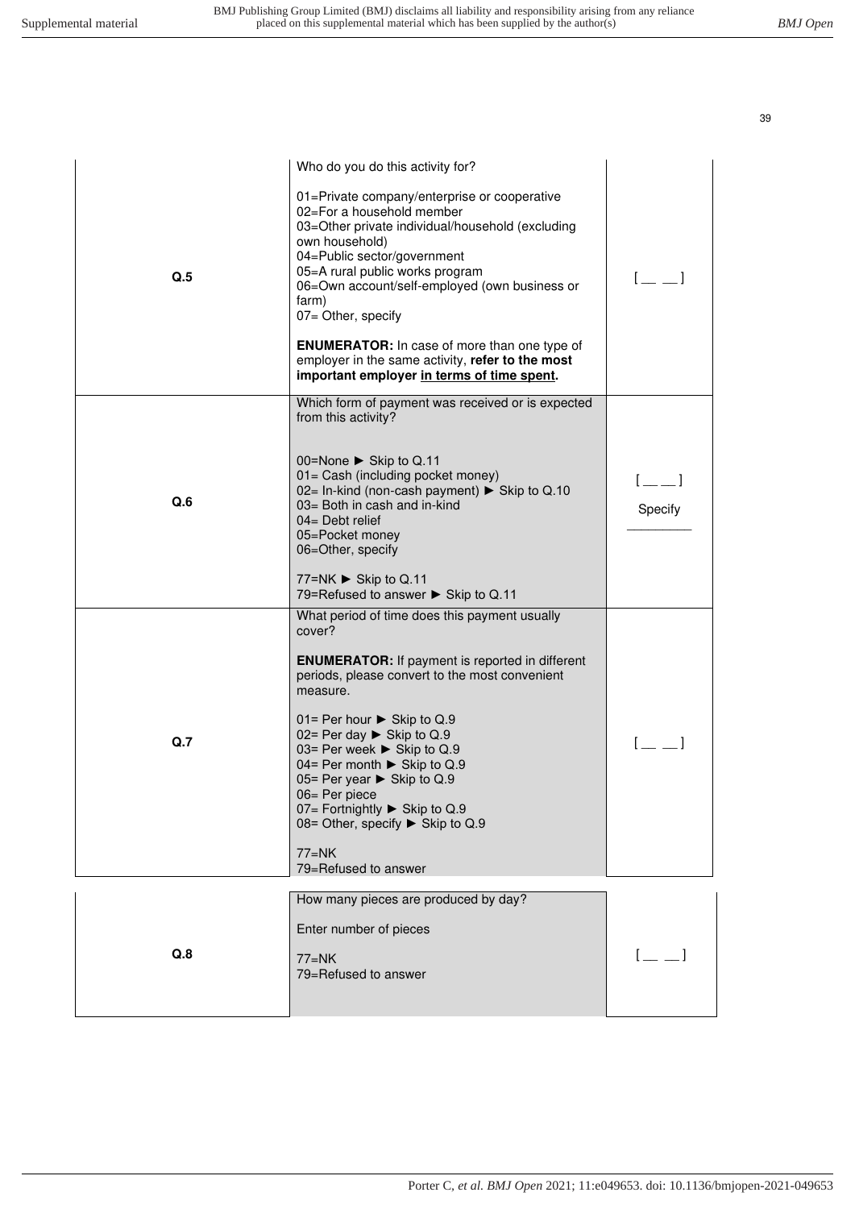| | | |
|---|---|---|
| **Q.5** | Who do you do this activity for?<br><br>01=Private company/enterprise or cooperative<br>02=For a household member<br>03=Other private individual/household (excluding own household)<br>04=Public sector/government<br>05=A rural public works program<br>06=Own account/self-employed (own business or farm)<br>07= Other, specify<br><br>**ENUMERATOR:** In case of more than one type of employer in the same activity, **refer to the most important employer <u>in terms of time spent</u>.** | [ __ __ ] |
| **Q.6** | Which form of payment was received or is expected from this activity?<br><br>00=None ► Skip to Q.11<br>01= Cash (including pocket money)<br>02= In-kind (non-cash payment) ► Skip to Q.10<br>03= Both in cash and in-kind<br>04= Debt relief<br>05=Pocket money<br>06=Other, specify<br><br>77=NK ► Skip to Q.11<br>79=Refused to answer ► Skip to Q.11 | [ __ __ ]<br><br>Specify<br>_________ |
| **Q.7** | What period of time does this payment usually cover?<br><br>**ENUMERATOR:** If payment is reported in different periods, please convert to the most convenient measure.<br><br>01= Per hour ► Skip to Q.9<br>02= Per day ► Skip to Q.9<br>03= Per week ► Skip to Q.9<br>04= Per month ► Skip to Q.9<br>05= Per year ► Skip to Q.9<br>06= Per piece<br>07= Fortnightly ► Skip to Q.9<br>08= Other, specify ► Skip to Q.9<br><br>77=NK<br>79=Refused to answer | [ __ __ ] |
| **Q.8** | How many pieces are produced by day?<br><br>Enter number of pieces<br><br>77=NK<br>79=Refused to answer | [ __ __ ] |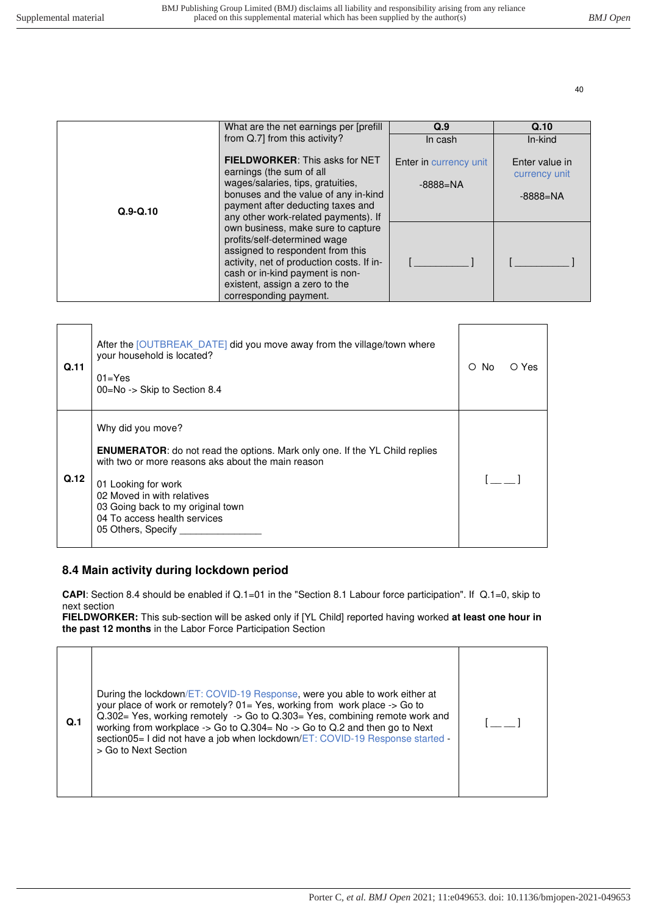| Q.9-Q.10 | What are the net earnings per [prefill from Q.7] from this activity?<br><br>**FIELDWORKER**: This asks for NET earnings (the sum of all wages/salaries, tips, gratuities, bonuses and the value of any in-kind payment after deducting taxes and any other work-related payments). If own business, make sure to capture profits/self-determined wage assigned to respondent from this activity, net of production costs. If in-cash or in-kind payment is non-existent, assign a zero to the corresponding payment. | **Q.9**<br>In cash<br><br>Enter in currency unit<br><br>-8888=NA<br><br>[ __________ ] | **Q.10**<br>In-kind<br><br>Enter value in currency unit<br><br>-8888=NA<br><br>[ __________ ] |
|---|---|---|---|

| Q.11 | After the [OUTBREAK_DATE] did you move away from the village/town where your household is located?<br><br>01=Yes<br>00=No -> Skip to Section 8.4 | ○ No ○ Yes |
|---|---|---|
| **Q.12** | Why did you move?<br><br>**ENUMERATOR**: do not read the options. Mark only one. If the YL Child replies with two or more reasons aks about the main reason<br><br>01 Looking for work<br>02 Moved in with relatives<br>03 Going back to my original town<br>04 To access health services<br>05 Others, Specify _______________ | [ __ __ ] |

### 8.4 Main activity during lockdown period

**CAPI**: Section 8.4 should be enabled if Q.1=01 in the "Section 8.1 Labour force participation". If Q.1=0, skip to next section

**FIELDWORKER:** This sub-section will be asked only if [YL Child] reported having worked **at least one hour in the past 12 months** in the Labor Force Participation Section

| Q.1 | During the lockdown/ET: COVID-19 Response, were you able to work either at your place of work or remotely? 01= Yes, working from work place -> Go to Q.302= Yes, working remotely -> Go to Q.303= Yes, combining remote work and working from workplace -> Go to Q.304= No -> Go to Q.2 and then go to Next section05= I did not have a job when lockdown/ET: COVID-19 Response started -> Go to Next Section | [ __ __ ] |
|---|---|---|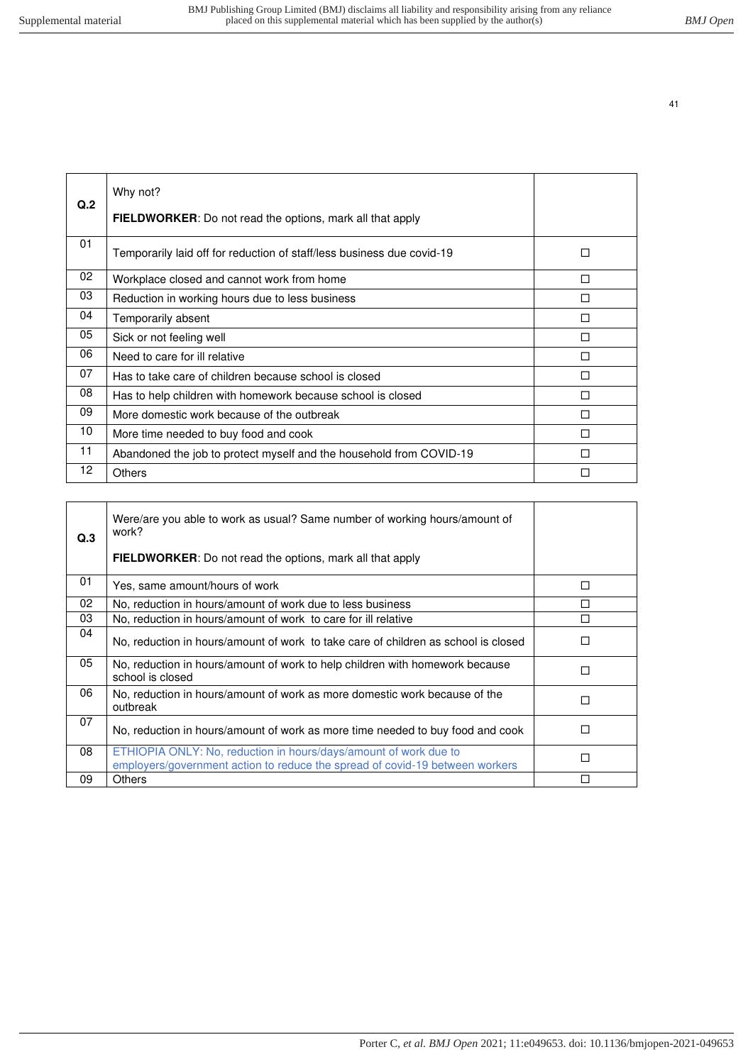| Q.2 | Why not?<br><br>**FIELDWORKER**: Do not read the options, mark all that apply | |
|---|---|---|
| 01 | Temporarily laid off for reduction of staff/less business due covid-19 | ☐ |
| 02 | Workplace closed and cannot work from home | ☐ |
| 03 | Reduction in working hours due to less business | ☐ |
| 04 | Temporarily absent | ☐ |
| 05 | Sick or not feeling well | ☐ |
| 06 | Need to care for ill relative | ☐ |
| 07 | Has to take care of children because school is closed | ☐ |
| 08 | Has to help children with homework because school is closed | ☐ |
| 09 | More domestic work because of the outbreak | ☐ |
| 10 | More time needed to buy food and cook | ☐ |
| 11 | Abandoned the job to protect myself and the household from COVID-19 | ☐ |
| 12 | Others | ☐ |

| Q.3 | Were/are you able to work as usual? Same number of working hours/amount of work?<br><br>**FIELDWORKER**: Do not read the options, mark all that apply | |
|---|---|---|
| 01 | Yes, same amount/hours of work | ☐ |
| 02 | No, reduction in hours/amount of work due to less business | ☐ |
| 03 | No, reduction in hours/amount of work to care for ill relative | ☐ |
| 04 | No, reduction in hours/amount of work to take care of children as school is closed | ☐ |
| 05 | No, reduction in hours/amount of work to help children with homework because school is closed | ☐ |
| 06 | No, reduction in hours/amount of work as more domestic work because of the outbreak | ☐ |
| 07 | No, reduction in hours/amount of work as more time needed to buy food and cook | ☐ |
| 08 | ETHIOPIA ONLY: No, reduction in hours/days/amount of work due to employers/government action to reduce the spread of covid-19 between workers | ☐ |
| 09 | Others | ☐ |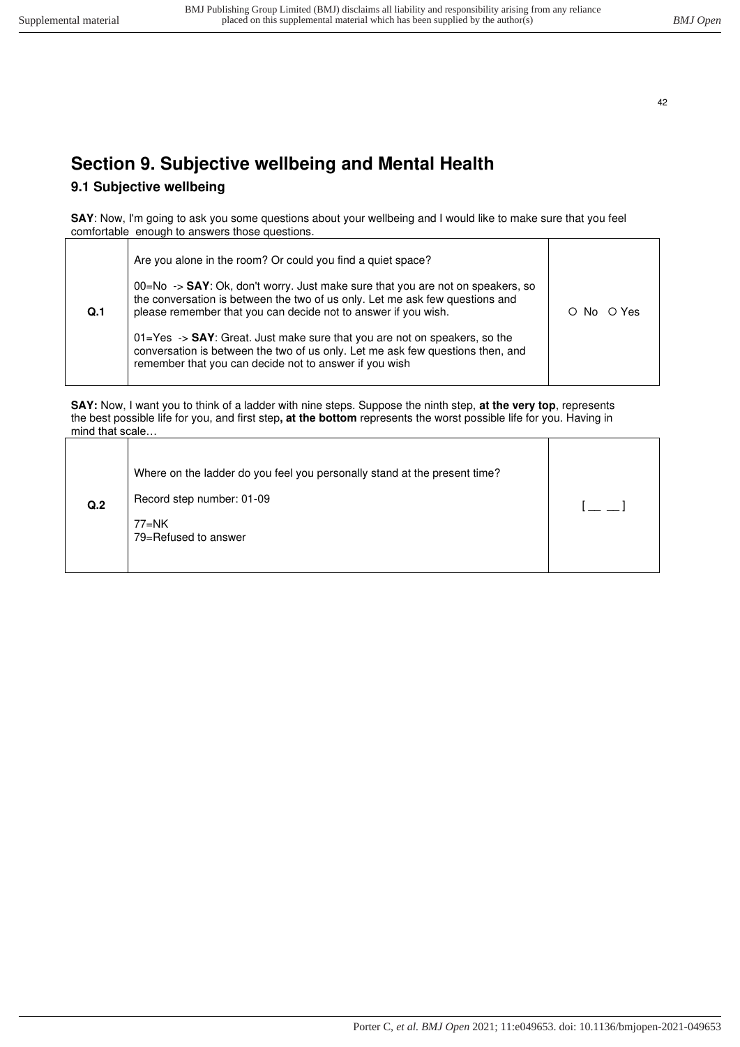# Section 9. Subjective wellbeing and Mental Health

## 9.1 Subjective wellbeing

**SAY**: Now, I'm going to ask you some questions about your wellbeing and I would like to make sure that you feel comfortable enough to answers those questions.

| | | |
|---|---|---|
| **Q.1** | Are you alone in the room? Or could you find a quiet space?<br><br>00=No -> **SAY**: Ok, don't worry. Just make sure that you are not on speakers, so the conversation is between the two of us only. Let me ask few questions and please remember that you can decide not to answer if you wish.<br><br>01=Yes -> **SAY**: Great. Just make sure that you are not on speakers, so the conversation is between the two of us only. Let me ask few questions then, and remember that you can decide not to answer if you wish | ○ No ○ Yes |

**SAY:** Now, I want you to think of a ladder with nine steps. Suppose the ninth step, **at the very top**, represents the best possible life for you, and first step**, at the bottom** represents the worst possible life for you. Having in mind that scale…

| | | |
|---|---|---|
| **Q.2** | Where on the ladder do you feel you personally stand at the present time?<br><br>Record step number: 01-09<br><br>77=NK<br>79=Refused to answer | [ __ __ ] |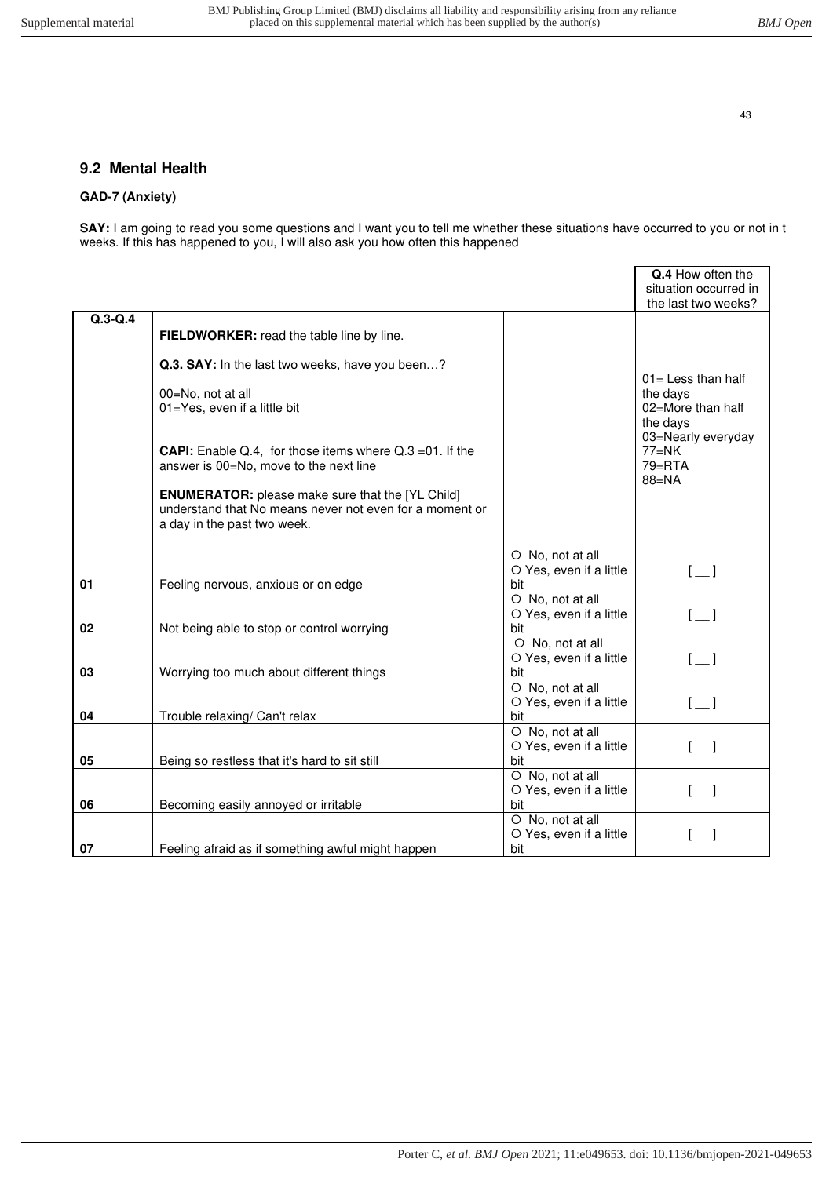## 9.2 Mental Health

### GAD-7 (Anxiety)

**SAY:** I am going to read you some questions and I want you to tell me whether these situations have occurred to you or not in tl weeks. If this has happened to you, I will also ask you how often this happened

| | | | **Q.4** How often the situation occurred in the last two weeks? |
|---|---|---|---|
| **Q.3-Q.4** | **FIELDWORKER:** read the table line by line.<br><br>**Q.3. SAY:** In the last two weeks, have you been…?<br><br>00=No, not at all<br>01=Yes, even if a little bit<br><br>**CAPI:** Enable Q.4, for those items where Q.3 =01. If the answer is 00=No, move to the next line<br><br>**ENUMERATOR:** please make sure that the [YL Child] understand that No means never not even for a moment or a day in the past two week. | | 01= Less than half the days<br>02=More than half the days<br>03=Nearly everyday<br>77=NK<br>79=RTA<br>88=NA |
| 01 | Feeling nervous, anxious or on edge | ○ No, not at all<br>○ Yes, even if a little bit | [ __ ] |
| 02 | Not being able to stop or control worrying | ○ No, not at all<br>○ Yes, even if a little bit | [ __ ] |
| 03 | Worrying too much about different things | ○ No, not at all<br>○ Yes, even if a little bit | [ __ ] |
| 04 | Trouble relaxing/ Can't relax | ○ No, not at all<br>○ Yes, even if a little bit | [ __ ] |
| 05 | Being so restless that it's hard to sit still | ○ No, not at all<br>○ Yes, even if a little bit | [ __ ] |
| 06 | Becoming easily annoyed or irritable | ○ No, not at all<br>○ Yes, even if a little bit | [ __ ] |
| 07 | Feeling afraid as if something awful might happen | ○ No, not at all<br>○ Yes, even if a little bit | [ __ ] |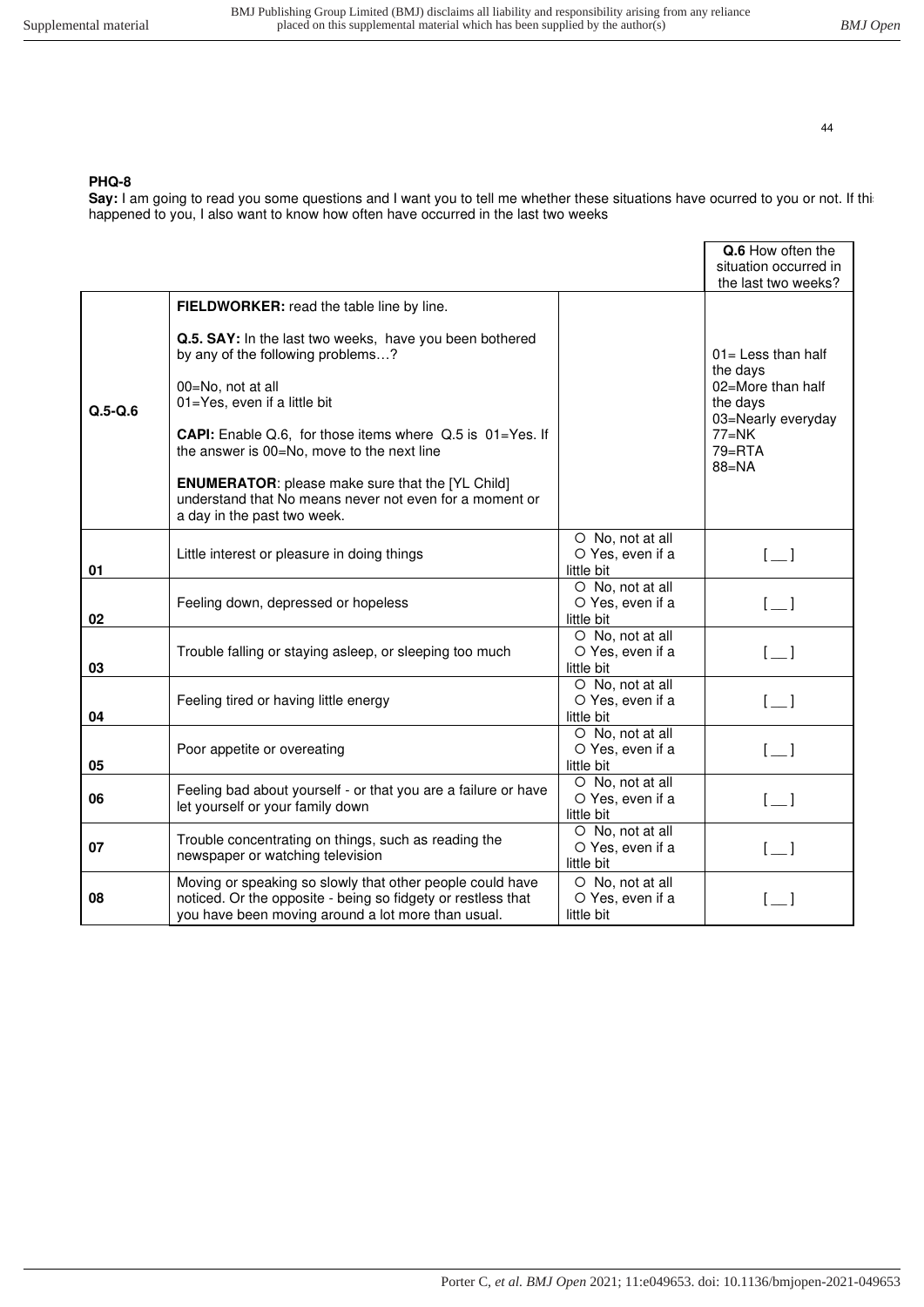**PHQ-8**

**Say:** I am going to read you some questions and I want you to tell me whether these situations have ocurred to you or not. If thi happened to you, I also want to know how often have occurred in the last two weeks

| | | | **Q.6** How often the situation occurred in the last two weeks? |
|---|---|---|---|
| **Q.5-Q.6** | **FIELDWORKER:** read the table line by line.<br><br>**Q.5. SAY:** In the last two weeks, have you been bothered by any of the following problems…?<br><br>00=No, not at all<br>01=Yes, even if a little bit<br><br>**CAPI:** Enable Q.6, for those items where Q.5 is 01=Yes. If the answer is 00=No, move to the next line<br><br>**ENUMERATOR**: please make sure that the [YL Child] understand that No means never not even for a moment or a day in the past two week. | | 01= Less than half the days<br>02=More than half the days<br>03=Nearly everyday<br>77=NK<br>79=RTA<br>88=NA |
| **01** | Little interest or pleasure in doing things | ○ No, not at all<br>○ Yes, even if a little bit | [__] |
| **02** | Feeling down, depressed or hopeless | ○ No, not at all<br>○ Yes, even if a little bit | [__] |
| **03** | Trouble falling or staying asleep, or sleeping too much | ○ No, not at all<br>○ Yes, even if a little bit | [__] |
| **04** | Feeling tired or having little energy | ○ No, not at all<br>○ Yes, even if a little bit | [__] |
| **05** | Poor appetite or overeating | ○ No, not at all<br>○ Yes, even if a little bit | [__] |
| **06** | Feeling bad about yourself - or that you are a failure or have let yourself or your family down | ○ No, not at all<br>○ Yes, even if a little bit | [__] |
| **07** | Trouble concentrating on things, such as reading the newspaper or watching television | ○ No, not at all<br>○ Yes, even if a little bit | [__] |
| **08** | Moving or speaking so slowly that other people could have noticed. Or the opposite - being so fidgety or restless that you have been moving around a lot more than usual. | ○ No, not at all<br>○ Yes, even if a little bit | [__] |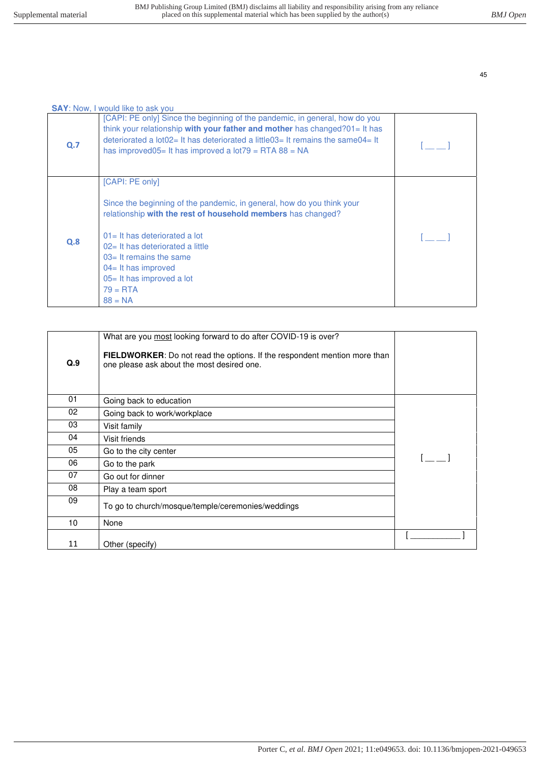**SAY**: Now, I would like to ask you

| | | |
|---|---|---|
| **Q.7** | [CAPI: PE only] Since the beginning of the pandemic, in general, how do you think your relationship **with your father and mother** has changed?01= It has deteriorated a lot02= It has deteriorated a little03= It remains the same04= It has improved05= It has improved a lot79 = RTA 88 = NA | [ __ __ ] |
| **Q.8** | [CAPI: PE only]<br><br>Since the beginning of the pandemic, in general, how do you think your relationship **with the rest of household members** has changed?<br><br>01= It has deteriorated a lot<br>02= It has deteriorated a little<br>03= It remains the same<br>04= It has improved<br>05= It has improved a lot<br>79 = RTA<br>88 = NA | [ __ __ ] |

| | | |
|---|---|---|
| **Q.9** | What are you most looking forward to do after COVID-19 is over?<br><br>**FIELDWORKER**: Do not read the options. If the respondent mention more than one please ask about the most desired one. | |
| 01 | Going back to education | [ __ __ ] |
| 02 | Going back to work/workplace | |
| 03 | Visit family | |
| 04 | Visit friends | |
| 05 | Go to the city center | |
| 06 | Go to the park | |
| 07 | Go out for dinner | |
| 08 | Play a team sport | |
| 09 | To go to church/mosque/temple/ceremonies/weddings | |
| 10 | None | |
| 11 | Other (specify) | [ ___________ ] |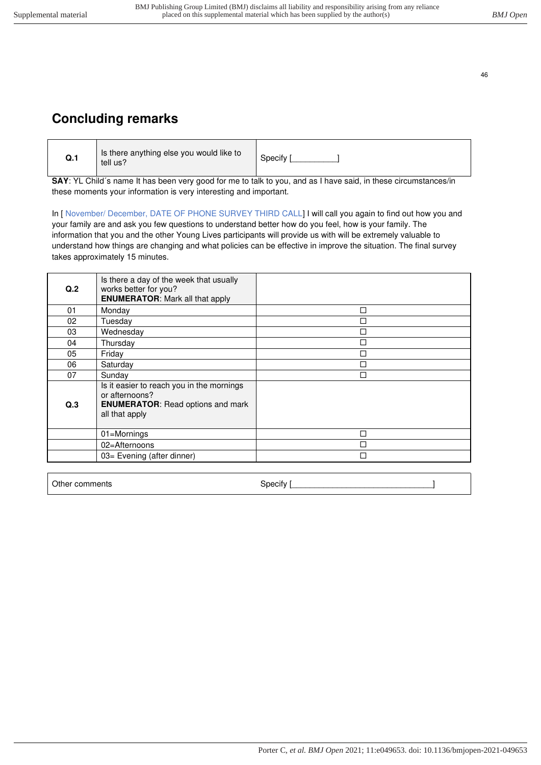## Concluding remarks

| Q.1 | Is there anything else you would like to tell us? | Specify [__________] |
|---|---|---|

**SAY**: YL Child´s name It has been very good for me to talk to you, and as I have said, in these circumstances/in these moments your information is very interesting and important.

In [ November/ December, DATE OF PHONE SURVEY THIRD CALL] I will call you again to find out how you and your family are and ask you few questions to understand better how do you feel, how is your family. The information that you and the other Young Lives participants will provide us with will be extremely valuable to understand how things are changing and what policies can be effective in improve the situation. The final survey takes approximately 15 minutes.

| Q.2 | Is there a day of the week that usually works better for you? **ENUMERATOR**: Mark all that apply | |
|---|---|---|
| 01 | Monday | ☐ |
| 02 | Tuesday | ☐ |
| 03 | Wednesday | ☐ |
| 04 | Thursday | ☐ |
| 05 | Friday | ☐ |
| 06 | Saturday | ☐ |
| 07 | Sunday | ☐ |
| Q.3 | Is it easier to reach you in the mornings or afternoons? **ENUMERATOR**: Read options and mark all that apply | |
| | 01=Mornings | ☐ |
| | 02=Afternoons | ☐ |
| | 03= Evening (after dinner) | ☐ |

| Other comments | Specify [_______________________________] |
|---|---|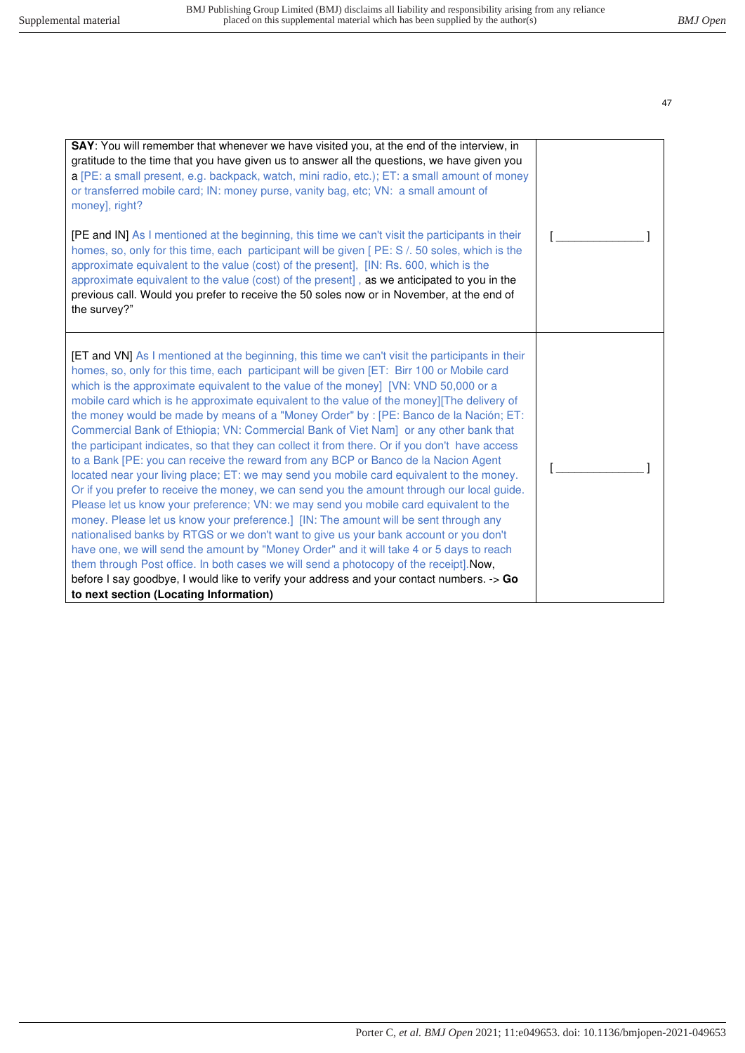| | |
|---|---|
| **SAY**: You will remember that whenever we have visited you, at the end of the interview, in gratitude to the time that you have given us to answer all the questions, we have given you a [PE: a small present, e.g. backpack, watch, mini radio, etc.); ET: a small amount of money or transferred mobile card; IN: money purse, vanity bag, etc; VN: a small amount of money], right?<br><br>[PE and IN] As I mentioned at the beginning, this time we can't visit the participants in their homes, so, only for this time, each participant will be given [ PE: S /. 50 soles, which is the approximate equivalent to the value (cost) of the present], [IN: Rs. 600, which is the approximate equivalent to the value (cost) of the present] , as we anticipated to you in the previous call. Would you prefer to receive the 50 soles now or in November, at the end of the survey?" | [ ______________ ] |
| [ET and VN] As I mentioned at the beginning, this time we can't visit the participants in their homes, so, only for this time, each participant will be given [ET: Birr 100 or Mobile card which is the approximate equivalent to the value of the money] [VN: VND 50,000 or a mobile card which is he approximate equivalent to the value of the money][The delivery of the money would be made by means of a "Money Order" by : [PE: Banco de la Nación; ET: Commercial Bank of Ethiopia; VN: Commercial Bank of Viet Nam] or any other bank that the participant indicates, so that they can collect it from there. Or if you don't have access to a Bank [PE: you can receive the reward from any BCP or Banco de la Nacion Agent located near your living place; ET: we may send you mobile card equivalent to the money. Or if you prefer to receive the money, we can send you the amount through our local guide. Please let us know your preference; VN: we may send you mobile card equivalent to the money. Please let us know your preference.] [IN: The amount will be sent through any nationalised banks by RTGS or we don't want to give us your bank account or you don't have one, we will send the amount by "Money Order" and it will take 4 or 5 days to reach them through Post office. In both cases we will send a photocopy of the receipt].Now, before I say goodbye, I would like to verify your address and your contact numbers. -> **Go to next section (Locating Information)** | [ ______________ ] |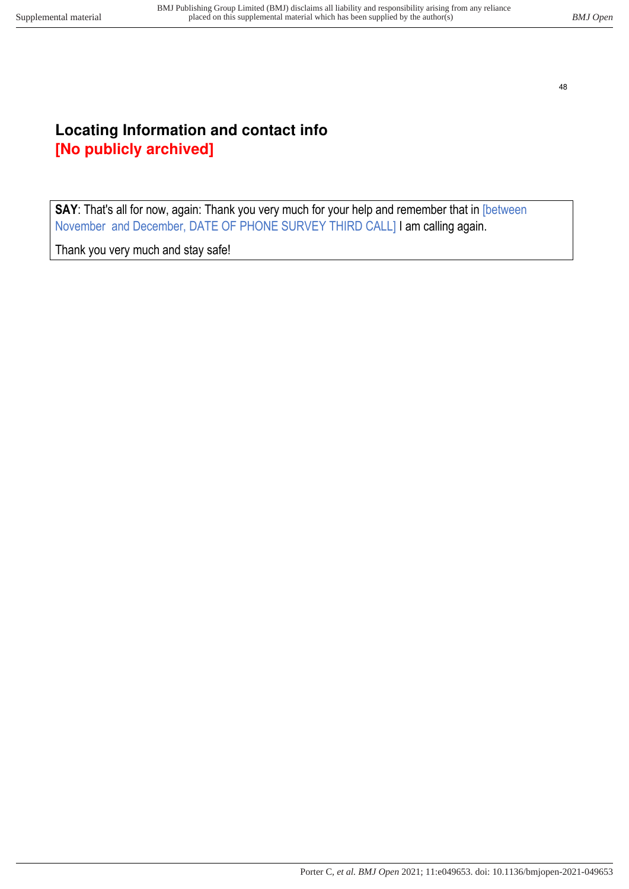## Locating Information and contact info
## [No publicly archived]

**SAY**: That's all for now, again: Thank you very much for your help and remember that in [between November and December, DATE OF PHONE SURVEY THIRD CALL] I am calling again.

Thank you very much and stay safe!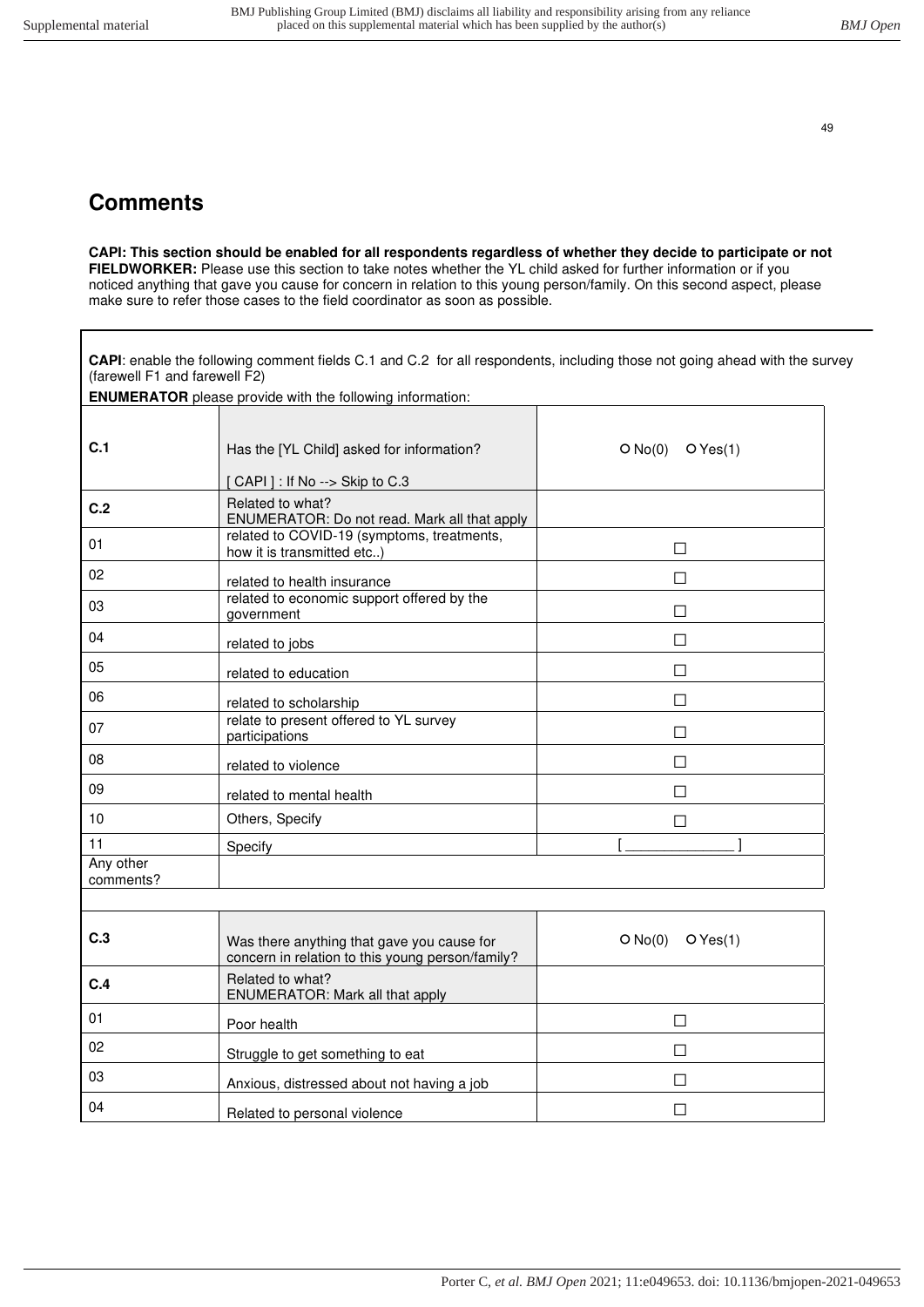# Comments

**CAPI: This section should be enabled for all respondents regardless of whether they decide to participate or not**
**FIELDWORKER:** Please use this section to take notes whether the YL child asked for further information or if you noticed anything that gave you cause for concern in relation to this young person/family. On this second aspect, please make sure to refer those cases to the field coordinator as soon as possible.

**CAPI**: enable the following comment fields C.1 and C.2 for all respondents, including those not going ahead with the survey (farewell F1 and farewell F2)

**ENUMERATOR** please provide with the following information:

| | | |
|---|---|---|
| **C.1** | Has the [YL Child] asked for information?<br>[ CAPI ] : If No --> Skip to C.3 | ○ No(0) ○ Yes(1) |
| **C.2** | Related to what?<br>ENUMERATOR: Do not read. Mark all that apply | |
| 01 | related to COVID-19 (symptoms, treatments, how it is transmitted etc..) | ☐ |
| 02 | related to health insurance | ☐ |
| 03 | related to economic support offered by the government | ☐ |
| 04 | related to jobs | ☐ |
| 05 | related to education | ☐ |
| 06 | related to scholarship | ☐ |
| 07 | relate to present offered to YL survey participations | ☐ |
| 08 | related to violence | ☐ |
| 09 | related to mental health | ☐ |
| 10 | Others, Specify | ☐ |
| 11 | Specify | [ _____________ ] |
| Any other comments? | | |

| | | |
|---|---|---|
| **C.3** | Was there anything that gave you cause for concern in relation to this young person/family? | ○ No(0) ○ Yes(1) |
| **C.4** | Related to what?<br>ENUMERATOR: Mark all that apply | |
| 01 | Poor health | ☐ |
| 02 | Struggle to get something to eat | ☐ |
| 03 | Anxious, distressed about not having a job | ☐ |
| 04 | Related to personal violence | ☐ |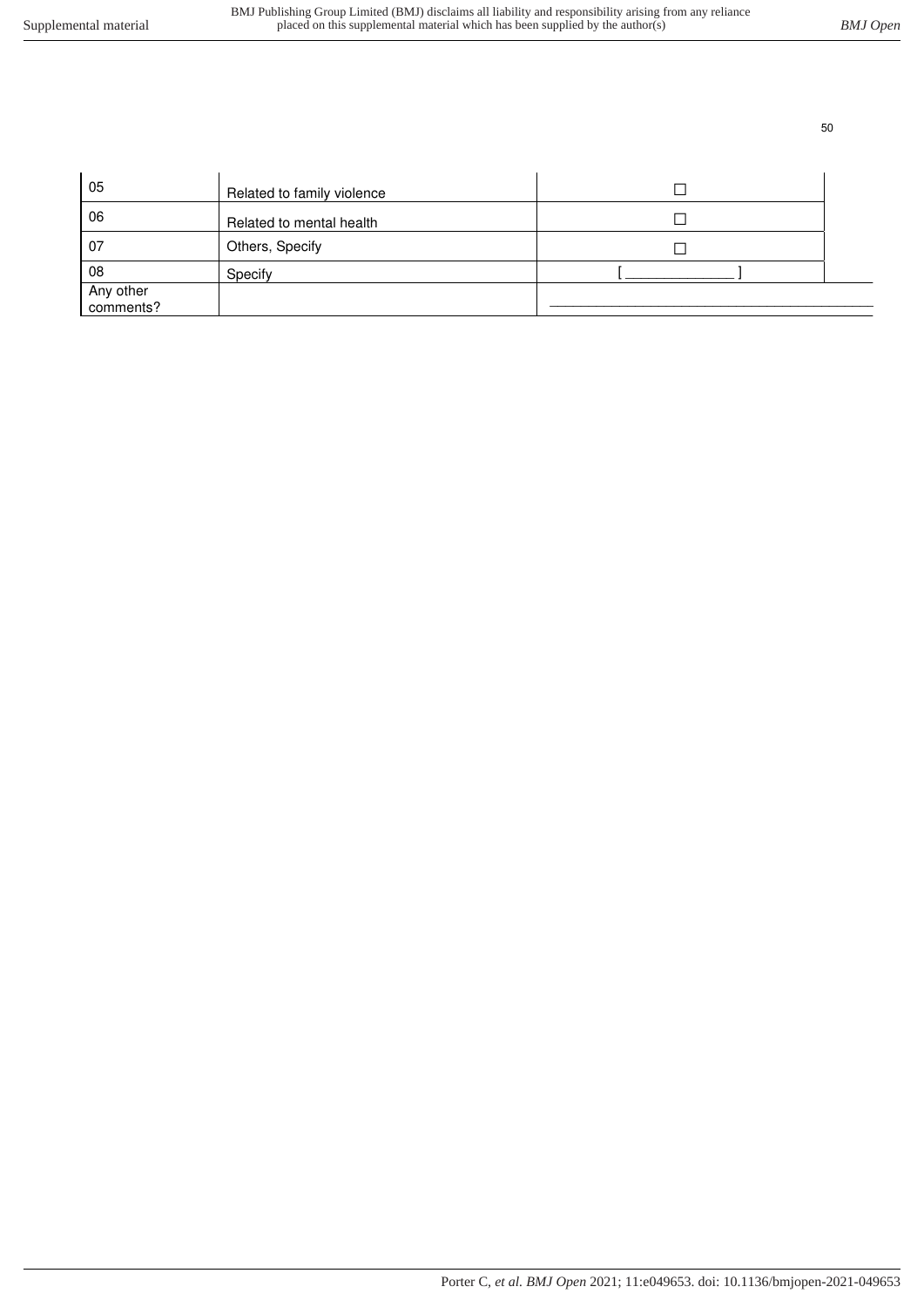| 05 | Related to family violence | ☐ |
| --- | --- | --- |
| 06 | Related to mental health | ☐ |
| 07 | Others, Specify | ☐ |
| 08 | Specify | [ ______________ ] |
| Any other comments? | | ________________________________________ |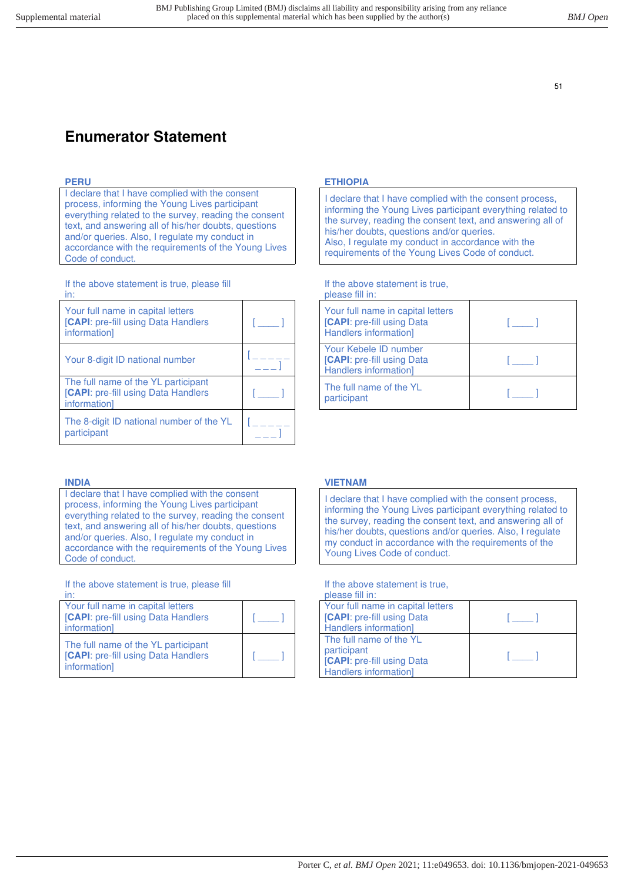## Enumerator Statement

### PERU

| I declare that I have complied with the consent process, informing the Young Lives participant everything related to the survey, reading the consent text, and answering all of his/her doubts, questions and/or queries. Also, I regulate my conduct in accordance with the requirements of the Young Lives Code of conduct. |
|---|

If the above statement is true, please fill in:

| | |
|---|---|
| Your full name in capital letters [**CAPI**: pre-fill using Data Handlers information] | [ ____ ] |
| Your 8-digit ID national number | [ _ _ _ _ _ _ _ _ ] |
| The full name of the YL participant [**CAPI**: pre-fill using Data Handlers information] | [ ____ ] |
| The 8-digit ID national number of the YL participant | [ _ _ _ _ _ _ _ _ ] |

### ETHIOPIA

| I declare that I have complied with the consent process, informing the Young Lives participant everything related to the survey, reading the consent text, and answering all of his/her doubts, questions and/or queries. Also, I regulate my conduct in accordance with the requirements of the Young Lives Code of conduct. |
|---|

If the above statement is true, please fill in:

| | |
|---|---|
| Your full name in capital letters [**CAPI**: pre-fill using Data Handlers information] | [ ____ ] |
| Your Kebele ID number [**CAPI**: pre-fill using Data Handlers information] | [ ____ ] |
| The full name of the YL participant | [ ____ ] |

### INDIA

| I declare that I have complied with the consent process, informing the Young Lives participant everything related to the survey, reading the consent text, and answering all of his/her doubts, questions and/or queries. Also, I regulate my conduct in accordance with the requirements of the Young Lives Code of conduct. |
|---|

If the above statement is true, please fill in:

| | |
|---|---|
| Your full name in capital letters [**CAPI**: pre-fill using Data Handlers information] | [ ____ ] |
| The full name of the YL participant [**CAPI**: pre-fill using Data Handlers information] | [ ____ ] |

### VIETNAM

| I declare that I have complied with the consent process, informing the Young Lives participant everything related to the survey, reading the consent text, and answering all of his/her doubts, questions and/or queries. Also, I regulate my conduct in accordance with the requirements of the Young Lives Code of conduct. |
|---|

If the above statement is true, please fill in:

| | |
|---|---|
| Your full name in capital letters [**CAPI**: pre-fill using Data Handlers information] | [ ____ ] |
| The full name of the YL participant [**CAPI**: pre-fill using Data Handlers information] | [ ____ ] |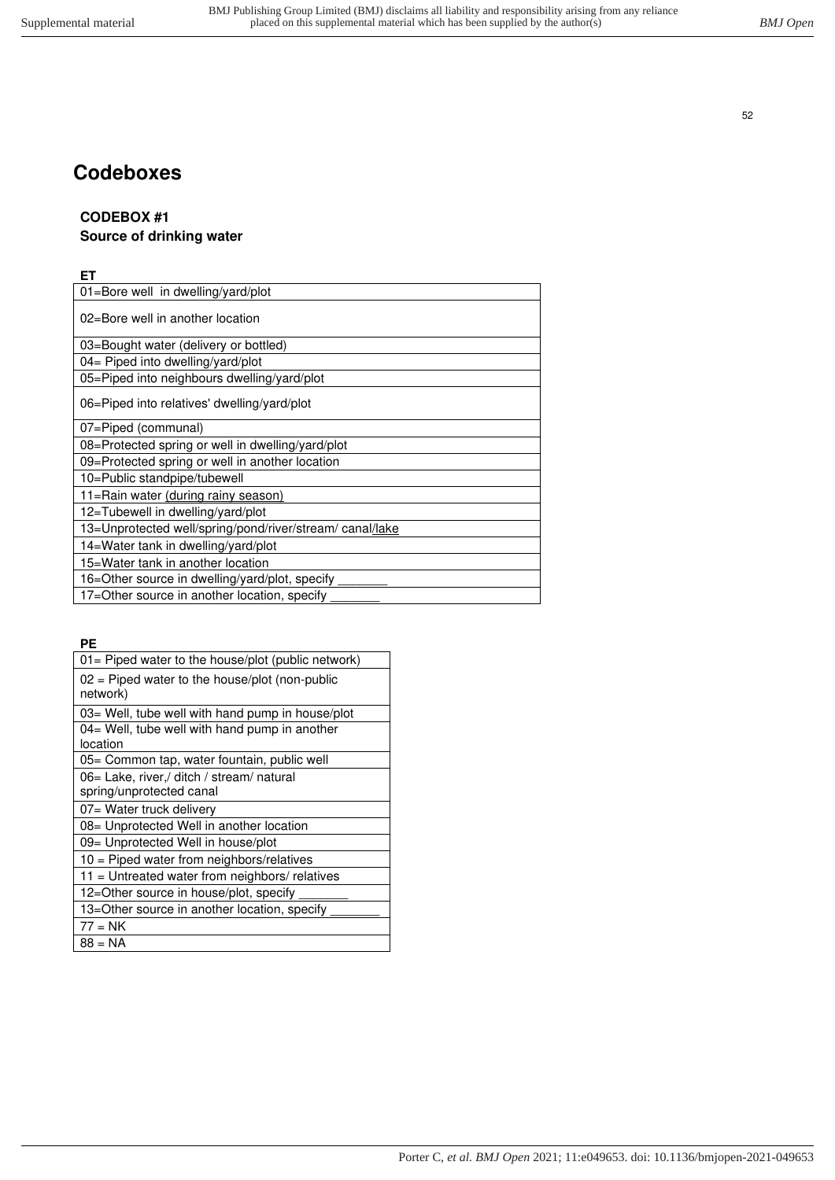# Codeboxes

### CODEBOX #1
### Source of drinking water

**ET**

| |
|---|
| 01=Bore well in dwelling/yard/plot |
| 02=Bore well in another location |
| 03=Bought water (delivery or bottled) |
| 04= Piped into dwelling/yard/plot |
| 05=Piped into neighbours dwelling/yard/plot |
| 06=Piped into relatives' dwelling/yard/plot |
| 07=Piped (communal) |
| 08=Protected spring or well in dwelling/yard/plot |
| 09=Protected spring or well in another location |
| 10=Public standpipe/tubewell |
| 11=Rain water (during rainy season) |
| 12=Tubewell in dwelling/yard/plot |
| 13=Unprotected well/spring/pond/river/stream/ canal/lake |
| 14=Water tank in dwelling/yard/plot |
| 15=Water tank in another location |
| 16=Other source in dwelling/yard/plot, specify _______ |
| 17=Other source in another location, specify _______ |

**PE**

| |
|---|
| 01= Piped water to the house/plot (public network) |
| 02 = Piped water to the house/plot (non-public network) |
| 03= Well, tube well with hand pump in house/plot |
| 04= Well, tube well with hand pump in another location |
| 05= Common tap, water fountain, public well |
| 06= Lake, river,/ ditch / stream/ natural spring/unprotected canal |
| 07= Water truck delivery |
| 08= Unprotected Well in another location |
| 09= Unprotected Well in house/plot |
| 10 = Piped water from neighbors/relatives |
| 11 = Untreated water from neighbors/ relatives |
| 12=Other source in house/plot, specify _______ |
| 13=Other source in another location, specify _______ |
| 77 = NK |
| 88 = NA |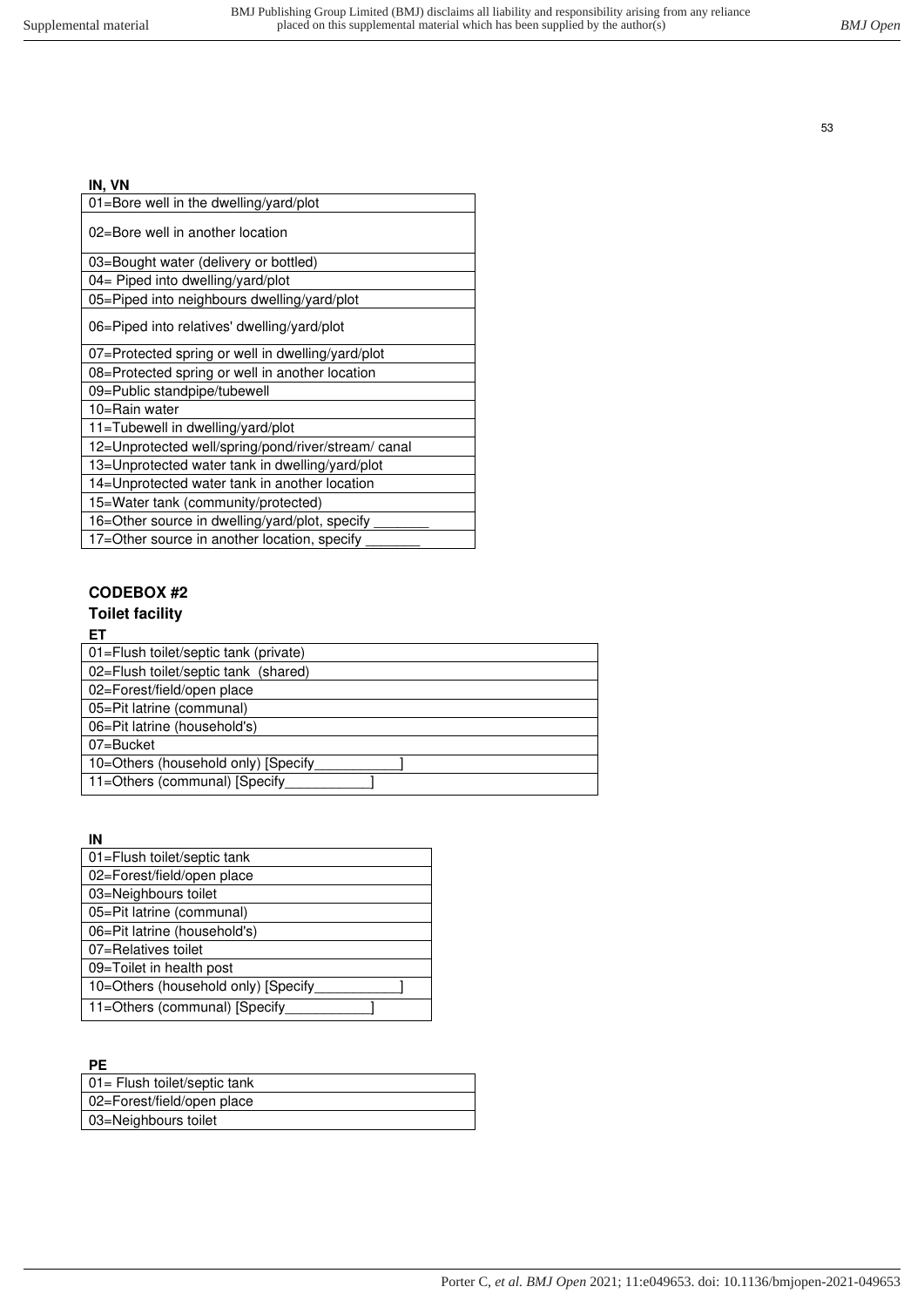**IN, VN**

| 01=Bore well in the dwelling/yard/plot |
|---|
| 02=Bore well in another location |
| 03=Bought water (delivery or bottled) |
| 04= Piped into dwelling/yard/plot |
| 05=Piped into neighbours dwelling/yard/plot |
| 06=Piped into relatives' dwelling/yard/plot |
| 07=Protected spring or well in dwelling/yard/plot |
| 08=Protected spring or well in another location |
| 09=Public standpipe/tubewell |
| 10=Rain water |
| 11=Tubewell in dwelling/yard/plot |
| 12=Unprotected well/spring/pond/river/stream/ canal |
| 13=Unprotected water tank in dwelling/yard/plot |
| 14=Unprotected water tank in another location |
| 15=Water tank (community/protected) |
| 16=Other source in dwelling/yard/plot, specify _______ |
| 17=Other source in another location, specify _______ |

**CODEBOX #2**

**Toilet facility**

**ET**

| 01=Flush toilet/septic tank (private) |
|---|
| 02=Flush toilet/septic tank (shared) |
| 02=Forest/field/open place |
| 05=Pit latrine (communal) |
| 06=Pit latrine (household's) |
| 07=Bucket |
| 10=Others (household only) [Specify___________] |
| 11=Others (communal) [Specify___________] |

**IN**

| 01=Flush toilet/septic tank |
|---|
| 02=Forest/field/open place |
| 03=Neighbours toilet |
| 05=Pit latrine (communal) |
| 06=Pit latrine (household's) |
| 07=Relatives toilet |
| 09=Toilet in health post |
| 10=Others (household only) [Specify___________] |
| 11=Others (communal) [Specify___________] |

**PE**

| 01= Flush toilet/septic tank |
|---|
| 02=Forest/field/open place |
| 03=Neighbours toilet |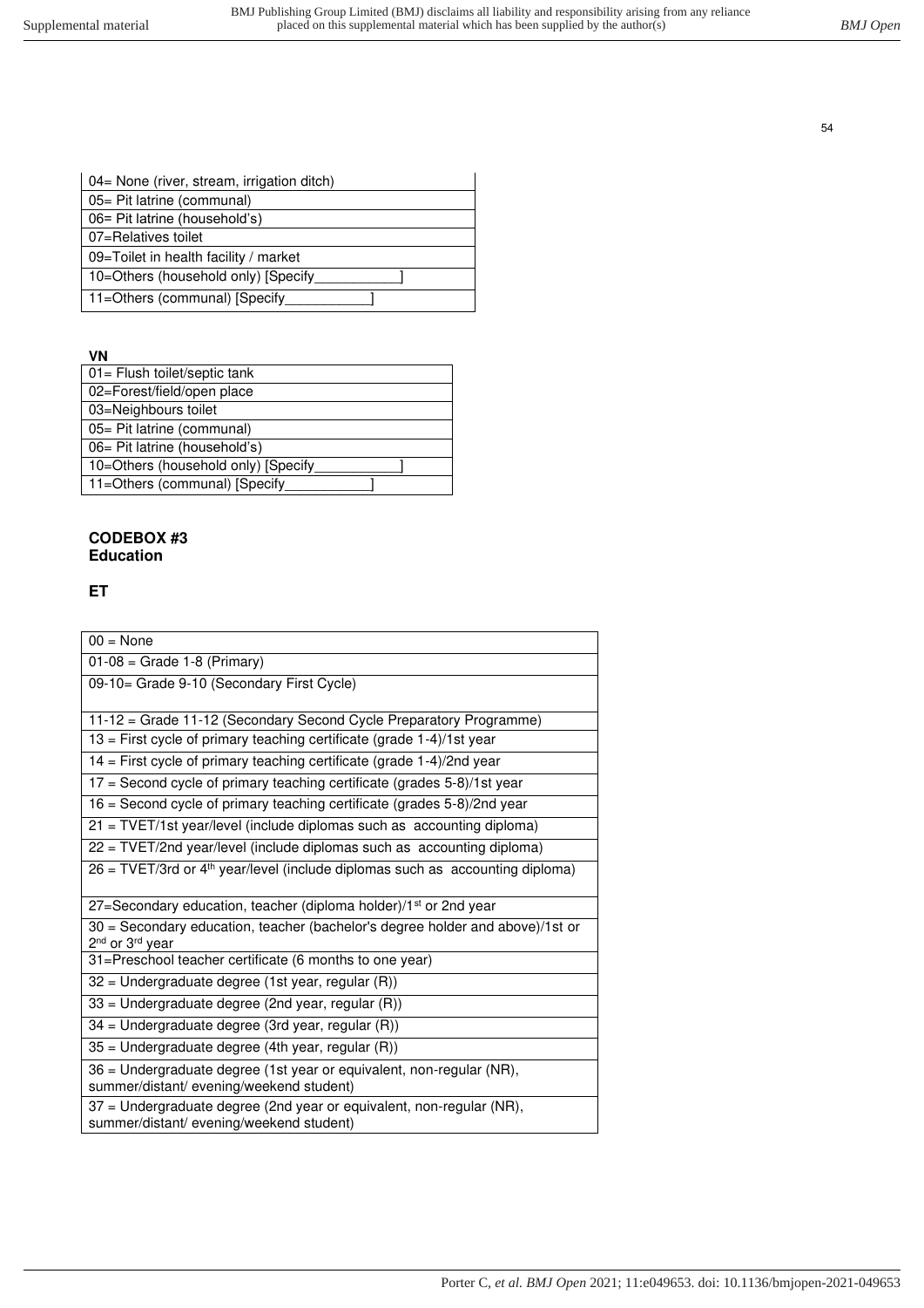| 04= None (river, stream, irrigation ditch) |
|---|
| 05= Pit latrine (communal) |
| 06= Pit latrine (household's) |
| 07=Relatives toilet |
| 09=Toilet in health facility / market |
| 10=Others (household only) [Specify___________] |
| 11=Others (communal) [Specify___________] |

**VN**

| 01= Flush toilet/septic tank |
|---|
| 02=Forest/field/open place |
| 03=Neighbours toilet |
| 05= Pit latrine (communal) |
| 06= Pit latrine (household's) |
| 10=Others (household only) [Specify___________] |
| 11=Others (communal) [Specify___________] |

**CODEBOX #3**
**Education**

**ET**

| 00 = None |
|---|
| 01-08 = Grade 1-8 (Primary) |
| 09-10= Grade 9-10 (Secondary First Cycle) |
| 11-12 = Grade 11-12 (Secondary Second Cycle Preparatory Programme) |
| 13 = First cycle of primary teaching certificate (grade 1-4)/1st year |
| 14 = First cycle of primary teaching certificate (grade 1-4)/2nd year |
| 17 = Second cycle of primary teaching certificate (grades 5-8)/1st year |
| 16 = Second cycle of primary teaching certificate (grades 5-8)/2nd year |
| 21 = TVET/1st year/level (include diplomas such as accounting diploma) |
| 22 = TVET/2nd year/level (include diplomas such as accounting diploma) |
| 26 = TVET/3rd or 4th year/level (include diplomas such as accounting diploma) |
| 27=Secondary education, teacher (diploma holder)/1st or 2nd year |
| 30 = Secondary education, teacher (bachelor's degree holder and above)/1st or 2nd or 3rd year |
| 31=Preschool teacher certificate (6 months to one year) |
| 32 = Undergraduate degree (1st year, regular (R)) |
| 33 = Undergraduate degree (2nd year, regular (R)) |
| 34 = Undergraduate degree (3rd year, regular (R)) |
| 35 = Undergraduate degree (4th year, regular (R)) |
| 36 = Undergraduate degree (1st year or equivalent, non-regular (NR), summer/distant/ evening/weekend student) |
| 37 = Undergraduate degree (2nd year or equivalent, non-regular (NR), summer/distant/ evening/weekend student) |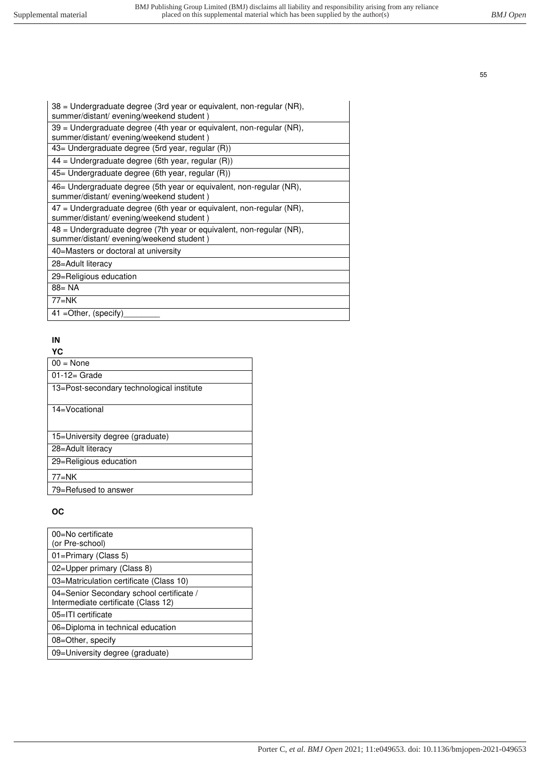| 38 = Undergraduate degree (3rd year or equivalent, non-regular (NR), summer/distant/ evening/weekend student ) |
|---|
| 39 = Undergraduate degree (4th year or equivalent, non-regular (NR), summer/distant/ evening/weekend student ) |
| 43= Undergraduate degree (5rd year, regular (R)) |
| 44 = Undergraduate degree (6th year, regular (R)) |
| 45= Undergraduate degree (6th year, regular (R)) |
| 46= Undergraduate degree (5th year or equivalent, non-regular (NR), summer/distant/ evening/weekend student ) |
| 47 = Undergraduate degree (6th year or equivalent, non-regular (NR), summer/distant/ evening/weekend student ) |
| 48 = Undergraduate degree (7th year or equivalent, non-regular (NR), summer/distant/ evening/weekend student ) |
| 40=Masters or doctoral at university |
| 28=Adult literacy |
| 29=Religious education |
| 88= NA |
| 77=NK |
| 41 =Other, (specify)________ |

**IN**

**YC**

| 00 = None |
|---|
| 01-12= Grade |
| 13=Post-secondary technological institute |
| 14=Vocational |
| 15=University degree (graduate) |
| 28=Adult literacy |
| 29=Religious education |
| 77=NK |
| 79=Refused to answer |

**OC**

| 00=No certificate (or Pre-school) |
|---|
| 01=Primary (Class 5) |
| 02=Upper primary (Class 8) |
| 03=Matriculation certificate (Class 10) |
| 04=Senior Secondary school certificate / Intermediate certificate (Class 12) |
| 05=ITI certificate |
| 06=Diploma in technical education |
| 08=Other, specify |
| 09=University degree (graduate) |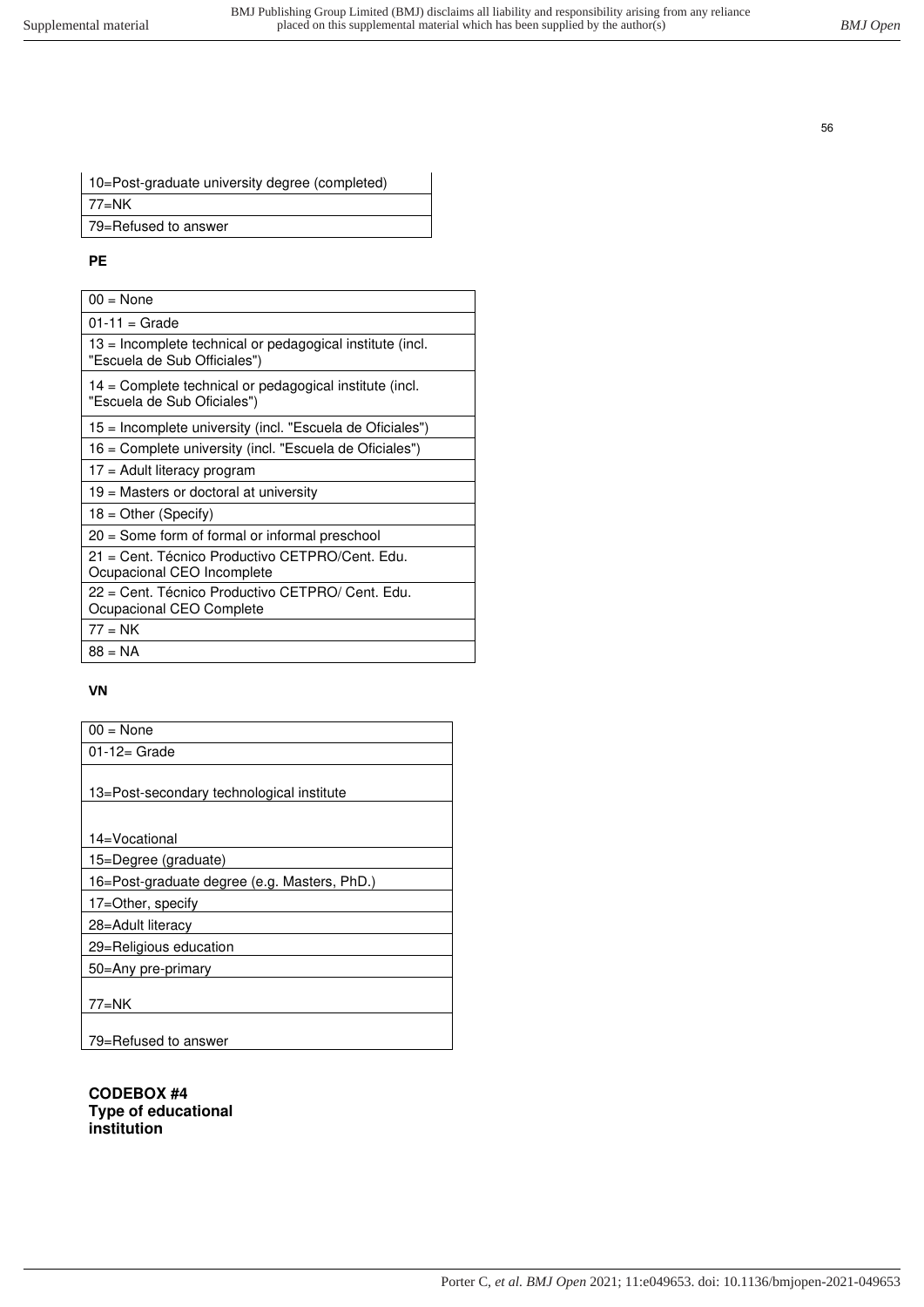| 10=Post-graduate university degree (completed) |
|---|
| 77=NK |
| 79=Refused to answer |

**PE**

| 00 = None |
|---|
| 01-11 = Grade |
| 13 = Incomplete technical or pedagogical institute (incl. "Escuela de Sub Officiales") |
| 14 = Complete technical or pedagogical institute (incl. "Escuela de Sub Oficiales") |
| 15 = Incomplete university (incl. "Escuela de Oficiales") |
| 16 = Complete university (incl. "Escuela de Oficiales") |
| 17 = Adult literacy program |
| 19 = Masters or doctoral at university |
| 18 = Other (Specify) |
| 20 = Some form of formal or informal preschool |
| 21 = Cent. Técnico Productivo CETPRO/Cent. Edu. Ocupacional CEO Incomplete |
| 22 = Cent. Técnico Productivo CETPRO/ Cent. Edu. Ocupacional CEO Complete |
| 77 = NK |
| 88 = NA |

**VN**

| 00 = None |
|---|
| 01-12= Grade |
| 13=Post-secondary technological institute |
| 14=Vocational |
| 15=Degree (graduate) |
| 16=Post-graduate degree (e.g. Masters, PhD.) |
| 17=Other, specify |
| 28=Adult literacy |
| 29=Religious education |
| 50=Any pre-primary |
| 77=NK |
| 79=Refused to answer |

**CODEBOX #4**
**Type of educational institution**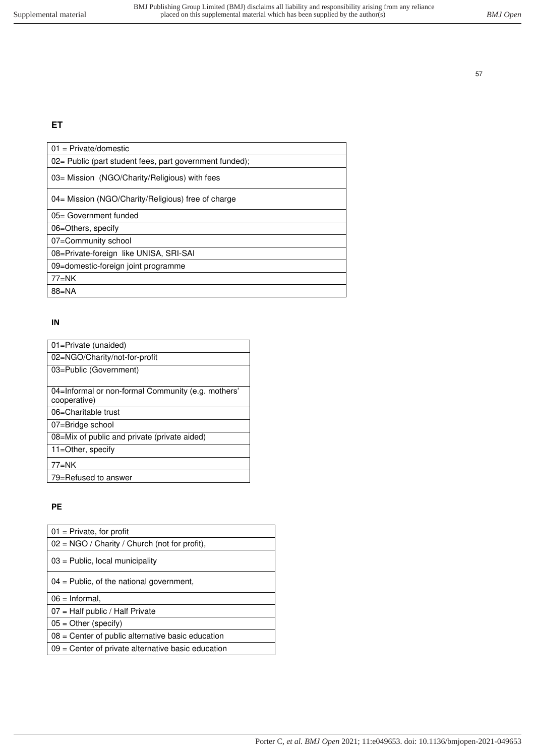**ET**

| 01 = Private/domestic |
|---|
| 02= Public (part student fees, part government funded); |
| 03= Mission (NGO/Charity/Religious) with fees |
| 04= Mission (NGO/Charity/Religious) free of charge |
| 05= Government funded |
| 06=Others, specify |
| 07=Community school |
| 08=Private-foreign like UNISA, SRI-SAI |
| 09=domestic-foreign joint programme |
| 77=NK |
| 88=NA |

**IN**

| 01=Private (unaided) |
|---|
| 02=NGO/Charity/not-for-profit |
| 03=Public (Government) |
| 04=Informal or non-formal Community (e.g. mothers' cooperative) |
| 06=Charitable trust |
| 07=Bridge school |
| 08=Mix of public and private (private aided) |
| 11=Other, specify |
| 77=NK |
| 79=Refused to answer |

**PE**

| 01 = Private, for profit |
|---|
| 02 = NGO / Charity / Church (not for profit), |
| 03 = Public, local municipality |
| 04 = Public, of the national government, |
| 06 = Informal, |
| 07 = Half public / Half Private |
| 05 = Other (specify) |
| 08 = Center of public alternative basic education |
| 09 = Center of private alternative basic education |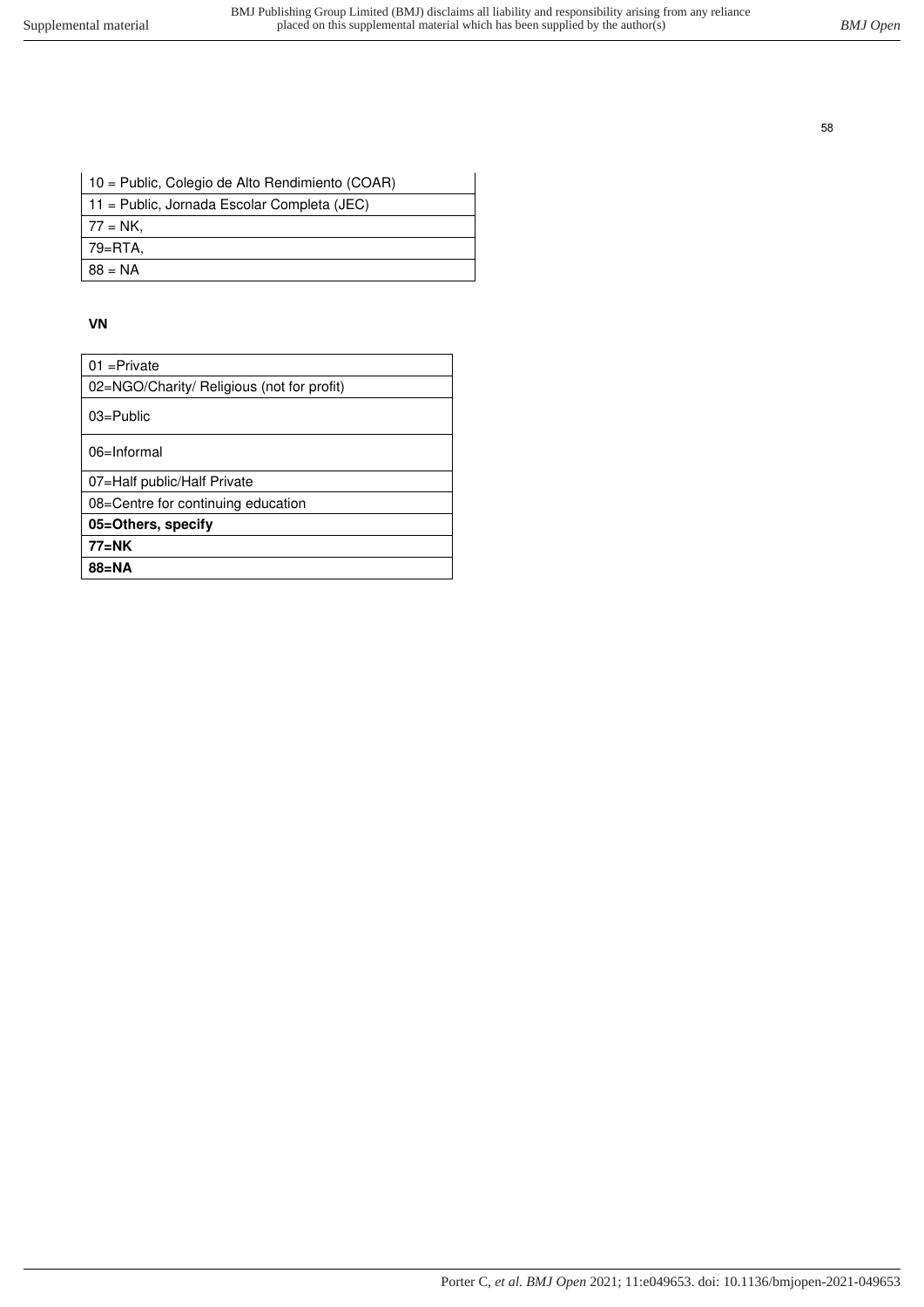| 10 = Public, Colegio de Alto Rendimiento (COAR) |
|---|
| 11 = Public, Jornada Escolar Completa (JEC) |
| 77 = NK, |
| 79=RTA, |
| 88 = NA |

**VN**

| 01 =Private |
|---|
| 02=NGO/Charity/ Religious (not for profit) |
| 03=Public |
| 06=Informal |
| 07=Half public/Half Private |
| 08=Centre for continuing education |
| **05=Others, specify** |
| **77=NK** |
| **88=NA** |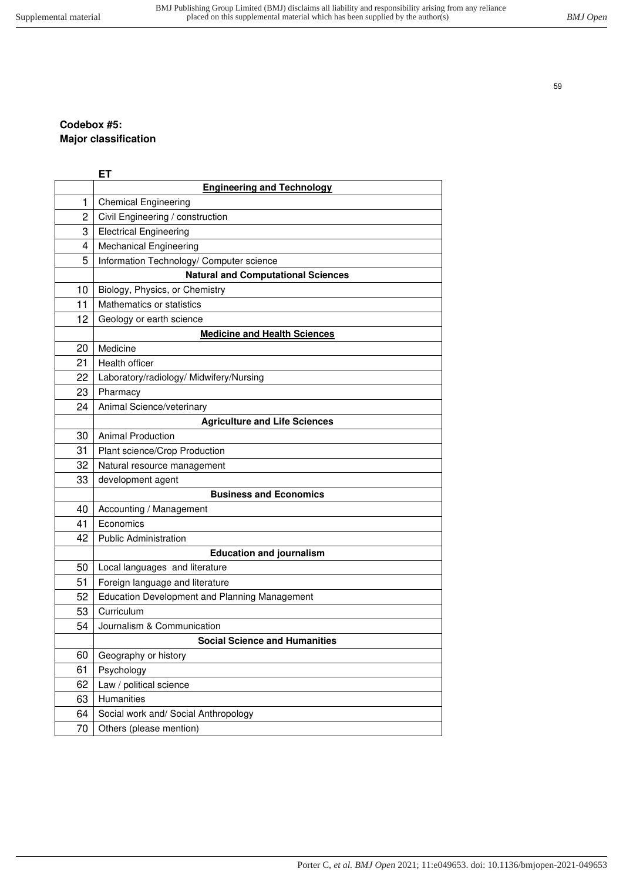**Codebox #5:**
**Major classification**

| | ET |
|---|---|
| | **Engineering and Technology** |
| 1 | Chemical Engineering |
| 2 | Civil Engineering / construction |
| 3 | Electrical Engineering |
| 4 | Mechanical Engineering |
| 5 | Information Technology/ Computer science |
| | **Natural and Computational Sciences** |
| 10 | Biology, Physics, or Chemistry |
| 11 | Mathematics or statistics |
| 12 | Geology or earth science |
| | **Medicine and Health Sciences** |
| 20 | Medicine |
| 21 | Health officer |
| 22 | Laboratory/radiology/ Midwifery/Nursing |
| 23 | Pharmacy |
| 24 | Animal Science/veterinary |
| | **Agriculture and Life Sciences** |
| 30 | Animal Production |
| 31 | Plant science/Crop Production |
| 32 | Natural resource management |
| 33 | development agent |
| | **Business and Economics** |
| 40 | Accounting / Management |
| 41 | Economics |
| 42 | Public Administration |
| | **Education and journalism** |
| 50 | Local languages and literature |
| 51 | Foreign language and literature |
| 52 | Education Development and Planning Management |
| 53 | Curriculum |
| 54 | Journalism & Communication |
| | **Social Science and Humanities** |
| 60 | Geography or history |
| 61 | Psychology |
| 62 | Law / political science |
| 63 | Humanities |
| 64 | Social work and/ Social Anthropology |
| 70 | Others (please mention) |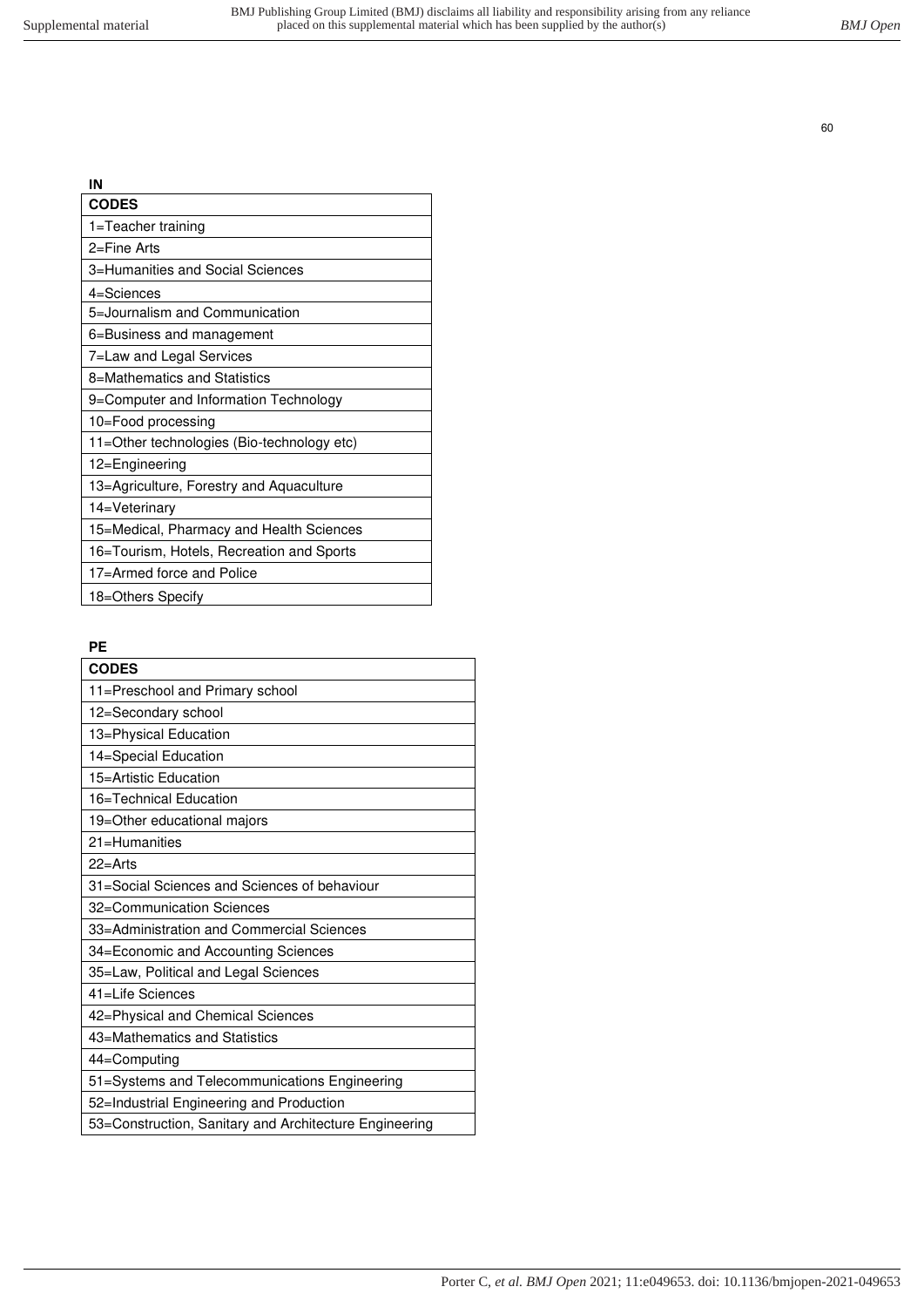**IN**

| CODES |
|---|
| 1=Teacher training |
| 2=Fine Arts |
| 3=Humanities and Social Sciences |
| 4=Sciences |
| 5=Journalism and Communication |
| 6=Business and management |
| 7=Law and Legal Services |
| 8=Mathematics and Statistics |
| 9=Computer and Information Technology |
| 10=Food processing |
| 11=Other technologies (Bio-technology etc) |
| 12=Engineering |
| 13=Agriculture, Forestry and Aquaculture |
| 14=Veterinary |
| 15=Medical, Pharmacy and Health Sciences |
| 16=Tourism, Hotels, Recreation and Sports |
| 17=Armed force and Police |
| 18=Others Specify |

**PE**

| CODES |
|---|
| 11=Preschool and Primary school |
| 12=Secondary school |
| 13=Physical Education |
| 14=Special Education |
| 15=Artistic Education |
| 16=Technical Education |
| 19=Other educational majors |
| 21=Humanities |
| 22=Arts |
| 31=Social Sciences and Sciences of behaviour |
| 32=Communication Sciences |
| 33=Administration and Commercial Sciences |
| 34=Economic and Accounting Sciences |
| 35=Law, Political and Legal Sciences |
| 41=Life Sciences |
| 42=Physical and Chemical Sciences |
| 43=Mathematics and Statistics |
| 44=Computing |
| 51=Systems and Telecommunications Engineering |
| 52=Industrial Engineering and Production |
| 53=Construction, Sanitary and Architecture Engineering |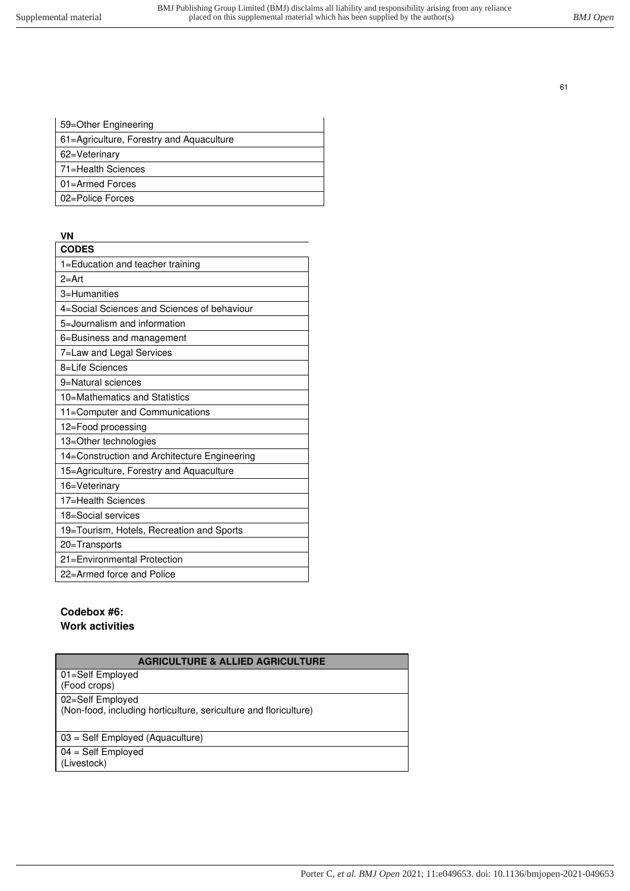| |
|---|
| 59=Other Engineering |
| 61=Agriculture, Forestry and Aquaculture |
| 62=Veterinary |
| 71=Health Sciences |
| 01=Armed Forces |
| 02=Police Forces |

**VN**

| CODES |
|---|
| 1=Education and teacher training |
| 2=Art |
| 3=Humanities |
| 4=Social Sciences and Sciences of behaviour |
| 5=Journalism and information |
| 6=Business and management |
| 7=Law and Legal Services |
| 8=Life Sciences |
| 9=Natural sciences |
| 10=Mathematics and Statistics |
| 11=Computer and Communications |
| 12=Food processing |
| 13=Other technologies |
| 14=Construction and Architecture Engineering |
| 15=Agriculture, Forestry and Aquaculture |
| 16=Veterinary |
| 17=Health Sciences |
| 18=Social services |
| 19=Tourism, Hotels, Recreation and Sports |
| 20=Transports |
| 21=Environmental Protection |
| 22=Armed force and Police |

**Codebox #6:**
**Work activities**

| AGRICULTURE & ALLIED AGRICULTURE |
|---|
| 01=Self Employed (Food crops) |
| 02=Self Employed (Non-food, including horticulture, sericulture and floriculture) |
| 03 = Self Employed (Aquaculture) |
| 04 = Self Employed (Livestock) |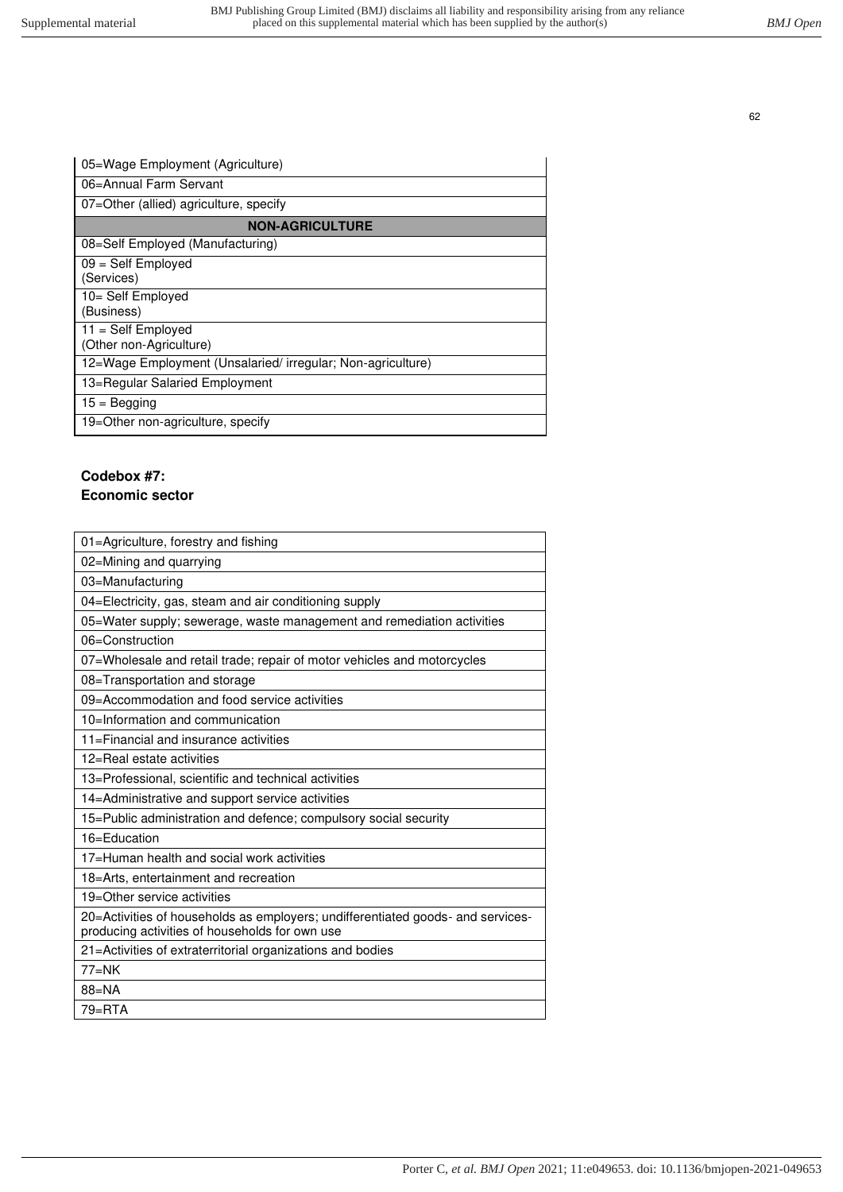| |
|---|
| 05=Wage Employment (Agriculture) |
| 06=Annual Farm Servant |
| 07=Other (allied) agriculture, specify |
| **NON-AGRICULTURE** |
| 08=Self Employed (Manufacturing) |
| 09 = Self Employed (Services) |
| 10= Self Employed (Business) |
| 11 = Self Employed (Other non-Agriculture) |
| 12=Wage Employment (Unsalaried/ irregular; Non-agriculture) |
| 13=Regular Salaried Employment |
| 15 = Begging |
| 19=Other non-agriculture, specify |

**Codebox #7:**
**Economic sector**

| |
|---|
| 01=Agriculture, forestry and fishing |
| 02=Mining and quarrying |
| 03=Manufacturing |
| 04=Electricity, gas, steam and air conditioning supply |
| 05=Water supply; sewerage, waste management and remediation activities |
| 06=Construction |
| 07=Wholesale and retail trade; repair of motor vehicles and motorcycles |
| 08=Transportation and storage |
| 09=Accommodation and food service activities |
| 10=Information and communication |
| 11=Financial and insurance activities |
| 12=Real estate activities |
| 13=Professional, scientific and technical activities |
| 14=Administrative and support service activities |
| 15=Public administration and defence; compulsory social security |
| 16=Education |
| 17=Human health and social work activities |
| 18=Arts, entertainment and recreation |
| 19=Other service activities |
| 20=Activities of households as employers; undifferentiated goods- and services-producing activities of households for own use |
| 21=Activities of extraterritorial organizations and bodies |
| 77=NK |
| 88=NA |
| 79=RTA |